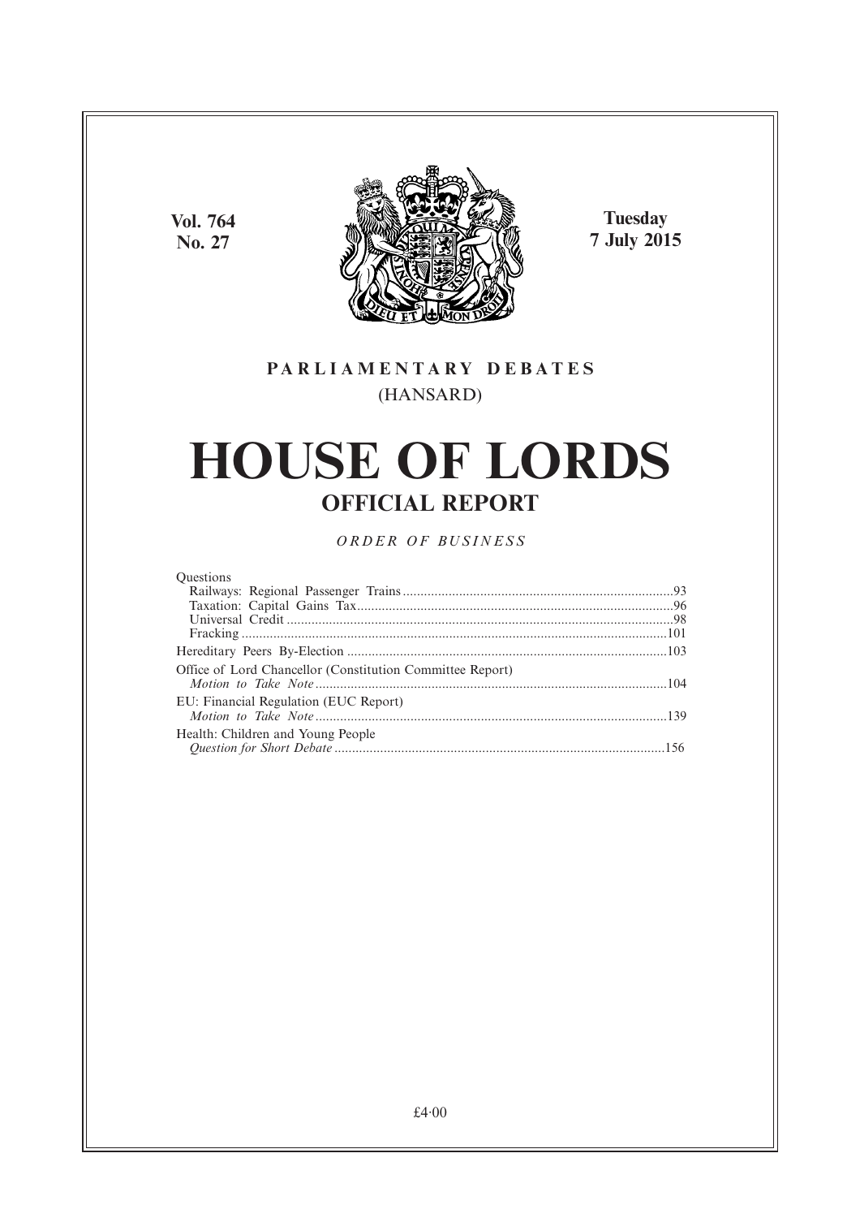Vol. 764
No. 27

Tuesday
7 July 2015

**PARLIAMENTARY DEBATES**

(HANSARD)

# HOUSE OF LORDS

## OFFICIAL REPORT

*ORDER OF BUSINESS*

Questions
- Railways: Regional Passenger Trains ............................................................................93
- Taxation: Capital Gains Tax.........................................................................................96
- Universal Credit ............................................................................................................98
- Fracking ........................................................................................................................101

Hereditary Peers By-Election ..........................................................................................103

Office of Lord Chancellor (Constitution Committee Report)
*Motion to Take Note* ....................................................................................................104

EU: Financial Regulation (EUC Report)
*Motion to Take Note* ....................................................................................................139

Health: Children and Young People
*Question for Short Debate* ..............................................................................................156

£4·00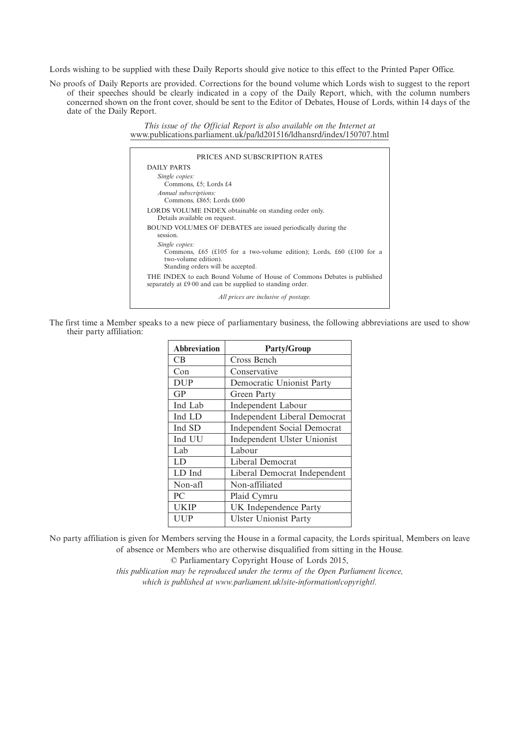Lords wishing to be supplied with these Daily Reports should give notice to this effect to the Printed Paper Office.

No proofs of Daily Reports are provided. Corrections for the bound volume which Lords wish to suggest to the report of their speeches should be clearly indicated in a copy of the Daily Report, which, with the column numbers concerned shown on the front cover, should be sent to the Editor of Debates, House of Lords, within 14 days of the date of the Daily Report.

*This issue of the Official Report is also available on the Internet at*
www.publications.parliament.uk/pa/ld201516/ldhansrd/index/150707.html

PRICES AND SUBSCRIPTION RATES

DAILY PARTS

*Single copies:*
Commons, £5; Lords £4

*Annual subscriptions:*
Commons, £865; Lords £600

LORDS VOLUME INDEX obtainable on standing order only.
Details available on request.

BOUND VOLUMES OF DEBATES are issued periodically during the session.

*Single copies:*
Commons, £65 (£105 for a two-volume edition); Lords, £60 (£100 for a two-volume edition).
Standing orders will be accepted.

THE INDEX to each Bound Volume of House of Commons Debates is published separately at £9·00 and can be supplied to standing order.

*All prices are inclusive of postage.*

The first time a Member speaks to a new piece of parliamentary business, the following abbreviations are used to show their party affiliation:

| Abbreviation | Party/Group |
|---|---|
| CB | Cross Bench |
| Con | Conservative |
| DUP | Democratic Unionist Party |
| GP | Green Party |
| Ind Lab | Independent Labour |
| Ind LD | Independent Liberal Democrat |
| Ind SD | Independent Social Democrat |
| Ind UU | Independent Ulster Unionist |
| Lab | Labour |
| LD | Liberal Democrat |
| LD Ind | Liberal Democrat Independent |
| Non-afl | Non-affiliated |
| PC | Plaid Cymru |
| UKIP | UK Independence Party |
| UUP | Ulster Unionist Party |

No party affiliation is given for Members serving the House in a formal capacity, the Lords spiritual, Members on leave of absence or Members who are otherwise disqualified from sitting in the House.

© Parliamentary Copyright House of Lords 2015,

*this publication may be reproduced under the terms of the Open Parliament licence, which is published at www.parliament.uk/site-information/copyright/.*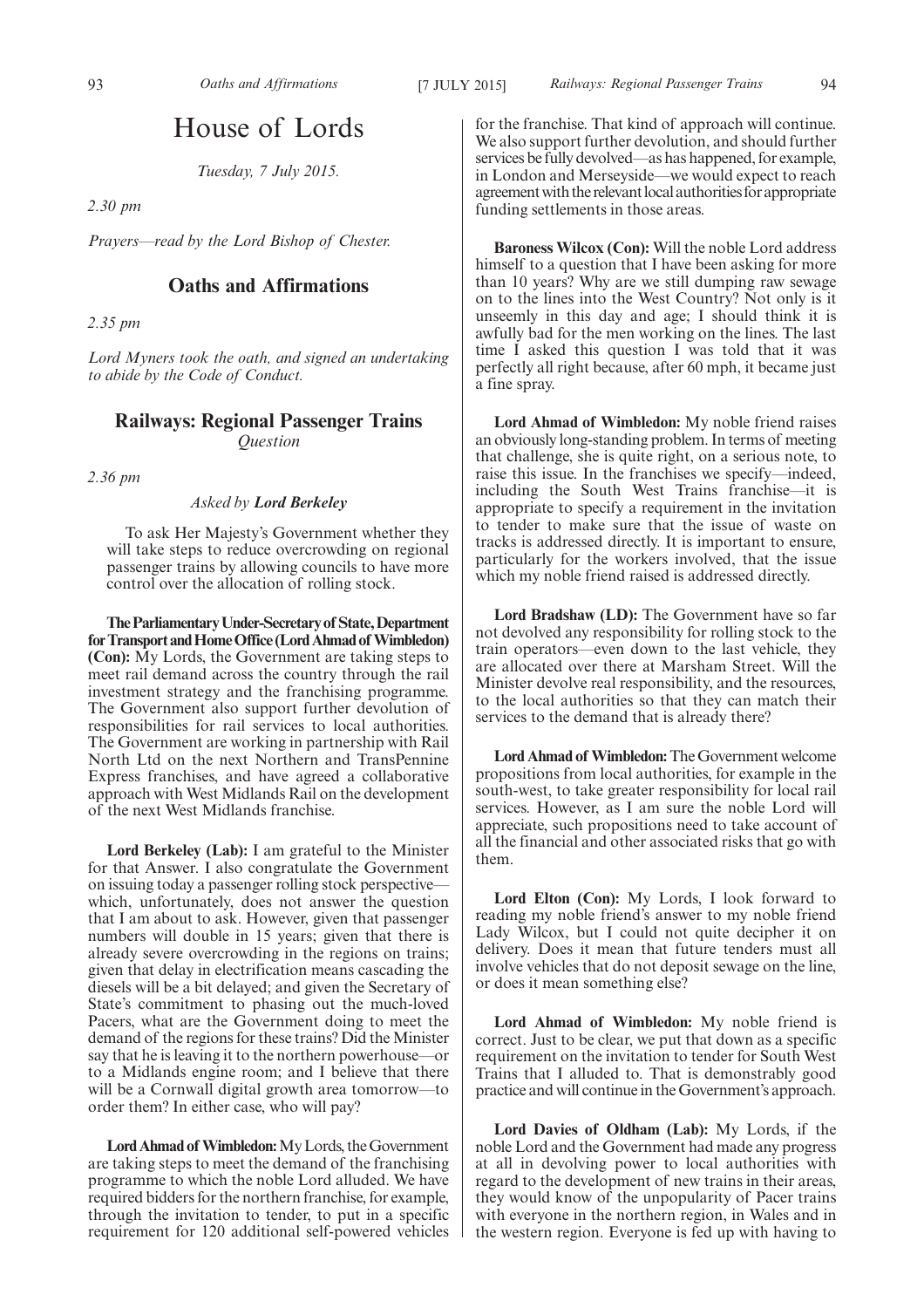# House of Lords

*Tuesday, 7 July 2015.*

*2.30 pm*

*Prayers—read by the Lord Bishop of Chester.*

## Oaths and Affirmations

*2.35 pm*

*Lord Myners took the oath, and signed an undertaking to abide by the Code of Conduct.*

## Railways: Regional Passenger Trains

*Question*

*2.36 pm*

*Asked by* ***Lord Berkeley***

To ask Her Majesty's Government whether they will take steps to reduce overcrowding on regional passenger trains by allowing councils to have more control over the allocation of rolling stock.

**The Parliamentary Under-Secretary of State, Department for Transport and Home Office (Lord Ahmad of Wimbledon) (Con):** My Lords, the Government are taking steps to meet rail demand across the country through the rail investment strategy and the franchising programme. The Government also support further devolution of responsibilities for rail services to local authorities. The Government are working in partnership with Rail North Ltd on the next Northern and TransPennine Express franchises, and have agreed a collaborative approach with West Midlands Rail on the development of the next West Midlands franchise.

**Lord Berkeley (Lab):** I am grateful to the Minister for that Answer. I also congratulate the Government on issuing today a passenger rolling stock perspective—which, unfortunately, does not answer the question that I am about to ask. However, given that passenger numbers will double in 15 years; given that there is already severe overcrowding in the regions on trains; given that delay in electrification means cascading the diesels will be a bit delayed; and given the Secretary of State's commitment to phasing out the much-loved Pacers, what are the Government doing to meet the demand of the regions for these trains? Did the Minister say that he is leaving it to the northern powerhouse—or to a Midlands engine room; and I believe that there will be a Cornwall digital growth area tomorrow—to order them? In either case, who will pay?

**Lord Ahmad of Wimbledon:** My Lords, the Government are taking steps to meet the demand of the franchising programme to which the noble Lord alluded. We have required bidders for the northern franchise, for example, through the invitation to tender, to put in a specific requirement for 120 additional self-powered vehicles for the franchise. That kind of approach will continue. We also support further devolution, and should further services be fully devolved—as has happened, for example, in London and Merseyside—we would expect to reach agreement with the relevant local authorities for appropriate funding settlements in those areas.

**Baroness Wilcox (Con):** Will the noble Lord address himself to a question that I have been asking for more than 10 years? Why are we still dumping raw sewage on to the lines into the West Country? Not only is it unseemly in this day and age; I should think it is awfully bad for the men working on the lines. The last time I asked this question I was told that it was perfectly all right because, after 60 mph, it became just a fine spray.

**Lord Ahmad of Wimbledon:** My noble friend raises an obviously long-standing problem. In terms of meeting that challenge, she is quite right, on a serious note, to raise this issue. In the franchises we specify—indeed, including the South West Trains franchise—it is appropriate to specify a requirement in the invitation to tender to make sure that the issue of waste on tracks is addressed directly. It is important to ensure, particularly for the workers involved, that the issue which my noble friend raised is addressed directly.

**Lord Bradshaw (LD):** The Government have so far not devolved any responsibility for rolling stock to the train operators—even down to the last vehicle, they are allocated over there at Marsham Street. Will the Minister devolve real responsibility, and the resources, to the local authorities so that they can match their services to the demand that is already there?

**Lord Ahmad of Wimbledon:** The Government welcome propositions from local authorities, for example in the south-west, to take greater responsibility for local rail services. However, as I am sure the noble Lord will appreciate, such propositions need to take account of all the financial and other associated risks that go with them.

**Lord Elton (Con):** My Lords, I look forward to reading my noble friend's answer to my noble friend Lady Wilcox, but I could not quite decipher it on delivery. Does it mean that future tenders must all involve vehicles that do not deposit sewage on the line, or does it mean something else?

**Lord Ahmad of Wimbledon:** My noble friend is correct. Just to be clear, we put that down as a specific requirement on the invitation to tender for South West Trains that I alluded to. That is demonstrably good practice and will continue in the Government's approach.

**Lord Davies of Oldham (Lab):** My Lords, if the noble Lord and the Government had made any progress at all in devolving power to local authorities with regard to the development of new trains in their areas, they would know of the unpopularity of Pacer trains with everyone in the northern region, in Wales and in the western region. Everyone is fed up with having to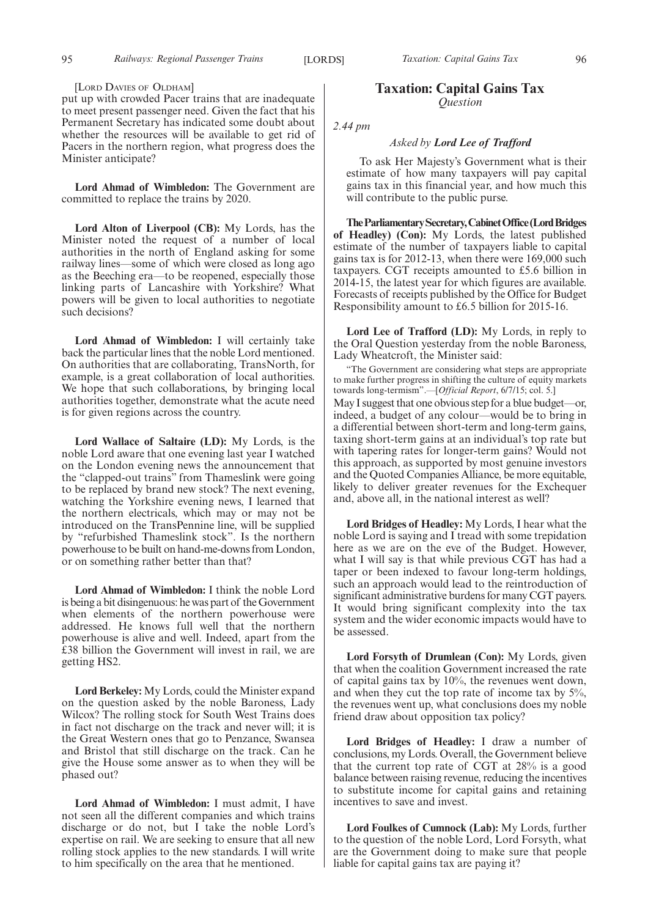[Lord Davies of Oldham]

put up with crowded Pacer trains that are inadequate to meet present passenger need. Given the fact that his Permanent Secretary has indicated some doubt about whether the resources will be available to get rid of Pacers in the northern region, what progress does the Minister anticipate?

**Lord Ahmad of Wimbledon:** The Government are committed to replace the trains by 2020.

**Lord Alton of Liverpool (CB):** My Lords, has the Minister noted the request of a number of local authorities in the north of England asking for some railway lines—some of which were closed as long ago as the Beeching era—to be reopened, especially those linking parts of Lancashire with Yorkshire? What powers will be given to local authorities to negotiate such decisions?

**Lord Ahmad of Wimbledon:** I will certainly take back the particular lines that the noble Lord mentioned. On authorities that are collaborating, TransNorth, for example, is a great collaboration of local authorities. We hope that such collaborations, by bringing local authorities together, demonstrate what the acute need is for given regions across the country.

**Lord Wallace of Saltaire (LD):** My Lords, is the noble Lord aware that one evening last year I watched on the London evening news the announcement that the "clapped-out trains" from Thameslink were going to be replaced by brand new stock? The next evening, watching the Yorkshire evening news, I learned that the northern electricals, which may or may not be introduced on the TransPennine line, will be supplied by "refurbished Thameslink stock". Is the northern powerhouse to be built on hand-me-downs from London, or on something rather better than that?

**Lord Ahmad of Wimbledon:** I think the noble Lord is being a bit disingenuous: he was part of the Government when elements of the northern powerhouse were addressed. He knows full well that the northern powerhouse is alive and well. Indeed, apart from the £38 billion the Government will invest in rail, we are getting HS2.

**Lord Berkeley:** My Lords, could the Minister expand on the question asked by the noble Baroness, Lady Wilcox? The rolling stock for South West Trains does in fact not discharge on the track and never will; it is the Great Western ones that go to Penzance, Swansea and Bristol that still discharge on the track. Can he give the House some answer as to when they will be phased out?

**Lord Ahmad of Wimbledon:** I must admit, I have not seen all the different companies and which trains discharge or do not, but I take the noble Lord's expertise on rail. We are seeking to ensure that all new rolling stock applies to the new standards. I will write to him specifically on the area that he mentioned.

## Taxation: Capital Gains Tax

*Question*

*2.44 pm*

*Asked by* ***Lord Lee of Trafford***

To ask Her Majesty's Government what is their estimate of how many taxpayers will pay capital gains tax in this financial year, and how much this will contribute to the public purse.

**The Parliamentary Secretary, Cabinet Office (Lord Bridges of Headley) (Con):** My Lords, the latest published estimate of the number of taxpayers liable to capital gains tax is for 2012-13, when there were 169,000 such taxpayers. CGT receipts amounted to £5.6 billion in 2014-15, the latest year for which figures are available. Forecasts of receipts published by the Office for Budget Responsibility amount to £6.5 billion for 2015-16.

**Lord Lee of Trafford (LD):** My Lords, in reply to the Oral Question yesterday from the noble Baroness, Lady Wheatcroft, the Minister said:

"The Government are considering what steps are appropriate to make further progress in shifting the culture of equity markets towards long-termism".—[*Official Report*, 6/7/15; col. 5.]

May I suggest that one obvious step for a blue budget—or, indeed, a budget of any colour—would be to bring in a differential between short-term and long-term gains, taxing short-term gains at an individual's top rate but with tapering rates for longer-term gains? Would not this approach, as supported by most genuine investors and the Quoted Companies Alliance, be more equitable, likely to deliver greater revenues for the Exchequer and, above all, in the national interest as well?

**Lord Bridges of Headley:** My Lords, I hear what the noble Lord is saying and I tread with some trepidation here as we are on the eve of the Budget. However, what I will say is that while previous CGT has had a taper or been indexed to favour long-term holdings, such an approach would lead to the reintroduction of significant administrative burdens for many CGT payers. It would bring significant complexity into the tax system and the wider economic impacts would have to be assessed.

**Lord Forsyth of Drumlean (Con):** My Lords, given that when the coalition Government increased the rate of capital gains tax by 10%, the revenues went down, and when they cut the top rate of income tax by 5%, the revenues went up, what conclusions does my noble friend draw about opposition tax policy?

**Lord Bridges of Headley:** I draw a number of conclusions, my Lords. Overall, the Government believe that the current top rate of CGT at 28% is a good balance between raising revenue, reducing the incentives to substitute income for capital gains and retaining incentives to save and invest.

**Lord Foulkes of Cumnock (Lab):** My Lords, further to the question of the noble Lord, Lord Forsyth, what are the Government doing to make sure that people liable for capital gains tax are paying it?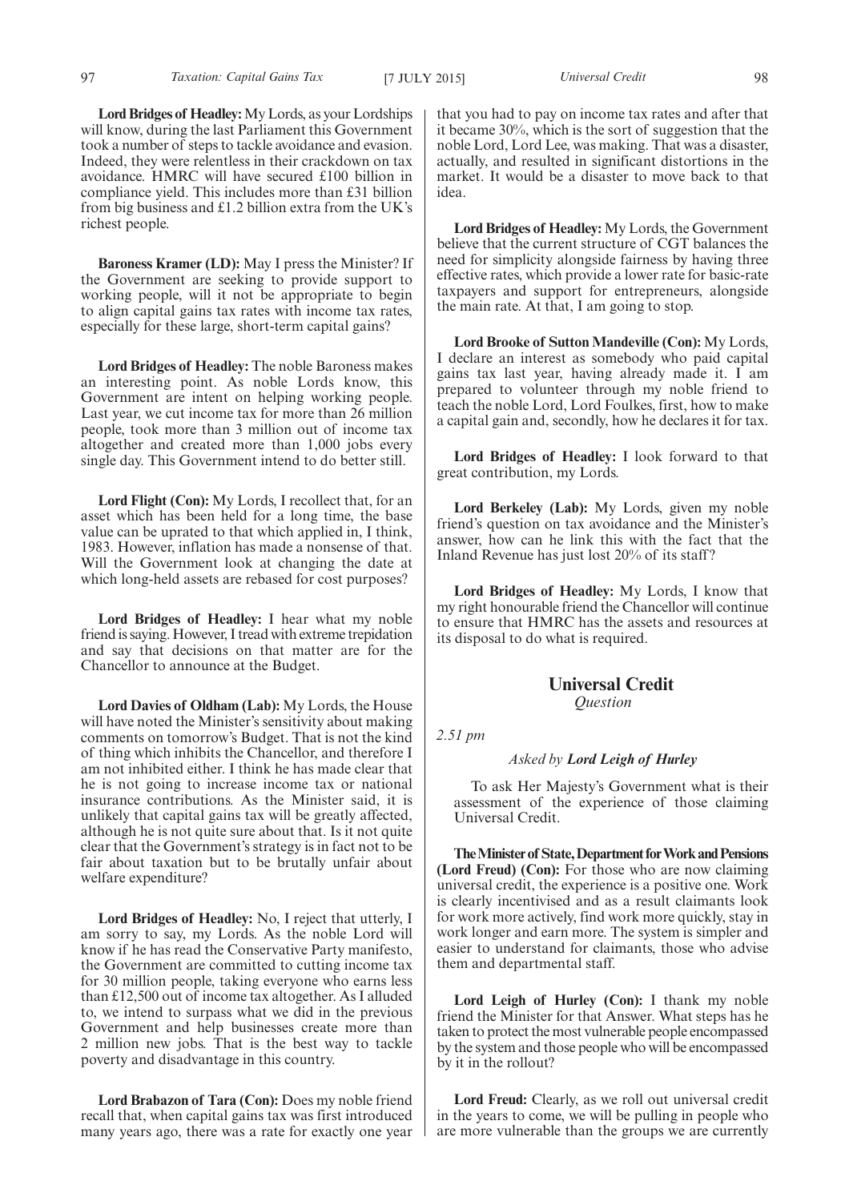**Lord Bridges of Headley:** My Lords, as your Lordships will know, during the last Parliament this Government took a number of steps to tackle avoidance and evasion. Indeed, they were relentless in their crackdown on tax avoidance. HMRC will have secured £100 billion in compliance yield. This includes more than £31 billion from big business and £1.2 billion extra from the UK's richest people.

**Baroness Kramer (LD):** May I press the Minister? If the Government are seeking to provide support to working people, will it not be appropriate to begin to align capital gains tax rates with income tax rates, especially for these large, short-term capital gains?

**Lord Bridges of Headley:** The noble Baroness makes an interesting point. As noble Lords know, this Government are intent on helping working people. Last year, we cut income tax for more than 26 million people, took more than 3 million out of income tax altogether and created more than 1,000 jobs every single day. This Government intend to do better still.

**Lord Flight (Con):** My Lords, I recollect that, for an asset which has been held for a long time, the base value can be uprated to that which applied in, I think, 1983. However, inflation has made a nonsense of that. Will the Government look at changing the date at which long-held assets are rebased for cost purposes?

**Lord Bridges of Headley:** I hear what my noble friend is saying. However, I tread with extreme trepidation and say that decisions on that matter are for the Chancellor to announce at the Budget.

**Lord Davies of Oldham (Lab):** My Lords, the House will have noted the Minister's sensitivity about making comments on tomorrow's Budget. That is not the kind of thing which inhibits the Chancellor, and therefore I am not inhibited either. I think he has made clear that he is not going to increase income tax or national insurance contributions. As the Minister said, it is unlikely that capital gains tax will be greatly affected, although he is not quite sure about that. Is it not quite clear that the Government's strategy is in fact not to be fair about taxation but to be brutally unfair about welfare expenditure?

**Lord Bridges of Headley:** No, I reject that utterly, I am sorry to say, my Lords. As the noble Lord will know if he has read the Conservative Party manifesto, the Government are committed to cutting income tax for 30 million people, taking everyone who earns less than £12,500 out of income tax altogether. As I alluded to, we intend to surpass what we did in the previous Government and help businesses create more than 2 million new jobs. That is the best way to tackle poverty and disadvantage in this country.

**Lord Brabazon of Tara (Con):** Does my noble friend recall that, when capital gains tax was first introduced many years ago, there was a rate for exactly one year that you had to pay on income tax rates and after that it became 30%, which is the sort of suggestion that the noble Lord, Lord Lee, was making. That was a disaster, actually, and resulted in significant distortions in the market. It would be a disaster to move back to that idea.

**Lord Bridges of Headley:** My Lords, the Government believe that the current structure of CGT balances the need for simplicity alongside fairness by having three effective rates, which provide a lower rate for basic-rate taxpayers and support for entrepreneurs, alongside the main rate. At that, I am going to stop.

**Lord Brooke of Sutton Mandeville (Con):** My Lords, I declare an interest as somebody who paid capital gains tax last year, having already made it. I am prepared to volunteer through my noble friend to teach the noble Lord, Lord Foulkes, first, how to make a capital gain and, secondly, how he declares it for tax.

**Lord Bridges of Headley:** I look forward to that great contribution, my Lords.

**Lord Berkeley (Lab):** My Lords, given my noble friend's question on tax avoidance and the Minister's answer, how can he link this with the fact that the Inland Revenue has just lost 20% of its staff?

**Lord Bridges of Headley:** My Lords, I know that my right honourable friend the Chancellor will continue to ensure that HMRC has the assets and resources at its disposal to do what is required.

## Universal Credit

*Question*

*2.51 pm*

*Asked by **Lord Leigh of Hurley***

To ask Her Majesty's Government what is their assessment of the experience of those claiming Universal Credit.

**The Minister of State, Department for Work and Pensions (Lord Freud) (Con):** For those who are now claiming universal credit, the experience is a positive one. Work is clearly incentivised and as a result claimants look for work more actively, find work more quickly, stay in work longer and earn more. The system is simpler and easier to understand for claimants, those who advise them and departmental staff.

**Lord Leigh of Hurley (Con):** I thank my noble friend the Minister for that Answer. What steps has he taken to protect the most vulnerable people encompassed by the system and those people who will be encompassed by it in the rollout?

**Lord Freud:** Clearly, as we roll out universal credit in the years to come, we will be pulling in people who are more vulnerable than the groups we are currently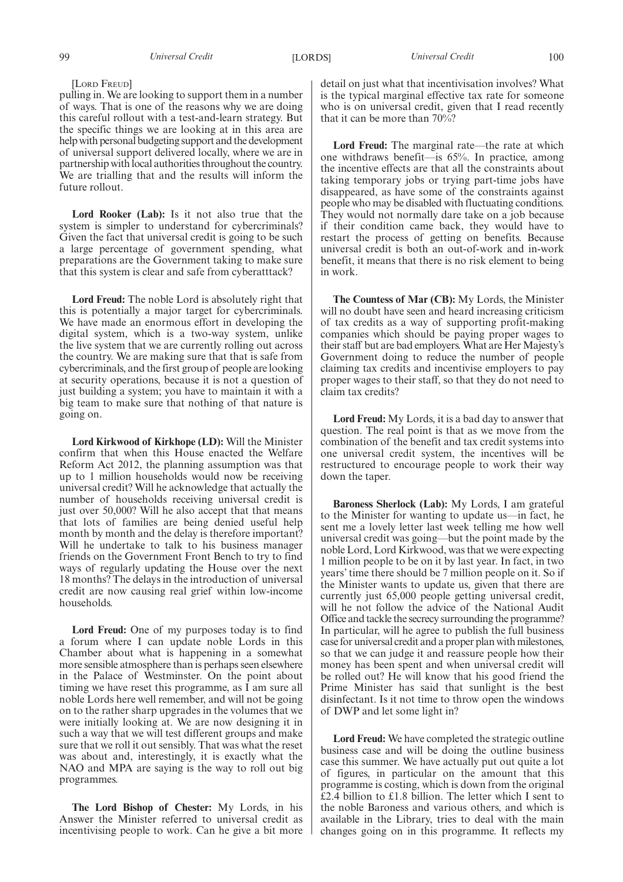[Lord Freud]

pulling in. We are looking to support them in a number of ways. That is one of the reasons why we are doing this careful rollout with a test-and-learn strategy. But the specific things we are looking at in this area are help with personal budgeting support and the development of universal support delivered locally, where we are in partnership with local authorities throughout the country. We are trialling that and the results will inform the future rollout.

**Lord Rooker (Lab):** Is it not also true that the system is simpler to understand for cybercriminals? Given the fact that universal credit is going to be such a large percentage of government spending, what preparations are the Government taking to make sure that this system is clear and safe from cyberatttack?

**Lord Freud:** The noble Lord is absolutely right that this is potentially a major target for cybercriminals. We have made an enormous effort in developing the digital system, which is a two-way system, unlike the live system that we are currently rolling out across the country. We are making sure that that is safe from cybercriminals, and the first group of people are looking at security operations, because it is not a question of just building a system; you have to maintain it with a big team to make sure that nothing of that nature is going on.

**Lord Kirkwood of Kirkhope (LD):** Will the Minister confirm that when this House enacted the Welfare Reform Act 2012, the planning assumption was that up to 1 million households would now be receiving universal credit? Will he acknowledge that actually the number of households receiving universal credit is just over 50,000? Will he also accept that that means that lots of families are being denied useful help month by month and the delay is therefore important? Will he undertake to talk to his business manager friends on the Government Front Bench to try to find ways of regularly updating the House over the next 18 months? The delays in the introduction of universal credit are now causing real grief within low-income households.

**Lord Freud:** One of my purposes today is to find a forum where I can update noble Lords in this Chamber about what is happening in a somewhat more sensible atmosphere than is perhaps seen elsewhere in the Palace of Westminster. On the point about timing we have reset this programme, as I am sure all noble Lords here well remember, and will not be going on to the rather sharp upgrades in the volumes that we were initially looking at. We are now designing it in such a way that we will test different groups and make sure that we roll it out sensibly. That was what the reset was about and, interestingly, it is exactly what the NAO and MPA are saying is the way to roll out big programmes.

**The Lord Bishop of Chester:** My Lords, in his Answer the Minister referred to universal credit as incentivising people to work. Can he give a bit more detail on just what that incentivisation involves? What is the typical marginal effective tax rate for someone who is on universal credit, given that I read recently that it can be more than 70%?

**Lord Freud:** The marginal rate—the rate at which one withdraws benefit—is 65%. In practice, among the incentive effects are that all the constraints about taking temporary jobs or trying part-time jobs have disappeared, as have some of the constraints against people who may be disabled with fluctuating conditions. They would not normally dare take on a job because if their condition came back, they would have to restart the process of getting on benefits. Because universal credit is both an out-of-work and in-work benefit, it means that there is no risk element to being in work.

**The Countess of Mar (CB):** My Lords, the Minister will no doubt have seen and heard increasing criticism of tax credits as a way of supporting profit-making companies which should be paying proper wages to their staff but are bad employers. What are Her Majesty's Government doing to reduce the number of people claiming tax credits and incentivise employers to pay proper wages to their staff, so that they do not need to claim tax credits?

**Lord Freud:** My Lords, it is a bad day to answer that question. The real point is that as we move from the combination of the benefit and tax credit systems into one universal credit system, the incentives will be restructured to encourage people to work their way down the taper.

**Baroness Sherlock (Lab):** My Lords, I am grateful to the Minister for wanting to update us—in fact, he sent me a lovely letter last week telling me how well universal credit was going—but the point made by the noble Lord, Lord Kirkwood, was that we were expecting 1 million people to be on it by last year. In fact, in two years' time there should be 7 million people on it. So if the Minister wants to update us, given that there are currently just 65,000 people getting universal credit, will he not follow the advice of the National Audit Office and tackle the secrecy surrounding the programme? In particular, will he agree to publish the full business case for universal credit and a proper plan with milestones, so that we can judge it and reassure people how their money has been spent and when universal credit will be rolled out? He will know that his good friend the Prime Minister has said that sunlight is the best disinfectant. Is it not time to throw open the windows of DWP and let some light in?

**Lord Freud:** We have completed the strategic outline business case and will be doing the outline business case this summer. We have actually put out quite a lot of figures, in particular on the amount that this programme is costing, which is down from the original £2.4 billion to £1.8 billion. The letter which I sent to the noble Baroness and various others, and which is available in the Library, tries to deal with the main changes going on in this programme. It reflects my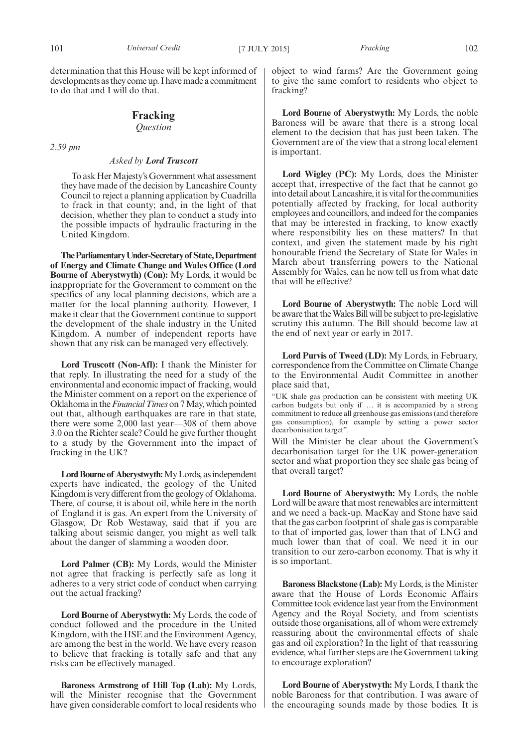determination that this House will be kept informed of developments as they come up. I have made a commitment to do that and I will do that.

## Fracking

*Question*

*2.59 pm*

*Asked by **Lord Truscott***

To ask Her Majesty's Government what assessment they have made of the decision by Lancashire County Council to reject a planning application by Cuadrilla to frack in that county; and, in the light of that decision, whether they plan to conduct a study into the possible impacts of hydraulic fracturing in the United Kingdom.

**The Parliamentary Under-Secretary of State, Department of Energy and Climate Change and Wales Office (Lord Bourne of Aberystwyth) (Con):** My Lords, it would be inappropriate for the Government to comment on the specifics of any local planning decisions, which are a matter for the local planning authority. However, I make it clear that the Government continue to support the development of the shale industry in the United Kingdom. A number of independent reports have shown that any risk can be managed very effectively.

**Lord Truscott (Non-Afl):** I thank the Minister for that reply. In illustrating the need for a study of the environmental and economic impact of fracking, would the Minister comment on a report on the experience of Oklahoma in the *Financial Times* on 7 May, which pointed out that, although earthquakes are rare in that state, there were some 2,000 last year—308 of them above 3.0 on the Richter scale? Could he give further thought to a study by the Government into the impact of fracking in the UK?

**Lord Bourne of Aberystwyth:** My Lords, as independent experts have indicated, the geology of the United Kingdom is very different from the geology of Oklahoma. There, of course, it is about oil, while here in the north of England it is gas. An expert from the University of Glasgow, Dr Rob Westaway, said that if you are talking about seismic danger, you might as well talk about the danger of slamming a wooden door.

**Lord Palmer (CB):** My Lords, would the Minister not agree that fracking is perfectly safe as long it adheres to a very strict code of conduct when carrying out the actual fracking?

**Lord Bourne of Aberystwyth:** My Lords, the code of conduct followed and the procedure in the United Kingdom, with the HSE and the Environment Agency, are among the best in the world. We have every reason to believe that fracking is totally safe and that any risks can be effectively managed.

**Baroness Armstrong of Hill Top (Lab):** My Lords, will the Minister recognise that the Government have given considerable comfort to local residents who object to wind farms? Are the Government going to give the same comfort to residents who object to fracking?

**Lord Bourne of Aberystwyth:** My Lords, the noble Baroness will be aware that there is a strong local element to the decision that has just been taken. The Government are of the view that a strong local element is important.

**Lord Wigley (PC):** My Lords, does the Minister accept that, irrespective of the fact that he cannot go into detail about Lancashire, it is vital for the communities potentially affected by fracking, for local authority employees and councillors, and indeed for the companies that may be interested in fracking, to know exactly where responsibility lies on these matters? In that context, and given the statement made by his right honourable friend the Secretary of State for Wales in March about transferring powers to the National Assembly for Wales, can he now tell us from what date that will be effective?

**Lord Bourne of Aberystwyth:** The noble Lord will be aware that the Wales Bill will be subject to pre-legislative scrutiny this autumn. The Bill should become law at the end of next year or early in 2017.

**Lord Purvis of Tweed (LD):** My Lords, in February, correspondence from the Committee on Climate Change to the Environmental Audit Committee in another place said that,

"UK shale gas production can be consistent with meeting UK carbon budgets but only if … it is accompanied by a strong commitment to reduce all greenhouse gas emissions (and therefore gas consumption), for example by setting a power sector decarbonisation target".

Will the Minister be clear about the Government's decarbonisation target for the UK power-generation sector and what proportion they see shale gas being of that overall target?

**Lord Bourne of Aberystwyth:** My Lords, the noble Lord will be aware that most renewables are intermittent and we need a back-up. MacKay and Stone have said that the gas carbon footprint of shale gas is comparable to that of imported gas, lower than that of LNG and much lower than that of coal. We need it in our transition to our zero-carbon economy. That is why it is so important.

**Baroness Blackstone (Lab):** My Lords, is the Minister aware that the House of Lords Economic Affairs Committee took evidence last year from the Environment Agency and the Royal Society, and from scientists outside those organisations, all of whom were extremely reassuring about the environmental effects of shale gas and oil exploration? In the light of that reassuring evidence, what further steps are the Government taking to encourage exploration?

**Lord Bourne of Aberystwyth:** My Lords, I thank the noble Baroness for that contribution. I was aware of the encouraging sounds made by those bodies. It is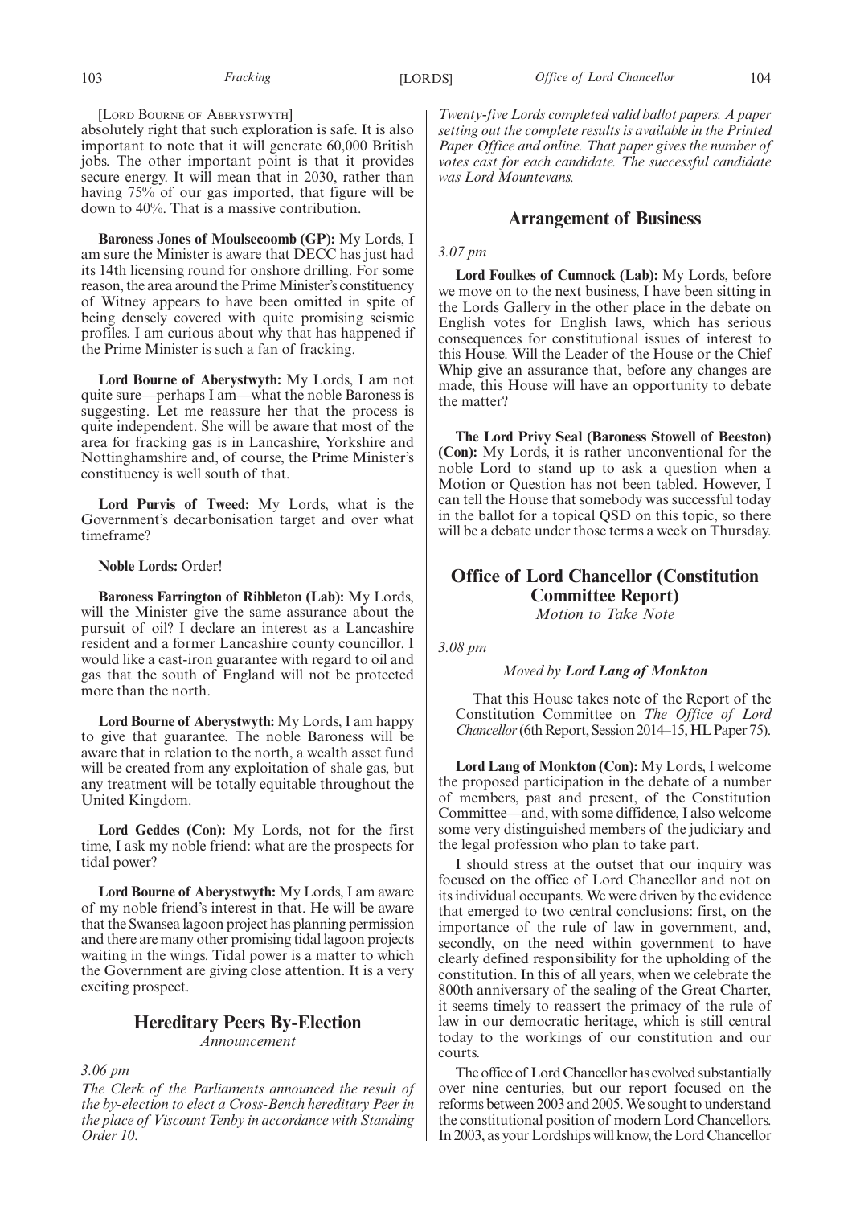[LORD BOURNE OF ABERYSTWYTH]

absolutely right that such exploration is safe. It is also important to note that it will generate 60,000 British jobs. The other important point is that it provides secure energy. It will mean that in 2030, rather than having 75% of our gas imported, that figure will be down to 40%. That is a massive contribution.

**Baroness Jones of Moulsecoomb (GP):** My Lords, I am sure the Minister is aware that DECC has just had its 14th licensing round for onshore drilling. For some reason, the area around the Prime Minister's constituency of Witney appears to have been omitted in spite of being densely covered with quite promising seismic profiles. I am curious about why that has happened if the Prime Minister is such a fan of fracking.

**Lord Bourne of Aberystwyth:** My Lords, I am not quite sure—perhaps I am—what the noble Baroness is suggesting. Let me reassure her that the process is quite independent. She will be aware that most of the area for fracking gas is in Lancashire, Yorkshire and Nottinghamshire and, of course, the Prime Minister's constituency is well south of that.

**Lord Purvis of Tweed:** My Lords, what is the Government's decarbonisation target and over what timeframe?

**Noble Lords:** Order!

**Baroness Farrington of Ribbleton (Lab):** My Lords, will the Minister give the same assurance about the pursuit of oil? I declare an interest as a Lancashire resident and a former Lancashire county councillor. I would like a cast-iron guarantee with regard to oil and gas that the south of England will not be protected more than the north.

**Lord Bourne of Aberystwyth:** My Lords, I am happy to give that guarantee. The noble Baroness will be aware that in relation to the north, a wealth asset fund will be created from any exploitation of shale gas, but any treatment will be totally equitable throughout the United Kingdom.

**Lord Geddes (Con):** My Lords, not for the first time, I ask my noble friend: what are the prospects for tidal power?

**Lord Bourne of Aberystwyth:** My Lords, I am aware of my noble friend's interest in that. He will be aware that the Swansea lagoon project has planning permission and there are many other promising tidal lagoon projects waiting in the wings. Tidal power is a matter to which the Government are giving close attention. It is a very exciting prospect.

## Hereditary Peers By-Election

*Announcement*

*3.06 pm*

*The Clerk of the Parliaments announced the result of the by-election to elect a Cross-Bench hereditary Peer in the place of Viscount Tenby in accordance with Standing Order 10.*

*Twenty-five Lords completed valid ballot papers. A paper setting out the complete results is available in the Printed Paper Office and online. That paper gives the number of votes cast for each candidate. The successful candidate was Lord Mountevans.*

## Arrangement of Business

*3.07 pm*

**Lord Foulkes of Cumnock (Lab):** My Lords, before we move on to the next business, I have been sitting in the Lords Gallery in the other place in the debate on English votes for English laws, which has serious consequences for constitutional issues of interest to this House. Will the Leader of the House or the Chief Whip give an assurance that, before any changes are made, this House will have an opportunity to debate the matter?

**The Lord Privy Seal (Baroness Stowell of Beeston) (Con):** My Lords, it is rather unconventional for the noble Lord to stand up to ask a question when a Motion or Question has not been tabled. However, I can tell the House that somebody was successful today in the ballot for a topical QSD on this topic, so there will be a debate under those terms a week on Thursday.

## Office of Lord Chancellor (Constitution Committee Report)

*Motion to Take Note*

*3.08 pm*

*Moved by* ***Lord Lang of Monkton***

That this House takes note of the Report of the Constitution Committee on *The Office of Lord Chancellor* (6th Report, Session 2014–15, HL Paper 75).

**Lord Lang of Monkton (Con):** My Lords, I welcome the proposed participation in the debate of a number of members, past and present, of the Constitution Committee—and, with some diffidence, I also welcome some very distinguished members of the judiciary and the legal profession who plan to take part.

I should stress at the outset that our inquiry was focused on the office of Lord Chancellor and not on its individual occupants. We were driven by the evidence that emerged to two central conclusions: first, on the importance of the rule of law in government, and, secondly, on the need within government to have clearly defined responsibility for the upholding of the constitution. In this of all years, when we celebrate the 800th anniversary of the sealing of the Great Charter, it seems timely to reassert the primacy of the rule of law in our democratic heritage, which is still central today to the workings of our constitution and our courts.

The office of Lord Chancellor has evolved substantially over nine centuries, but our report focused on the reforms between 2003 and 2005. We sought to understand the constitutional position of modern Lord Chancellors. In 2003, as your Lordships will know, the Lord Chancellor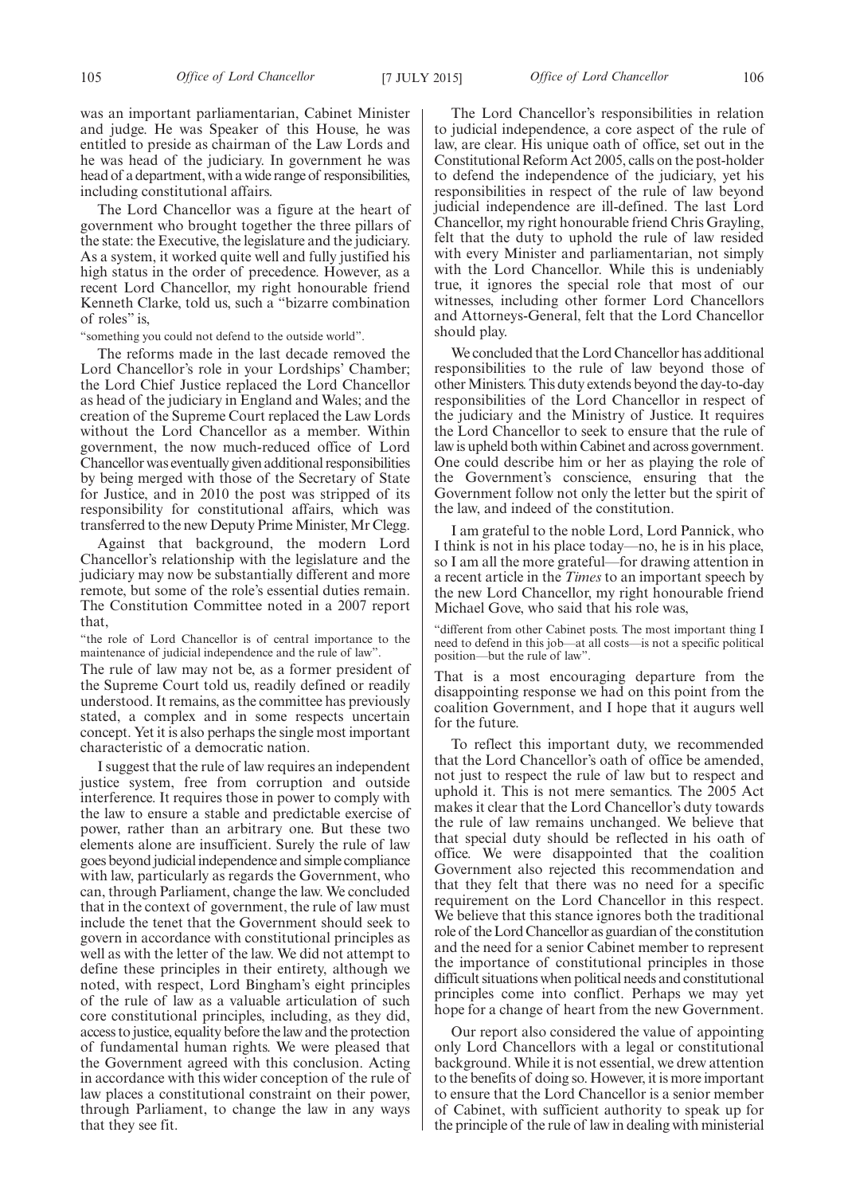was an important parliamentarian, Cabinet Minister and judge. He was Speaker of this House, he was entitled to preside as chairman of the Law Lords and he was head of the judiciary. In government he was head of a department, with a wide range of responsibilities, including constitutional affairs.

The Lord Chancellor was a figure at the heart of government who brought together the three pillars of the state: the Executive, the legislature and the judiciary. As a system, it worked quite well and fully justified his high status in the order of precedence. However, as a recent Lord Chancellor, my right honourable friend Kenneth Clarke, told us, such a "bizarre combination of roles" is,

"something you could not defend to the outside world".

The reforms made in the last decade removed the Lord Chancellor's role in your Lordships' Chamber; the Lord Chief Justice replaced the Lord Chancellor as head of the judiciary in England and Wales; and the creation of the Supreme Court replaced the Law Lords without the Lord Chancellor as a member. Within government, the now much-reduced office of Lord Chancellor was eventually given additional responsibilities by being merged with those of the Secretary of State for Justice, and in 2010 the post was stripped of its responsibility for constitutional affairs, which was transferred to the new Deputy Prime Minister, Mr Clegg.

Against that background, the modern Lord Chancellor's relationship with the legislature and the judiciary may now be substantially different and more remote, but some of the role's essential duties remain. The Constitution Committee noted in a 2007 report that,

"the role of Lord Chancellor is of central importance to the maintenance of judicial independence and the rule of law".

The rule of law may not be, as a former president of the Supreme Court told us, readily defined or readily understood. It remains, as the committee has previously stated, a complex and in some respects uncertain concept. Yet it is also perhaps the single most important characteristic of a democratic nation.

I suggest that the rule of law requires an independent justice system, free from corruption and outside interference. It requires those in power to comply with the law to ensure a stable and predictable exercise of power, rather than an arbitrary one. But these two elements alone are insufficient. Surely the rule of law goes beyond judicial independence and simple compliance with law, particularly as regards the Government, who can, through Parliament, change the law. We concluded that in the context of government, the rule of law must include the tenet that the Government should seek to govern in accordance with constitutional principles as well as with the letter of the law. We did not attempt to define these principles in their entirety, although we noted, with respect, Lord Bingham's eight principles of the rule of law as a valuable articulation of such core constitutional principles, including, as they did, access to justice, equality before the law and the protection of fundamental human rights. We were pleased that the Government agreed with this conclusion. Acting in accordance with this wider conception of the rule of law places a constitutional constraint on their power, through Parliament, to change the law in any ways that they see fit.

The Lord Chancellor's responsibilities in relation to judicial independence, a core aspect of the rule of law, are clear. His unique oath of office, set out in the Constitutional Reform Act 2005, calls on the post-holder to defend the independence of the judiciary, yet his responsibilities in respect of the rule of law beyond judicial independence are ill-defined. The last Lord Chancellor, my right honourable friend Chris Grayling, felt that the duty to uphold the rule of law resided with every Minister and parliamentarian, not simply with the Lord Chancellor. While this is undeniably true, it ignores the special role that most of our witnesses, including other former Lord Chancellors and Attorneys-General, felt that the Lord Chancellor should play.

We concluded that the Lord Chancellor has additional responsibilities to the rule of law beyond those of other Ministers. This duty extends beyond the day-to-day responsibilities of the Lord Chancellor in respect of the judiciary and the Ministry of Justice. It requires the Lord Chancellor to seek to ensure that the rule of law is upheld both within Cabinet and across government. One could describe him or her as playing the role of the Government's conscience, ensuring that the Government follow not only the letter but the spirit of the law, and indeed of the constitution.

I am grateful to the noble Lord, Lord Pannick, who I think is not in his place today—no, he is in his place, so I am all the more grateful—for drawing attention in a recent article in the *Times* to an important speech by the new Lord Chancellor, my right honourable friend Michael Gove, who said that his role was,

"different from other Cabinet posts. The most important thing I need to defend in this job—at all costs—is not a specific political position—but the rule of law".

That is a most encouraging departure from the disappointing response we had on this point from the coalition Government, and I hope that it augurs well for the future.

To reflect this important duty, we recommended that the Lord Chancellor's oath of office be amended, not just to respect the rule of law but to respect and uphold it. This is not mere semantics. The 2005 Act makes it clear that the Lord Chancellor's duty towards the rule of law remains unchanged. We believe that that special duty should be reflected in his oath of office. We were disappointed that the coalition Government also rejected this recommendation and that they felt that there was no need for a specific requirement on the Lord Chancellor in this respect. We believe that this stance ignores both the traditional role of the Lord Chancellor as guardian of the constitution and the need for a senior Cabinet member to represent the importance of constitutional principles in those difficult situations when political needs and constitutional principles come into conflict. Perhaps we may yet hope for a change of heart from the new Government.

Our report also considered the value of appointing only Lord Chancellors with a legal or constitutional background. While it is not essential, we drew attention to the benefits of doing so. However, it is more important to ensure that the Lord Chancellor is a senior member of Cabinet, with sufficient authority to speak up for the principle of the rule of law in dealing with ministerial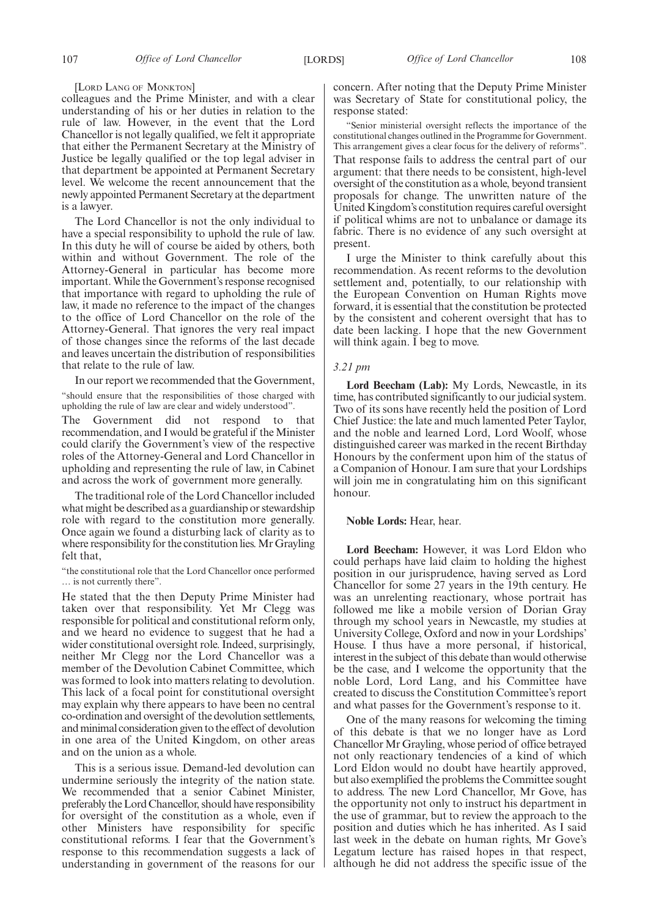[LORD LANG OF MONKTON]

colleagues and the Prime Minister, and with a clear understanding of his or her duties in relation to the rule of law. However, in the event that the Lord Chancellor is not legally qualified, we felt it appropriate that either the Permanent Secretary at the Ministry of Justice be legally qualified or the top legal adviser in that department be appointed at Permanent Secretary level. We welcome the recent announcement that the newly appointed Permanent Secretary at the department is a lawyer.

The Lord Chancellor is not the only individual to have a special responsibility to uphold the rule of law. In this duty he will of course be aided by others, both within and without Government. The role of the Attorney-General in particular has become more important. While the Government's response recognised that importance with regard to upholding the rule of law, it made no reference to the impact of the changes to the office of Lord Chancellor on the role of the Attorney-General. That ignores the very real impact of those changes since the reforms of the last decade and leaves uncertain the distribution of responsibilities that relate to the rule of law.

In our report we recommended that the Government,

"should ensure that the responsibilities of those charged with upholding the rule of law are clear and widely understood".

The Government did not respond to that recommendation, and I would be grateful if the Minister could clarify the Government's view of the respective roles of the Attorney-General and Lord Chancellor in upholding and representing the rule of law, in Cabinet and across the work of government more generally.

The traditional role of the Lord Chancellor included what might be described as a guardianship or stewardship role with regard to the constitution more generally. Once again we found a disturbing lack of clarity as to where responsibility for the constitution lies. Mr Grayling felt that,

"the constitutional role that the Lord Chancellor once performed … is not currently there".

He stated that the then Deputy Prime Minister had taken over that responsibility. Yet Mr Clegg was responsible for political and constitutional reform only, and we heard no evidence to suggest that he had a wider constitutional oversight role. Indeed, surprisingly, neither Mr Clegg nor the Lord Chancellor was a member of the Devolution Cabinet Committee, which was formed to look into matters relating to devolution. This lack of a focal point for constitutional oversight may explain why there appears to have been no central co-ordination and oversight of the devolution settlements, and minimal consideration given to the effect of devolution in one area of the United Kingdom, on other areas and on the union as a whole.

This is a serious issue. Demand-led devolution can undermine seriously the integrity of the nation state. We recommended that a senior Cabinet Minister, preferably the Lord Chancellor, should have responsibility for oversight of the constitution as a whole, even if other Ministers have responsibility for specific constitutional reforms. I fear that the Government's response to this recommendation suggests a lack of understanding in government of the reasons for our concern. After noting that the Deputy Prime Minister was Secretary of State for constitutional policy, the response stated:

"Senior ministerial oversight reflects the importance of the constitutional changes outlined in the Programme for Government. This arrangement gives a clear focus for the delivery of reforms".

That response fails to address the central part of our argument: that there needs to be consistent, high-level oversight of the constitution as a whole, beyond transient proposals for change. The unwritten nature of the United Kingdom's constitution requires careful oversight if political whims are not to unbalance or damage its fabric. There is no evidence of any such oversight at present.

I urge the Minister to think carefully about this recommendation. As recent reforms to the devolution settlement and, potentially, to our relationship with the European Convention on Human Rights move forward, it is essential that the constitution be protected by the consistent and coherent oversight that has to date been lacking. I hope that the new Government will think again. I beg to move.

*3.21 pm*

**Lord Beecham (Lab):** My Lords, Newcastle, in its time, has contributed significantly to our judicial system. Two of its sons have recently held the position of Lord Chief Justice: the late and much lamented Peter Taylor, and the noble and learned Lord, Lord Woolf, whose distinguished career was marked in the recent Birthday Honours by the conferment upon him of the status of a Companion of Honour. I am sure that your Lordships will join me in congratulating him on this significant honour.

**Noble Lords:** Hear, hear.

**Lord Beecham:** However, it was Lord Eldon who could perhaps have laid claim to holding the highest position in our jurisprudence, having served as Lord Chancellor for some 27 years in the 19th century. He was an unrelenting reactionary, whose portrait has followed me like a mobile version of Dorian Gray through my school years in Newcastle, my studies at University College, Oxford and now in your Lordships' House. I thus have a more personal, if historical, interest in the subject of this debate than would otherwise be the case, and I welcome the opportunity that the noble Lord, Lord Lang, and his Committee have created to discuss the Constitution Committee's report and what passes for the Government's response to it.

One of the many reasons for welcoming the timing of this debate is that we no longer have as Lord Chancellor Mr Grayling, whose period of office betrayed not only reactionary tendencies of a kind of which Lord Eldon would no doubt have heartily approved, but also exemplified the problems the Committee sought to address. The new Lord Chancellor, Mr Gove, has the opportunity not only to instruct his department in the use of grammar, but to review the approach to the position and duties which he has inherited. As I said last week in the debate on human rights, Mr Gove's Legatum lecture has raised hopes in that respect, although he did not address the specific issue of the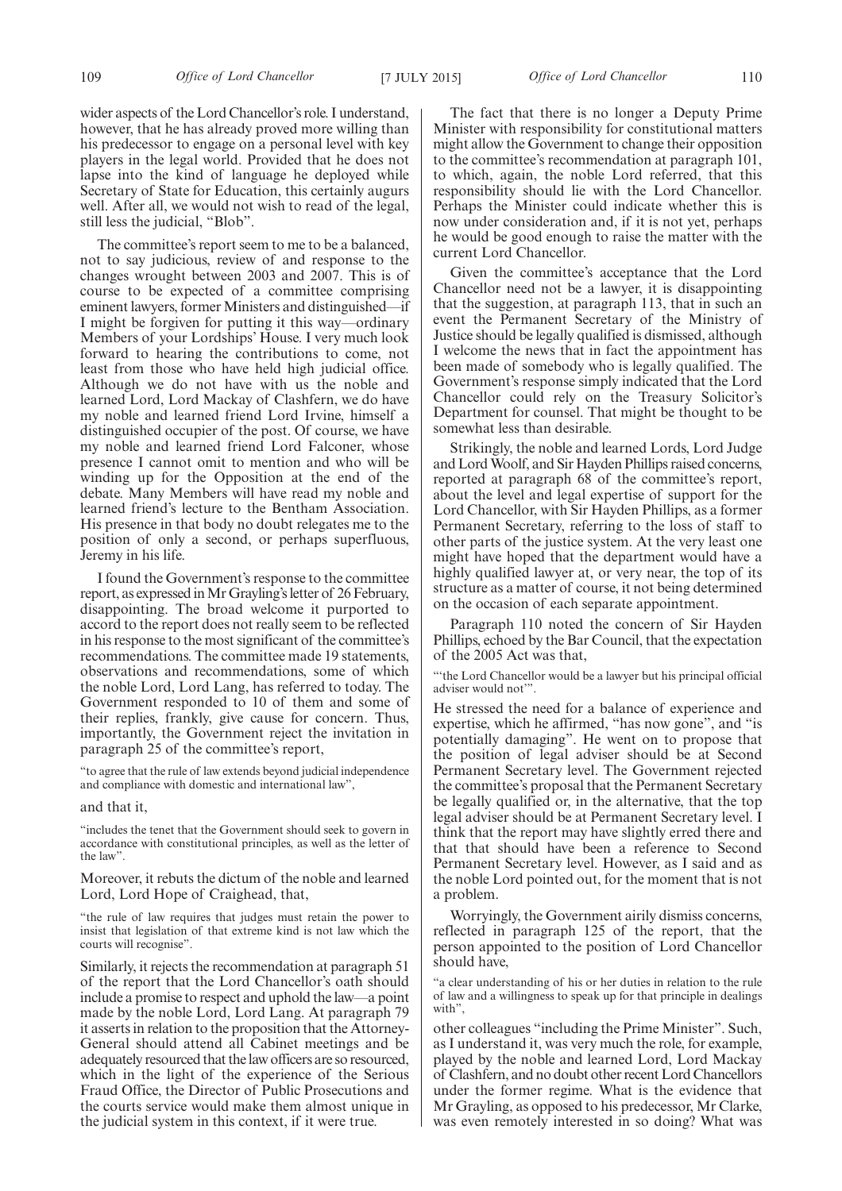wider aspects of the Lord Chancellor's role. I understand, however, that he has already proved more willing than his predecessor to engage on a personal level with key players in the legal world. Provided that he does not lapse into the kind of language he deployed while Secretary of State for Education, this certainly augurs well. After all, we would not wish to read of the legal, still less the judicial, "Blob".

The committee's report seem to me to be a balanced, not to say judicious, review of and response to the changes wrought between 2003 and 2007. This is of course to be expected of a committee comprising eminent lawyers, former Ministers and distinguished—if I might be forgiven for putting it this way—ordinary Members of your Lordships' House. I very much look forward to hearing the contributions to come, not least from those who have held high judicial office. Although we do not have with us the noble and learned Lord, Lord Mackay of Clashfern, we do have my noble and learned friend Lord Irvine, himself a distinguished occupier of the post. Of course, we have my noble and learned friend Lord Falconer, whose presence I cannot omit to mention and who will be winding up for the Opposition at the end of the debate. Many Members will have read my noble and learned friend's lecture to the Bentham Association. His presence in that body no doubt relegates me to the position of only a second, or perhaps superfluous, Jeremy in his life.

I found the Government's response to the committee report, as expressed in Mr Grayling's letter of 26 February, disappointing. The broad welcome it purported to accord to the report does not really seem to be reflected in his response to the most significant of the committee's recommendations. The committee made 19 statements, observations and recommendations, some of which the noble Lord, Lord Lang, has referred to today. The Government responded to 10 of them and some of their replies, frankly, give cause for concern. Thus, importantly, the Government reject the invitation in paragraph 25 of the committee's report,

"to agree that the rule of law extends beyond judicial independence and compliance with domestic and international law",

and that it,

"includes the tenet that the Government should seek to govern in accordance with constitutional principles, as well as the letter of the law".

Moreover, it rebuts the dictum of the noble and learned Lord, Lord Hope of Craighead, that,

"the rule of law requires that judges must retain the power to insist that legislation of that extreme kind is not law which the courts will recognise".

Similarly, it rejects the recommendation at paragraph 51 of the report that the Lord Chancellor's oath should include a promise to respect and uphold the law—a point made by the noble Lord, Lord Lang. At paragraph 79 it asserts in relation to the proposition that the Attorney-General should attend all Cabinet meetings and be adequately resourced that the law officers are so resourced, which in the light of the experience of the Serious Fraud Office, the Director of Public Prosecutions and the courts service would make them almost unique in the judicial system in this context, if it were true.

The fact that there is no longer a Deputy Prime Minister with responsibility for constitutional matters might allow the Government to change their opposition to the committee's recommendation at paragraph 101, to which, again, the noble Lord referred, that this responsibility should lie with the Lord Chancellor. Perhaps the Minister could indicate whether this is now under consideration and, if it is not yet, perhaps he would be good enough to raise the matter with the current Lord Chancellor.

Given the committee's acceptance that the Lord Chancellor need not be a lawyer, it is disappointing that the suggestion, at paragraph 113, that in such an event the Permanent Secretary of the Ministry of Justice should be legally qualified is dismissed, although I welcome the news that in fact the appointment has been made of somebody who is legally qualified. The Government's response simply indicated that the Lord Chancellor could rely on the Treasury Solicitor's Department for counsel. That might be thought to be somewhat less than desirable.

Strikingly, the noble and learned Lords, Lord Judge and Lord Woolf, and Sir Hayden Phillips raised concerns, reported at paragraph 68 of the committee's report, about the level and legal expertise of support for the Lord Chancellor, with Sir Hayden Phillips, as a former Permanent Secretary, referring to the loss of staff to other parts of the justice system. At the very least one might have hoped that the department would have a highly qualified lawyer at, or very near, the top of its structure as a matter of course, it not being determined on the occasion of each separate appointment.

Paragraph 110 noted the concern of Sir Hayden Phillips, echoed by the Bar Council, that the expectation of the 2005 Act was that,

"'the Lord Chancellor would be a lawyer but his principal official adviser would not'".

He stressed the need for a balance of experience and expertise, which he affirmed, "has now gone", and "is potentially damaging". He went on to propose that the position of legal adviser should be at Second Permanent Secretary level. The Government rejected the committee's proposal that the Permanent Secretary be legally qualified or, in the alternative, that the top legal adviser should be at Permanent Secretary level. I think that the report may have slightly erred there and that that should have been a reference to Second Permanent Secretary level. However, as I said and as the noble Lord pointed out, for the moment that is not a problem.

Worryingly, the Government airily dismiss concerns, reflected in paragraph 125 of the report, that the person appointed to the position of Lord Chancellor should have,

"a clear understanding of his or her duties in relation to the rule of law and a willingness to speak up for that principle in dealings with",

other colleagues "including the Prime Minister". Such, as I understand it, was very much the role, for example, played by the noble and learned Lord, Lord Mackay of Clashfern, and no doubt other recent Lord Chancellors under the former regime. What is the evidence that Mr Grayling, as opposed to his predecessor, Mr Clarke, was even remotely interested in so doing? What was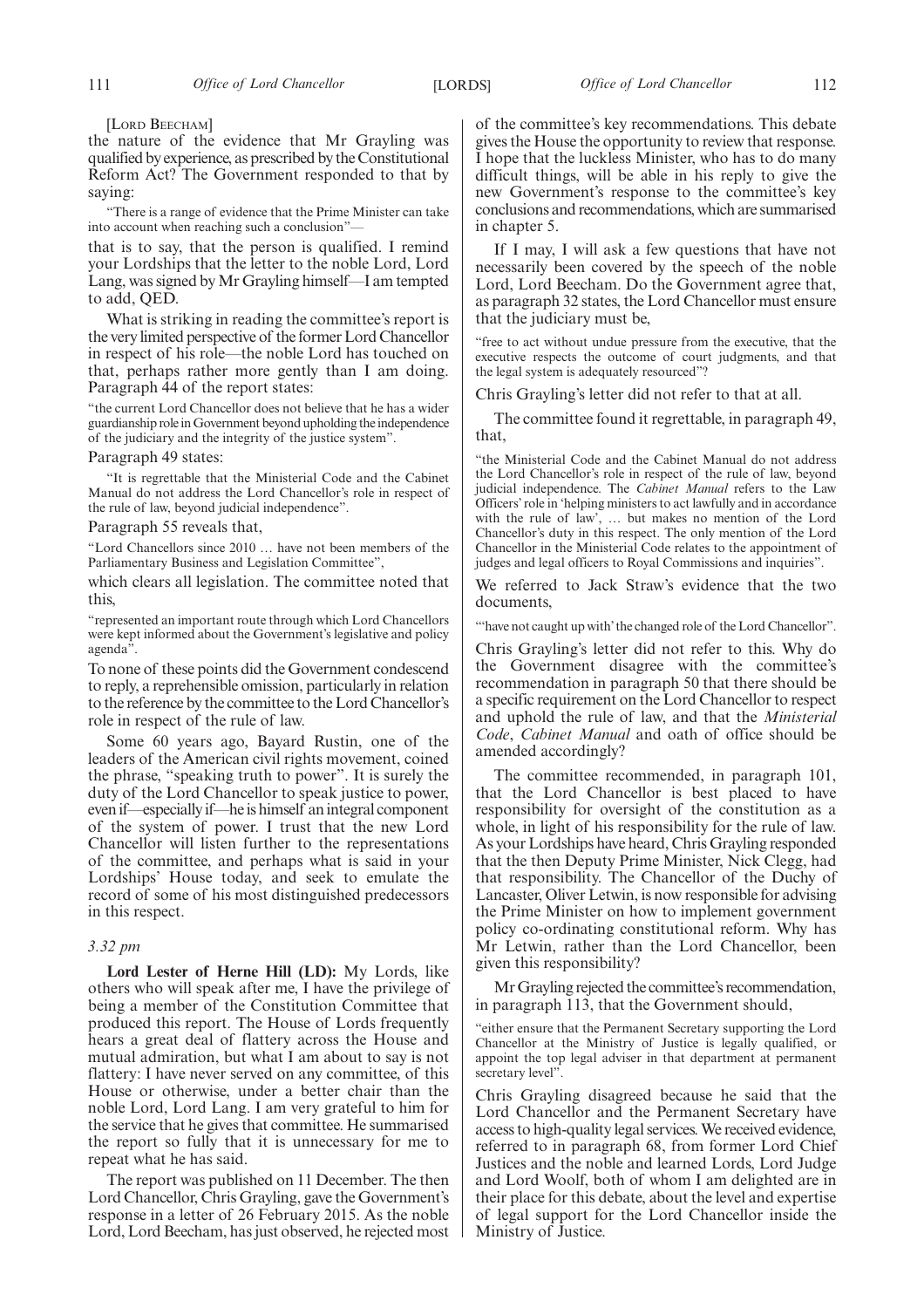[LORD BEECHAM]

the nature of the evidence that Mr Grayling was qualified by experience, as prescribed by the Constitutional Reform Act? The Government responded to that by saying:

> "There is a range of evidence that the Prime Minister can take into account when reaching such a conclusion"—

that is to say, that the person is qualified. I remind your Lordships that the letter to the noble Lord, Lord Lang, was signed by Mr Grayling himself—I am tempted to add, QED.

What is striking in reading the committee's report is the very limited perspective of the former Lord Chancellor in respect of his role—the noble Lord has touched on that, perhaps rather more gently than I am doing. Paragraph 44 of the report states:

> "the current Lord Chancellor does not believe that he has a wider guardianship role in Government beyond upholding the independence of the judiciary and the integrity of the justice system".

Paragraph 49 states:

> "It is regrettable that the Ministerial Code and the Cabinet Manual do not address the Lord Chancellor's role in respect of the rule of law, beyond judicial independence".

Paragraph 55 reveals that,

> "Lord Chancellors since 2010 … have not been members of the Parliamentary Business and Legislation Committee",

which clears all legislation. The committee noted that this,

> "represented an important route through which Lord Chancellors were kept informed about the Government's legislative and policy agenda".

To none of these points did the Government condescend to reply, a reprehensible omission, particularly in relation to the reference by the committee to the Lord Chancellor's role in respect of the rule of law.

Some 60 years ago, Bayard Rustin, one of the leaders of the American civil rights movement, coined the phrase, "speaking truth to power". It is surely the duty of the Lord Chancellor to speak justice to power, even if—especially if—he is himself an integral component of the system of power. I trust that the new Lord Chancellor will listen further to the representations of the committee, and perhaps what is said in your Lordships' House today, and seek to emulate the record of some of his most distinguished predecessors in this respect.

*3.32 pm*

**Lord Lester of Herne Hill (LD):** My Lords, like others who will speak after me, I have the privilege of being a member of the Constitution Committee that produced this report. The House of Lords frequently hears a great deal of flattery across the House and mutual admiration, but what I am about to say is not flattery: I have never served on any committee, of this House or otherwise, under a better chair than the noble Lord, Lord Lang. I am very grateful to him for the service that he gives that committee. He summarised the report so fully that it is unnecessary for me to repeat what he has said.

The report was published on 11 December. The then Lord Chancellor, Chris Grayling, gave the Government's response in a letter of 26 February 2015. As the noble Lord, Lord Beecham, has just observed, he rejected most of the committee's key recommendations. This debate gives the House the opportunity to review that response. I hope that the luckless Minister, who has to do many difficult things, will be able in his reply to give the new Government's response to the committee's key conclusions and recommendations, which are summarised in chapter 5.

If I may, I will ask a few questions that have not necessarily been covered by the speech of the noble Lord, Lord Beecham. Do the Government agree that, as paragraph 32 states, the Lord Chancellor must ensure that the judiciary must be,

> "free to act without undue pressure from the executive, that the executive respects the outcome of court judgments, and that the legal system is adequately resourced"?

Chris Grayling's letter did not refer to that at all.

The committee found it regrettable, in paragraph 49, that,

> "the Ministerial Code and the Cabinet Manual do not address the Lord Chancellor's role in respect of the rule of law, beyond judicial independence. The *Cabinet Manual* refers to the Law Officers' role in 'helping ministers to act lawfully and in accordance with the rule of law', … but makes no mention of the Lord Chancellor's duty in this respect. The only mention of the Lord Chancellor in the Ministerial Code relates to the appointment of judges and legal officers to Royal Commissions and inquiries".

We referred to Jack Straw's evidence that the two documents,

> "'have not caught up with' the changed role of the Lord Chancellor".

Chris Grayling's letter did not refer to this. Why do the Government disagree with the committee's recommendation in paragraph 50 that there should be a specific requirement on the Lord Chancellor to respect and uphold the rule of law, and that the *Ministerial Code*, *Cabinet Manual* and oath of office should be amended accordingly?

The committee recommended, in paragraph 101, that the Lord Chancellor is best placed to have responsibility for oversight of the constitution as a whole, in light of his responsibility for the rule of law. As your Lordships have heard, Chris Grayling responded that the then Deputy Prime Minister, Nick Clegg, had that responsibility. The Chancellor of the Duchy of Lancaster, Oliver Letwin, is now responsible for advising the Prime Minister on how to implement government policy co-ordinating constitutional reform. Why has Mr Letwin, rather than the Lord Chancellor, been given this responsibility?

Mr Grayling rejected the committee's recommendation, in paragraph 113, that the Government should,

> "either ensure that the Permanent Secretary supporting the Lord Chancellor at the Ministry of Justice is legally qualified, or appoint the top legal adviser in that department at permanent secretary level".

Chris Grayling disagreed because he said that the Lord Chancellor and the Permanent Secretary have access to high-quality legal services. We received evidence, referred to in paragraph 68, from former Lord Chief Justices and the noble and learned Lords, Lord Judge and Lord Woolf, both of whom I am delighted are in their place for this debate, about the level and expertise of legal support for the Lord Chancellor inside the Ministry of Justice.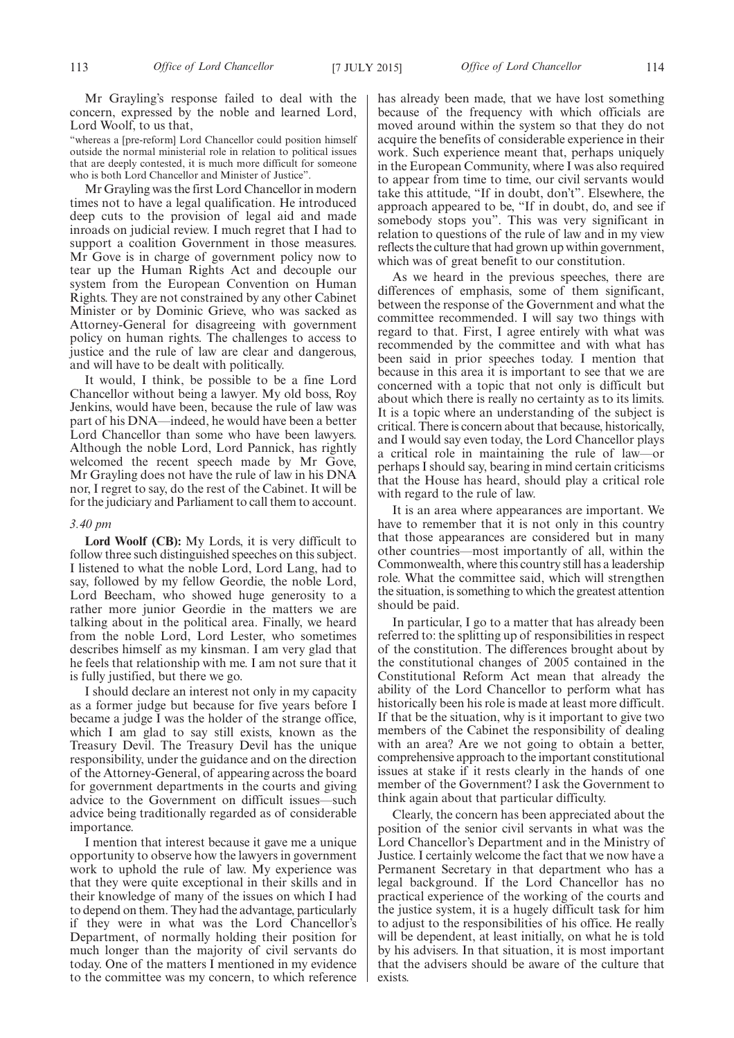Mr Grayling's response failed to deal with the concern, expressed by the noble and learned Lord, Lord Woolf, to us that,

"whereas a [pre-reform] Lord Chancellor could position himself outside the normal ministerial role in relation to political issues that are deeply contested, it is much more difficult for someone who is both Lord Chancellor and Minister of Justice".

Mr Grayling was the first Lord Chancellor in modern times not to have a legal qualification. He introduced deep cuts to the provision of legal aid and made inroads on judicial review. I much regret that I had to support a coalition Government in those measures. Mr Gove is in charge of government policy now to tear up the Human Rights Act and decouple our system from the European Convention on Human Rights. They are not constrained by any other Cabinet Minister or by Dominic Grieve, who was sacked as Attorney-General for disagreeing with government policy on human rights. The challenges to access to justice and the rule of law are clear and dangerous, and will have to be dealt with politically.

It would, I think, be possible to be a fine Lord Chancellor without being a lawyer. My old boss, Roy Jenkins, would have been, because the rule of law was part of his DNA—indeed, he would have been a better Lord Chancellor than some who have been lawyers. Although the noble Lord, Lord Pannick, has rightly welcomed the recent speech made by Mr Gove, Mr Grayling does not have the rule of law in his DNA nor, I regret to say, do the rest of the Cabinet. It will be for the judiciary and Parliament to call them to account.

*3.40 pm*

**Lord Woolf (CB):** My Lords, it is very difficult to follow three such distinguished speeches on this subject. I listened to what the noble Lord, Lord Lang, had to say, followed by my fellow Geordie, the noble Lord, Lord Beecham, who showed huge generosity to a rather more junior Geordie in the matters we are talking about in the political area. Finally, we heard from the noble Lord, Lord Lester, who sometimes describes himself as my kinsman. I am very glad that he feels that relationship with me. I am not sure that it is fully justified, but there we go.

I should declare an interest not only in my capacity as a former judge but because for five years before I became a judge I was the holder of the strange office, which I am glad to say still exists, known as the Treasury Devil. The Treasury Devil has the unique responsibility, under the guidance and on the direction of the Attorney-General, of appearing across the board for government departments in the courts and giving advice to the Government on difficult issues—such advice being traditionally regarded as of considerable importance.

I mention that interest because it gave me a unique opportunity to observe how the lawyers in government work to uphold the rule of law. My experience was that they were quite exceptional in their skills and in their knowledge of many of the issues on which I had to depend on them. They had the advantage, particularly if they were in what was the Lord Chancellor's Department, of normally holding their position for much longer than the majority of civil servants do today. One of the matters I mentioned in my evidence to the committee was my concern, to which reference has already been made, that we have lost something because of the frequency with which officials are moved around within the system so that they do not acquire the benefits of considerable experience in their work. Such experience meant that, perhaps uniquely in the European Community, where I was also required to appear from time to time, our civil servants would take this attitude, "If in doubt, don't". Elsewhere, the approach appeared to be, "If in doubt, do, and see if somebody stops you". This was very significant in relation to questions of the rule of law and in my view reflects the culture that had grown up within government, which was of great benefit to our constitution.

As we heard in the previous speeches, there are differences of emphasis, some of them significant, between the response of the Government and what the committee recommended. I will say two things with regard to that. First, I agree entirely with what was recommended by the committee and with what has been said in prior speeches today. I mention that because in this area it is important to see that we are concerned with a topic that not only is difficult but about which there is really no certainty as to its limits. It is a topic where an understanding of the subject is critical. There is concern about that because, historically, and I would say even today, the Lord Chancellor plays a critical role in maintaining the rule of law—or perhaps I should say, bearing in mind certain criticisms that the House has heard, should play a critical role with regard to the rule of law.

It is an area where appearances are important. We have to remember that it is not only in this country that those appearances are considered but in many other countries—most importantly of all, within the Commonwealth, where this country still has a leadership role. What the committee said, which will strengthen the situation, is something to which the greatest attention should be paid.

In particular, I go to a matter that has already been referred to: the splitting up of responsibilities in respect of the constitution. The differences brought about by the constitutional changes of 2005 contained in the Constitutional Reform Act mean that already the ability of the Lord Chancellor to perform what has historically been his role is made at least more difficult. If that be the situation, why is it important to give two members of the Cabinet the responsibility of dealing with an area? Are we not going to obtain a better, comprehensive approach to the important constitutional issues at stake if it rests clearly in the hands of one member of the Government? I ask the Government to think again about that particular difficulty.

Clearly, the concern has been appreciated about the position of the senior civil servants in what was the Lord Chancellor's Department and in the Ministry of Justice. I certainly welcome the fact that we now have a Permanent Secretary in that department who has a legal background. If the Lord Chancellor has no practical experience of the working of the courts and the justice system, it is a hugely difficult task for him to adjust to the responsibilities of his office. He really will be dependent, at least initially, on what he is told by his advisers. In that situation, it is most important that the advisers should be aware of the culture that exists.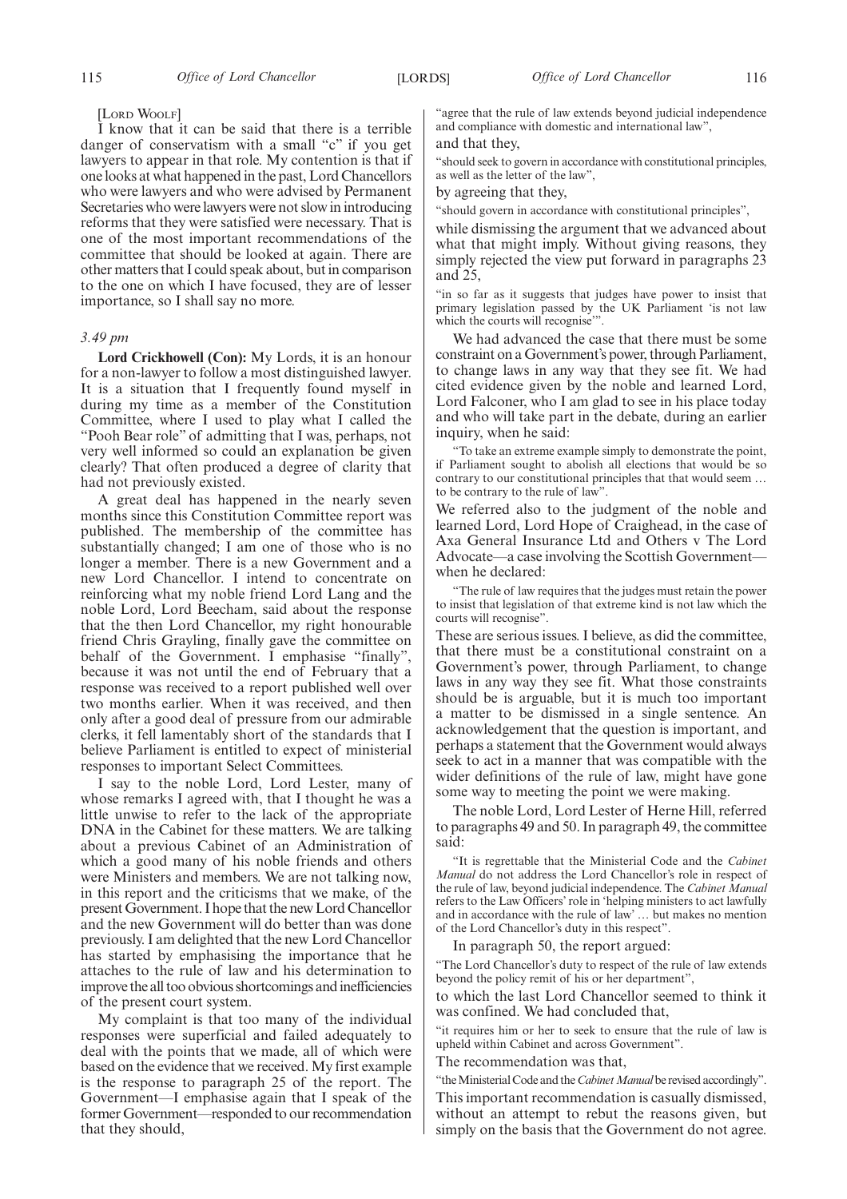[Lord Woolf]

I know that it can be said that there is a terrible danger of conservatism with a small "c" if you get lawyers to appear in that role. My contention is that if one looks at what happened in the past, Lord Chancellors who were lawyers and who were advised by Permanent Secretaries who were lawyers were not slow in introducing reforms that they were satisfied were necessary. That is one of the most important recommendations of the committee that should be looked at again. There are other matters that I could speak about, but in comparison to the one on which I have focused, they are of lesser importance, so I shall say no more.

*3.49 pm*

**Lord Crickhowell (Con):** My Lords, it is an honour for a non-lawyer to follow a most distinguished lawyer. It is a situation that I frequently found myself in during my time as a member of the Constitution Committee, where I used to play what I called the "Pooh Bear role" of admitting that I was, perhaps, not very well informed so could an explanation be given clearly? That often produced a degree of clarity that had not previously existed.

A great deal has happened in the nearly seven months since this Constitution Committee report was published. The membership of the committee has substantially changed; I am one of those who is no longer a member. There is a new Government and a new Lord Chancellor. I intend to concentrate on reinforcing what my noble friend Lord Lang and the noble Lord, Lord Beecham, said about the response that the then Lord Chancellor, my right honourable friend Chris Grayling, finally gave the committee on behalf of the Government. I emphasise "finally", because it was not until the end of February that a response was received to a report published well over two months earlier. When it was received, and then only after a good deal of pressure from our admirable clerks, it fell lamentably short of the standards that I believe Parliament is entitled to expect of ministerial responses to important Select Committees.

I say to the noble Lord, Lord Lester, many of whose remarks I agreed with, that I thought he was a little unwise to refer to the lack of the appropriate DNA in the Cabinet for these matters. We are talking about a previous Cabinet of an Administration of which a good many of his noble friends and others were Ministers and members. We are not talking now, in this report and the criticisms that we make, of the present Government. I hope that the new Lord Chancellor and the new Government will do better than was done previously. I am delighted that the new Lord Chancellor has started by emphasising the importance that he attaches to the rule of law and his determination to improve the all too obvious shortcomings and inefficiencies of the present court system.

My complaint is that too many of the individual responses were superficial and failed adequately to deal with the points that we made, all of which were based on the evidence that we received. My first example is the response to paragraph 25 of the report. The Government—I emphasise again that I speak of the former Government—responded to our recommendation that they should,

"agree that the rule of law extends beyond judicial independence and compliance with domestic and international law",

and that they,

"should seek to govern in accordance with constitutional principles, as well as the letter of the law",

by agreeing that they,

"should govern in accordance with constitutional principles",

while dismissing the argument that we advanced about what that might imply. Without giving reasons, they simply rejected the view put forward in paragraphs 23 and 25,

"in so far as it suggests that judges have power to insist that primary legislation passed by the UK Parliament 'is not law which the courts will recognise'".

We had advanced the case that there must be some constraint on a Government's power, through Parliament, to change laws in any way that they see fit. We had cited evidence given by the noble and learned Lord, Lord Falconer, who I am glad to see in his place today and who will take part in the debate, during an earlier inquiry, when he said:

"To take an extreme example simply to demonstrate the point, if Parliament sought to abolish all elections that would be so contrary to our constitutional principles that that would seem … to be contrary to the rule of law".

We referred also to the judgment of the noble and learned Lord, Lord Hope of Craighead, in the case of Axa General Insurance Ltd and Others v The Lord Advocate—a case involving the Scottish Government—when he declared:

"The rule of law requires that the judges must retain the power to insist that legislation of that extreme kind is not law which the courts will recognise".

These are serious issues. I believe, as did the committee, that there must be a constitutional constraint on a Government's power, through Parliament, to change laws in any way they see fit. What those constraints should be is arguable, but it is much too important a matter to be dismissed in a single sentence. An acknowledgement that the question is important, and perhaps a statement that the Government would always seek to act in a manner that was compatible with the wider definitions of the rule of law, might have gone some way to meeting the point we were making.

The noble Lord, Lord Lester of Herne Hill, referred to paragraphs 49 and 50. In paragraph 49, the committee said:

"It is regrettable that the Ministerial Code and the *Cabinet Manual* do not address the Lord Chancellor's role in respect of the rule of law, beyond judicial independence. The *Cabinet Manual* refers to the Law Officers' role in 'helping ministers to act lawfully and in accordance with the rule of law' … but makes no mention of the Lord Chancellor's duty in this respect".

In paragraph 50, the report argued:

"The Lord Chancellor's duty to respect of the rule of law extends beyond the policy remit of his or her department",

to which the last Lord Chancellor seemed to think it was confined. We had concluded that,

"it requires him or her to seek to ensure that the rule of law is upheld within Cabinet and across Government".

The recommendation was that,

"the Ministerial Code and the *Cabinet Manual* be revised accordingly".

This important recommendation is casually dismissed, without an attempt to rebut the reasons given, but simply on the basis that the Government do not agree.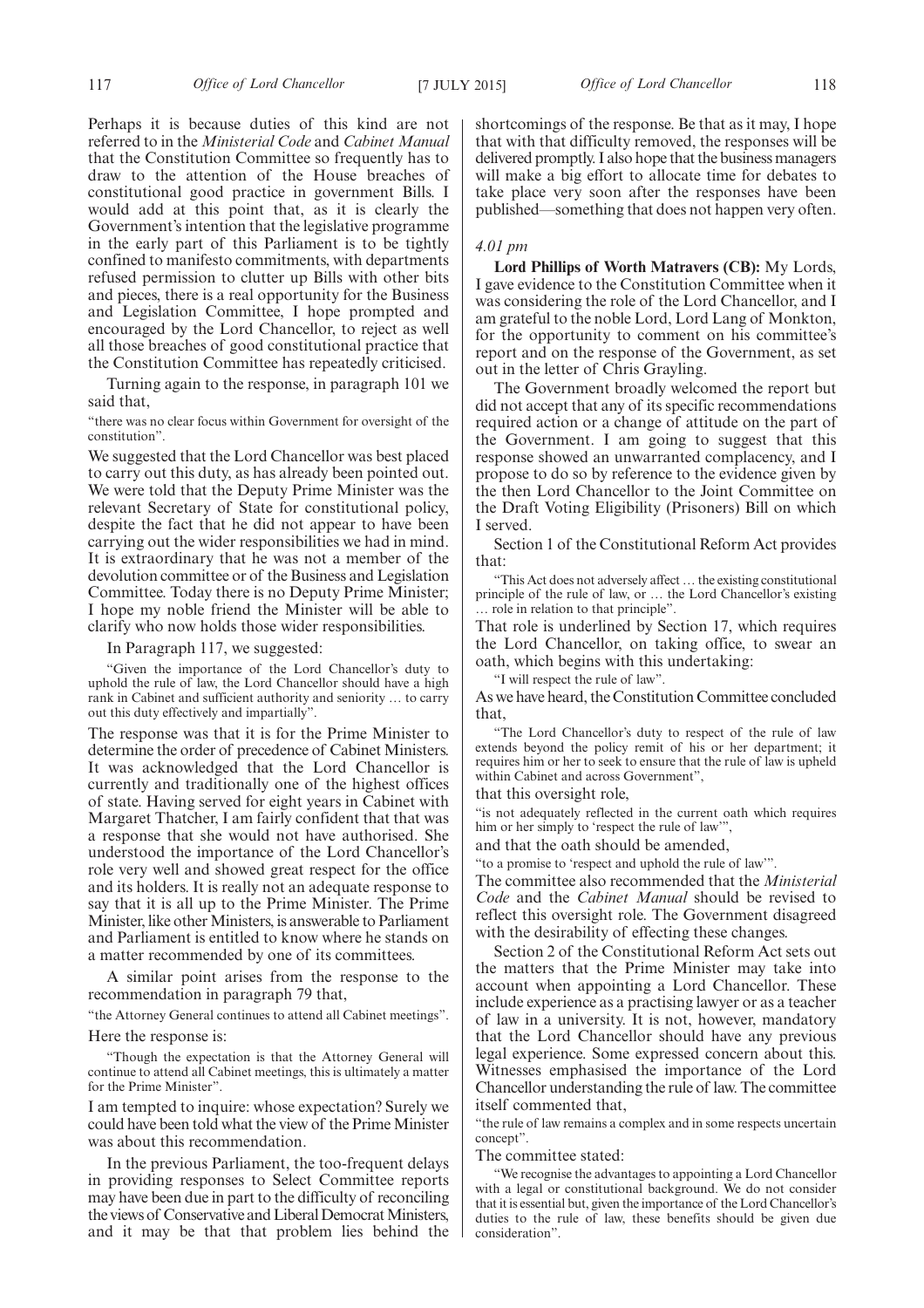Perhaps it is because duties of this kind are not referred to in the *Ministerial Code* and *Cabinet Manual* that the Constitution Committee so frequently has to draw to the attention of the House breaches of constitutional good practice in government Bills. I would add at this point that, as it is clearly the Government's intention that the legislative programme in the early part of this Parliament is to be tightly confined to manifesto commitments, with departments refused permission to clutter up Bills with other bits and pieces, there is a real opportunity for the Business and Legislation Committee, I hope prompted and encouraged by the Lord Chancellor, to reject as well all those breaches of good constitutional practice that the Constitution Committee has repeatedly criticised.

Turning again to the response, in paragraph 101 we said that,

"there was no clear focus within Government for oversight of the constitution".

We suggested that the Lord Chancellor was best placed to carry out this duty, as has already been pointed out. We were told that the Deputy Prime Minister was the relevant Secretary of State for constitutional policy, despite the fact that he did not appear to have been carrying out the wider responsibilities we had in mind. It is extraordinary that he was not a member of the devolution committee or of the Business and Legislation Committee. Today there is no Deputy Prime Minister; I hope my noble friend the Minister will be able to clarify who now holds those wider responsibilities.

In Paragraph 117, we suggested:

"Given the importance of the Lord Chancellor's duty to uphold the rule of law, the Lord Chancellor should have a high rank in Cabinet and sufficient authority and seniority … to carry out this duty effectively and impartially".

The response was that it is for the Prime Minister to determine the order of precedence of Cabinet Ministers. It was acknowledged that the Lord Chancellor is currently and traditionally one of the highest offices of state. Having served for eight years in Cabinet with Margaret Thatcher, I am fairly confident that that was a response that she would not have authorised. She understood the importance of the Lord Chancellor's role very well and showed great respect for the office and its holders. It is really not an adequate response to say that it is all up to the Prime Minister. The Prime Minister, like other Ministers, is answerable to Parliament and Parliament is entitled to know where he stands on a matter recommended by one of its committees.

A similar point arises from the response to the recommendation in paragraph 79 that,

"the Attorney General continues to attend all Cabinet meetings".

Here the response is:

"Though the expectation is that the Attorney General will continue to attend all Cabinet meetings, this is ultimately a matter for the Prime Minister".

I am tempted to inquire: whose expectation? Surely we could have been told what the view of the Prime Minister was about this recommendation.

In the previous Parliament, the too-frequent delays in providing responses to Select Committee reports may have been due in part to the difficulty of reconciling the views of Conservative and Liberal Democrat Ministers, and it may be that that problem lies behind the shortcomings of the response. Be that as it may, I hope that with that difficulty removed, the responses will be delivered promptly. I also hope that the business managers will make a big effort to allocate time for debates to take place very soon after the responses have been published—something that does not happen very often.

*4.01 pm*

**Lord Phillips of Worth Matravers (CB):** My Lords, I gave evidence to the Constitution Committee when it was considering the role of the Lord Chancellor, and I am grateful to the noble Lord, Lord Lang of Monkton, for the opportunity to comment on his committee's report and on the response of the Government, as set out in the letter of Chris Grayling.

The Government broadly welcomed the report but did not accept that any of its specific recommendations required action or a change of attitude on the part of the Government. I am going to suggest that this response showed an unwarranted complacency, and I propose to do so by reference to the evidence given by the then Lord Chancellor to the Joint Committee on the Draft Voting Eligibility (Prisoners) Bill on which I served.

Section 1 of the Constitutional Reform Act provides that:

"This Act does not adversely affect … the existing constitutional principle of the rule of law, or … the Lord Chancellor's existing … role in relation to that principle".

That role is underlined by Section 17, which requires the Lord Chancellor, on taking office, to swear an oath, which begins with this undertaking:

"I will respect the rule of law".

As we have heard, the Constitution Committee concluded that,

"The Lord Chancellor's duty to respect of the rule of law extends beyond the policy remit of his or her department; it requires him or her to seek to ensure that the rule of law is upheld within Cabinet and across Government",

that this oversight role,

"is not adequately reflected in the current oath which requires him or her simply to 'respect the rule of law'",

and that the oath should be amended,

"to a promise to 'respect and uphold the rule of law'".

The committee also recommended that the *Ministerial Code* and the *Cabinet Manual* should be revised to reflect this oversight role. The Government disagreed with the desirability of effecting these changes.

Section 2 of the Constitutional Reform Act sets out the matters that the Prime Minister may take into account when appointing a Lord Chancellor. These include experience as a practising lawyer or as a teacher of law in a university. It is not, however, mandatory that the Lord Chancellor should have any previous legal experience. Some expressed concern about this. Witnesses emphasised the importance of the Lord Chancellor understanding the rule of law. The committee itself commented that,

"the rule of law remains a complex and in some respects uncertain concept".

The committee stated:

"We recognise the advantages to appointing a Lord Chancellor with a legal or constitutional background. We do not consider that it is essential but, given the importance of the Lord Chancellor's duties to the rule of law, these benefits should be given due consideration".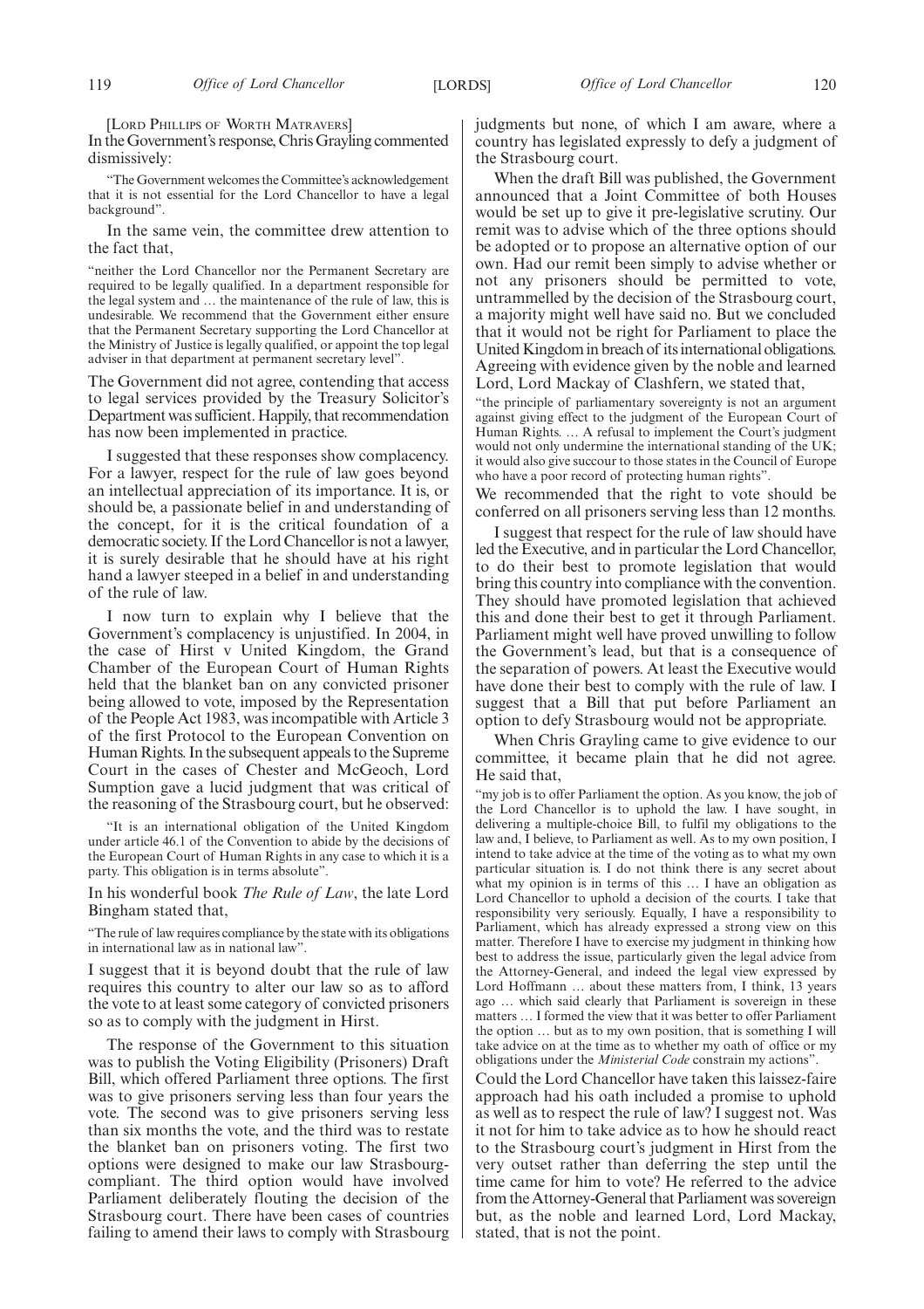[LORD PHILLIPS OF WORTH MATRAVERS]

In the Government's response, Chris Grayling commented dismissively:

> "The Government welcomes the Committee's acknowledgement that it is not essential for the Lord Chancellor to have a legal background".

In the same vein, the committee drew attention to the fact that,

> "neither the Lord Chancellor nor the Permanent Secretary are required to be legally qualified. In a department responsible for the legal system and … the maintenance of the rule of law, this is undesirable. We recommend that the Government either ensure that the Permanent Secretary supporting the Lord Chancellor at the Ministry of Justice is legally qualified, or appoint the top legal adviser in that department at permanent secretary level".

The Government did not agree, contending that access to legal services provided by the Treasury Solicitor's Department was sufficient. Happily, that recommendation has now been implemented in practice.

I suggested that these responses show complacency. For a lawyer, respect for the rule of law goes beyond an intellectual appreciation of its importance. It is, or should be, a passionate belief in and understanding of the concept, for it is the critical foundation of a democratic society. If the Lord Chancellor is not a lawyer, it is surely desirable that he should have at his right hand a lawyer steeped in a belief in and understanding of the rule of law.

I now turn to explain why I believe that the Government's complacency is unjustified. In 2004, in the case of Hirst v United Kingdom, the Grand Chamber of the European Court of Human Rights held that the blanket ban on any convicted prisoner being allowed to vote, imposed by the Representation of the People Act 1983, was incompatible with Article 3 of the first Protocol to the European Convention on Human Rights. In the subsequent appeals to the Supreme Court in the cases of Chester and McGeoch, Lord Sumption gave a lucid judgment that was critical of the reasoning of the Strasbourg court, but he observed:

> "It is an international obligation of the United Kingdom under article 46.1 of the Convention to abide by the decisions of the European Court of Human Rights in any case to which it is a party. This obligation is in terms absolute".

In his wonderful book *The Rule of Law*, the late Lord Bingham stated that,

> "The rule of law requires compliance by the state with its obligations in international law as in national law".

I suggest that it is beyond doubt that the rule of law requires this country to alter our law so as to afford the vote to at least some category of convicted prisoners so as to comply with the judgment in Hirst.

The response of the Government to this situation was to publish the Voting Eligibility (Prisoners) Draft Bill, which offered Parliament three options. The first was to give prisoners serving less than four years the vote. The second was to give prisoners serving less than six months the vote, and the third was to restate the blanket ban on prisoners voting. The first two options were designed to make our law Strasbourg-compliant. The third option would have involved Parliament deliberately flouting the decision of the Strasbourg court. There have been cases of countries failing to amend their laws to comply with Strasbourg judgments but none, of which I am aware, where a country has legislated expressly to defy a judgment of the Strasbourg court.

When the draft Bill was published, the Government announced that a Joint Committee of both Houses would be set up to give it pre-legislative scrutiny. Our remit was to advise which of the three options should be adopted or to propose an alternative option of our own. Had our remit been simply to advise whether or not any prisoners should be permitted to vote, untrammelled by the decision of the Strasbourg court, a majority might well have said no. But we concluded that it would not be right for Parliament to place the United Kingdom in breach of its international obligations. Agreeing with evidence given by the noble and learned Lord, Lord Mackay of Clashfern, we stated that,

> "the principle of parliamentary sovereignty is not an argument against giving effect to the judgment of the European Court of Human Rights. … A refusal to implement the Court's judgment would not only undermine the international standing of the UK; it would also give succour to those states in the Council of Europe who have a poor record of protecting human rights".

We recommended that the right to vote should be conferred on all prisoners serving less than 12 months.

I suggest that respect for the rule of law should have led the Executive, and in particular the Lord Chancellor, to do their best to promote legislation that would bring this country into compliance with the convention. They should have promoted legislation that achieved this and done their best to get it through Parliament. Parliament might well have proved unwilling to follow the Government's lead, but that is a consequence of the separation of powers. At least the Executive would have done their best to comply with the rule of law. I suggest that a Bill that put before Parliament an option to defy Strasbourg would not be appropriate.

When Chris Grayling came to give evidence to our committee, it became plain that he did not agree. He said that,

> "my job is to offer Parliament the option. As you know, the job of the Lord Chancellor is to uphold the law. I have sought, in delivering a multiple-choice Bill, to fulfil my obligations to the law and, I believe, to Parliament as well. As to my own position, I intend to take advice at the time of the voting as to what my own particular situation is. I do not think there is any secret about what my opinion is in terms of this … I have an obligation as Lord Chancellor to uphold a decision of the courts. I take that responsibility very seriously. Equally, I have a responsibility to Parliament, which has already expressed a strong view on this matter. Therefore I have to exercise my judgment in thinking how best to address the issue, particularly given the legal advice from the Attorney-General, and indeed the legal view expressed by Lord Hoffmann … about these matters from, I think, 13 years ago … which said clearly that Parliament is sovereign in these matters … I formed the view that it was better to offer Parliament the option … but as to my own position, that is something I will take advice on at the time as to whether my oath of office or my obligations under the *Ministerial Code* constrain my actions".

Could the Lord Chancellor have taken this laissez-faire approach had his oath included a promise to uphold as well as to respect the rule of law? I suggest not. Was it not for him to take advice as to how he should react to the Strasbourg court's judgment in Hirst from the very outset rather than deferring the step until the time came for him to vote? He referred to the advice from the Attorney-General that Parliament was sovereign but, as the noble and learned Lord, Lord Mackay, stated, that is not the point.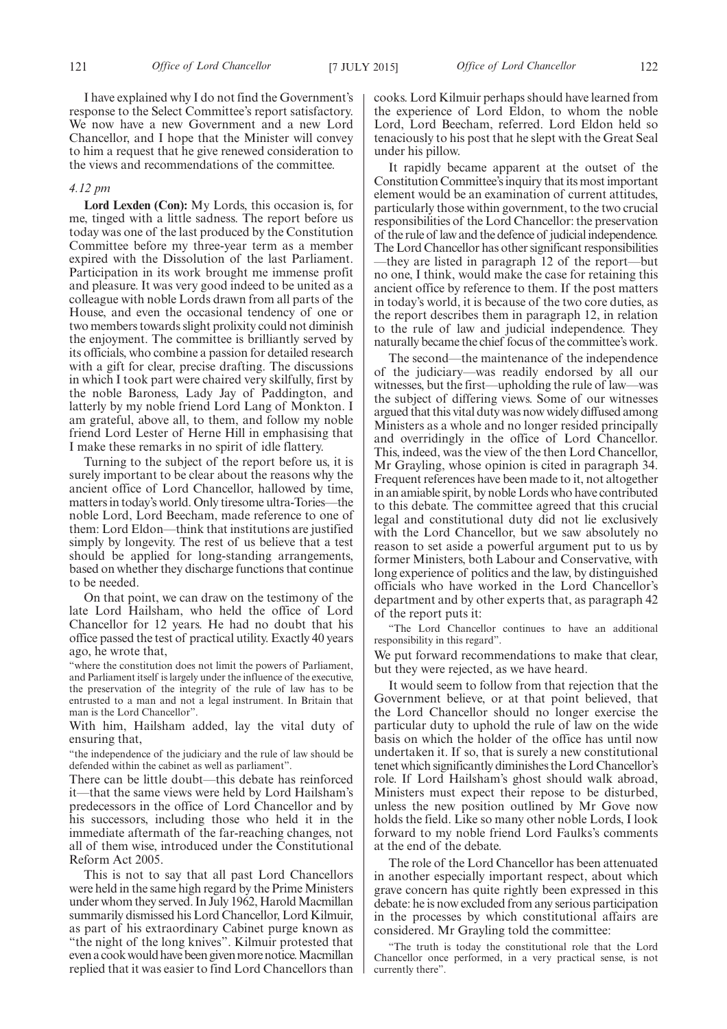I have explained why I do not find the Government's response to the Select Committee's report satisfactory. We now have a new Government and a new Lord Chancellor, and I hope that the Minister will convey to him a request that he give renewed consideration to the views and recommendations of the committee.

*4.12 pm*

**Lord Lexden (Con):** My Lords, this occasion is, for me, tinged with a little sadness. The report before us today was one of the last produced by the Constitution Committee before my three-year term as a member expired with the Dissolution of the last Parliament. Participation in its work brought me immense profit and pleasure. It was very good indeed to be united as a colleague with noble Lords drawn from all parts of the House, and even the occasional tendency of one or two members towards slight prolixity could not diminish the enjoyment. The committee is brilliantly served by its officials, who combine a passion for detailed research with a gift for clear, precise drafting. The discussions in which I took part were chaired very skilfully, first by the noble Baroness, Lady Jay of Paddington, and latterly by my noble friend Lord Lang of Monkton. I am grateful, above all, to them, and follow my noble friend Lord Lester of Herne Hill in emphasising that I make these remarks in no spirit of idle flattery.

Turning to the subject of the report before us, it is surely important to be clear about the reasons why the ancient office of Lord Chancellor, hallowed by time, matters in today's world. Only tiresome ultra-Tories—the noble Lord, Lord Beecham, made reference to one of them: Lord Eldon—think that institutions are justified simply by longevity. The rest of us believe that a test should be applied for long-standing arrangements, based on whether they discharge functions that continue to be needed.

On that point, we can draw on the testimony of the late Lord Hailsham, who held the office of Lord Chancellor for 12 years. He had no doubt that his office passed the test of practical utility. Exactly 40 years ago, he wrote that,

"where the constitution does not limit the powers of Parliament, and Parliament itself is largely under the influence of the executive, the preservation of the integrity of the rule of law has to be entrusted to a man and not a legal instrument. In Britain that man is the Lord Chancellor".

With him, Hailsham added, lay the vital duty of ensuring that,

"the independence of the judiciary and the rule of law should be defended within the cabinet as well as parliament".

There can be little doubt—this debate has reinforced it—that the same views were held by Lord Hailsham's predecessors in the office of Lord Chancellor and by his successors, including those who held it in the immediate aftermath of the far-reaching changes, not all of them wise, introduced under the Constitutional Reform Act 2005.

This is not to say that all past Lord Chancellors were held in the same high regard by the Prime Ministers under whom they served. In July 1962, Harold Macmillan summarily dismissed his Lord Chancellor, Lord Kilmuir, as part of his extraordinary Cabinet purge known as "the night of the long knives". Kilmuir protested that even a cook would have been given more notice. Macmillan replied that it was easier to find Lord Chancellors than cooks. Lord Kilmuir perhaps should have learned from the experience of Lord Eldon, to whom the noble Lord, Lord Beecham, referred. Lord Eldon held so tenaciously to his post that he slept with the Great Seal under his pillow.

It rapidly became apparent at the outset of the Constitution Committee's inquiry that its most important element would be an examination of current attitudes, particularly those within government, to the two crucial responsibilities of the Lord Chancellor: the preservation of the rule of law and the defence of judicial independence. The Lord Chancellor has other significant responsibilities—they are listed in paragraph 12 of the report—but no one, I think, would make the case for retaining this ancient office by reference to them. If the post matters in today's world, it is because of the two core duties, as the report describes them in paragraph 12, in relation to the rule of law and judicial independence. They naturally became the chief focus of the committee's work.

The second—the maintenance of the independence of the judiciary—was readily endorsed by all our witnesses, but the first—upholding the rule of law—was the subject of differing views. Some of our witnesses argued that this vital duty was now widely diffused among Ministers as a whole and no longer resided principally and overridingly in the office of Lord Chancellor. This, indeed, was the view of the then Lord Chancellor, Mr Grayling, whose opinion is cited in paragraph 34. Frequent references have been made to it, not altogether in an amiable spirit, by noble Lords who have contributed to this debate. The committee agreed that this crucial legal and constitutional duty did not lie exclusively with the Lord Chancellor, but we saw absolutely no reason to set aside a powerful argument put to us by former Ministers, both Labour and Conservative, with long experience of politics and the law, by distinguished officials who have worked in the Lord Chancellor's department and by other experts that, as paragraph 42 of the report puts it:

"The Lord Chancellor continues to have an additional responsibility in this regard".

We put forward recommendations to make that clear, but they were rejected, as we have heard.

It would seem to follow from that rejection that the Government believe, or at that point believed, that the Lord Chancellor should no longer exercise the particular duty to uphold the rule of law on the wide basis on which the holder of the office has until now undertaken it. If so, that is surely a new constitutional tenet which significantly diminishes the Lord Chancellor's role. If Lord Hailsham's ghost should walk abroad, Ministers must expect their repose to be disturbed, unless the new position outlined by Mr Gove now holds the field. Like so many other noble Lords, I look forward to my noble friend Lord Faulks's comments at the end of the debate.

The role of the Lord Chancellor has been attenuated in another especially important respect, about which grave concern has quite rightly been expressed in this debate: he is now excluded from any serious participation in the processes by which constitutional affairs are considered. Mr Grayling told the committee:

"The truth is today the constitutional role that the Lord Chancellor once performed, in a very practical sense, is not currently there".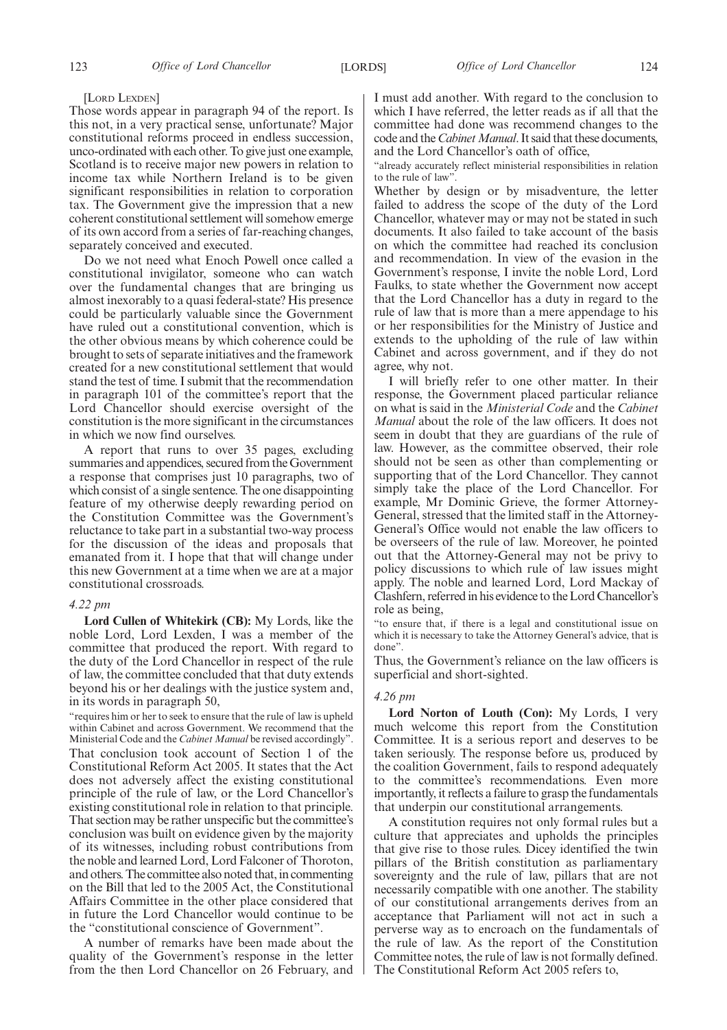[Lord Lexden]

Those words appear in paragraph 94 of the report. Is this not, in a very practical sense, unfortunate? Major constitutional reforms proceed in endless succession, unco-ordinated with each other. To give just one example, Scotland is to receive major new powers in relation to income tax while Northern Ireland is to be given significant responsibilities in relation to corporation tax. The Government give the impression that a new coherent constitutional settlement will somehow emerge of its own accord from a series of far-reaching changes, separately conceived and executed.

Do we not need what Enoch Powell once called a constitutional invigilator, someone who can watch over the fundamental changes that are bringing us almost inexorably to a quasi federal-state? His presence could be particularly valuable since the Government have ruled out a constitutional convention, which is the other obvious means by which coherence could be brought to sets of separate initiatives and the framework created for a new constitutional settlement that would stand the test of time. I submit that the recommendation in paragraph 101 of the committee's report that the Lord Chancellor should exercise oversight of the constitution is the more significant in the circumstances in which we now find ourselves.

A report that runs to over 35 pages, excluding summaries and appendices, secured from the Government a response that comprises just 10 paragraphs, two of which consist of a single sentence. The one disappointing feature of my otherwise deeply rewarding period on the Constitution Committee was the Government's reluctance to take part in a substantial two-way process for the discussion of the ideas and proposals that emanated from it. I hope that that will change under this new Government at a time when we are at a major constitutional crossroads.

*4.22 pm*

**Lord Cullen of Whitekirk (CB):** My Lords, like the noble Lord, Lord Lexden, I was a member of the committee that produced the report. With regard to the duty of the Lord Chancellor in respect of the rule of law, the committee concluded that that duty extends beyond his or her dealings with the justice system and, in its words in paragraph 50,

"requires him or her to seek to ensure that the rule of law is upheld within Cabinet and across Government. We recommend that the Ministerial Code and the *Cabinet Manual* be revised accordingly".

That conclusion took account of Section 1 of the Constitutional Reform Act 2005. It states that the Act does not adversely affect the existing constitutional principle of the rule of law, or the Lord Chancellor's existing constitutional role in relation to that principle. That section may be rather unspecific but the committee's conclusion was built on evidence given by the majority of its witnesses, including robust contributions from the noble and learned Lord, Lord Falconer of Thoroton, and others. The committee also noted that, in commenting on the Bill that led to the 2005 Act, the Constitutional Affairs Committee in the other place considered that in future the Lord Chancellor would continue to be the "constitutional conscience of Government".

A number of remarks have been made about the quality of the Government's response in the letter from the then Lord Chancellor on 26 February, and I must add another. With regard to the conclusion to which I have referred, the letter reads as if all that the committee had done was recommend changes to the code and the *Cabinet Manual*. It said that these documents, and the Lord Chancellor's oath of office,

"already accurately reflect ministerial responsibilities in relation to the rule of law".

Whether by design or by misadventure, the letter failed to address the scope of the duty of the Lord Chancellor, whatever may or may not be stated in such documents. It also failed to take account of the basis on which the committee had reached its conclusion and recommendation. In view of the evasion in the Government's response, I invite the noble Lord, Lord Faulks, to state whether the Government now accept that the Lord Chancellor has a duty in regard to the rule of law that is more than a mere appendage to his or her responsibilities for the Ministry of Justice and extends to the upholding of the rule of law within Cabinet and across government, and if they do not agree, why not.

I will briefly refer to one other matter. In their response, the Government placed particular reliance on what is said in the *Ministerial Code* and the *Cabinet Manual* about the role of the law officers. It does not seem in doubt that they are guardians of the rule of law. However, as the committee observed, their role should not be seen as other than complementing or supporting that of the Lord Chancellor. They cannot simply take the place of the Lord Chancellor. For example, Mr Dominic Grieve, the former Attorney-General, stressed that the limited staff in the Attorney-General's Office would not enable the law officers to be overseers of the rule of law. Moreover, he pointed out that the Attorney-General may not be privy to policy discussions to which rule of law issues might apply. The noble and learned Lord, Lord Mackay of Clashfern, referred in his evidence to the Lord Chancellor's role as being,

"to ensure that, if there is a legal and constitutional issue on which it is necessary to take the Attorney General's advice, that is done".

Thus, the Government's reliance on the law officers is superficial and short-sighted.

*4.26 pm*

**Lord Norton of Louth (Con):** My Lords, I very much welcome this report from the Constitution Committee. It is a serious report and deserves to be taken seriously. The response before us, produced by the coalition Government, fails to respond adequately to the committee's recommendations. Even more importantly, it reflects a failure to grasp the fundamentals that underpin our constitutional arrangements.

A constitution requires not only formal rules but a culture that appreciates and upholds the principles that give rise to those rules. Dicey identified the twin pillars of the British constitution as parliamentary sovereignty and the rule of law, pillars that are not necessarily compatible with one another. The stability of our constitutional arrangements derives from an acceptance that Parliament will not act in such a perverse way as to encroach on the fundamentals of the rule of law. As the report of the Constitution Committee notes, the rule of law is not formally defined. The Constitutional Reform Act 2005 refers to,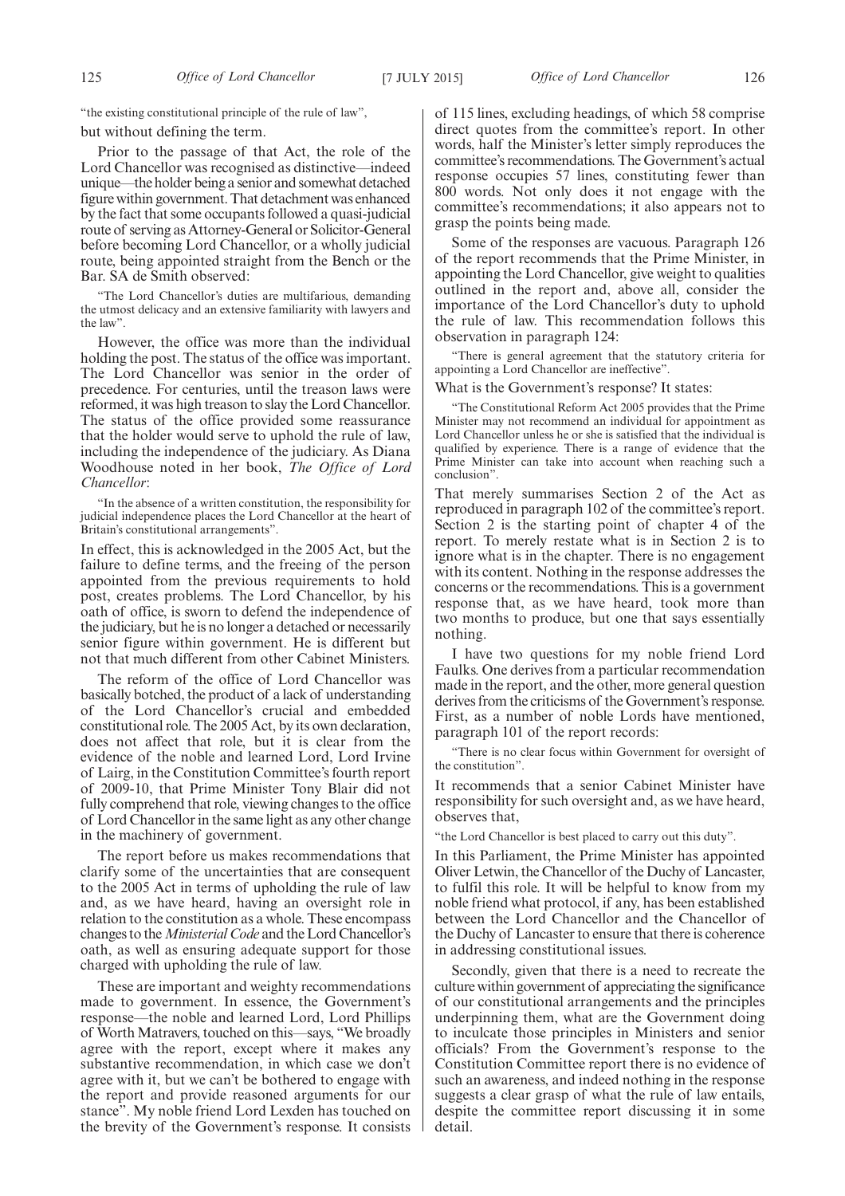"the existing constitutional principle of the rule of law",

but without defining the term.

Prior to the passage of that Act, the role of the Lord Chancellor was recognised as distinctive—indeed unique—the holder being a senior and somewhat detached figure within government. That detachment was enhanced by the fact that some occupants followed a quasi-judicial route of serving as Attorney-General or Solicitor-General before becoming Lord Chancellor, or a wholly judicial route, being appointed straight from the Bench or the Bar. SA de Smith observed:

"The Lord Chancellor's duties are multifarious, demanding the utmost delicacy and an extensive familiarity with lawyers and the law".

However, the office was more than the individual holding the post. The status of the office was important. The Lord Chancellor was senior in the order of precedence. For centuries, until the treason laws were reformed, it was high treason to slay the Lord Chancellor. The status of the office provided some reassurance that the holder would serve to uphold the rule of law, including the independence of the judiciary. As Diana Woodhouse noted in her book, *The Office of Lord Chancellor*:

"In the absence of a written constitution, the responsibility for judicial independence places the Lord Chancellor at the heart of Britain's constitutional arrangements".

In effect, this is acknowledged in the 2005 Act, but the failure to define terms, and the freeing of the person appointed from the previous requirements to hold post, creates problems. The Lord Chancellor, by his oath of office, is sworn to defend the independence of the judiciary, but he is no longer a detached or necessarily senior figure within government. He is different but not that much different from other Cabinet Ministers.

The reform of the office of Lord Chancellor was basically botched, the product of a lack of understanding of the Lord Chancellor's crucial and embedded constitutional role. The 2005 Act, by its own declaration, does not affect that role, but it is clear from the evidence of the noble and learned Lord, Lord Irvine of Lairg, in the Constitution Committee's fourth report of 2009-10, that Prime Minister Tony Blair did not fully comprehend that role, viewing changes to the office of Lord Chancellor in the same light as any other change in the machinery of government.

The report before us makes recommendations that clarify some of the uncertainties that are consequent to the 2005 Act in terms of upholding the rule of law and, as we have heard, having an oversight role in relation to the constitution as a whole. These encompass changes to the *Ministerial Code* and the Lord Chancellor's oath, as well as ensuring adequate support for those charged with upholding the rule of law.

These are important and weighty recommendations made to government. In essence, the Government's response—the noble and learned Lord, Lord Phillips of Worth Matravers, touched on this—says, "We broadly agree with the report, except where it makes any substantive recommendation, in which case we don't agree with it, but we can't be bothered to engage with the report and provide reasoned arguments for our stance". My noble friend Lord Lexden has touched on the brevity of the Government's response. It consists of 115 lines, excluding headings, of which 58 comprise direct quotes from the committee's report. In other words, half the Minister's letter simply reproduces the committee's recommendations. The Government's actual response occupies 57 lines, constituting fewer than 800 words. Not only does it not engage with the committee's recommendations; it also appears not to grasp the points being made.

Some of the responses are vacuous. Paragraph 126 of the report recommends that the Prime Minister, in appointing the Lord Chancellor, give weight to qualities outlined in the report and, above all, consider the importance of the Lord Chancellor's duty to uphold the rule of law. This recommendation follows this observation in paragraph 124:

"There is general agreement that the statutory criteria for appointing a Lord Chancellor are ineffective".

What is the Government's response? It states:

"The Constitutional Reform Act 2005 provides that the Prime Minister may not recommend an individual for appointment as Lord Chancellor unless he or she is satisfied that the individual is qualified by experience. There is a range of evidence that the Prime Minister can take into account when reaching such a conclusion".

That merely summarises Section 2 of the Act as reproduced in paragraph 102 of the committee's report. Section 2 is the starting point of chapter 4 of the report. To merely restate what is in Section 2 is to ignore what is in the chapter. There is no engagement with its content. Nothing in the response addresses the concerns or the recommendations. This is a government response that, as we have heard, took more than two months to produce, but one that says essentially nothing.

I have two questions for my noble friend Lord Faulks. One derives from a particular recommendation made in the report, and the other, more general question derives from the criticisms of the Government's response. First, as a number of noble Lords have mentioned, paragraph 101 of the report records:

"There is no clear focus within Government for oversight of the constitution".

It recommends that a senior Cabinet Minister have responsibility for such oversight and, as we have heard, observes that,

"the Lord Chancellor is best placed to carry out this duty".

In this Parliament, the Prime Minister has appointed Oliver Letwin, the Chancellor of the Duchy of Lancaster, to fulfil this role. It will be helpful to know from my noble friend what protocol, if any, has been established between the Lord Chancellor and the Chancellor of the Duchy of Lancaster to ensure that there is coherence in addressing constitutional issues.

Secondly, given that there is a need to recreate the culture within government of appreciating the significance of our constitutional arrangements and the principles underpinning them, what are the Government doing to inculcate those principles in Ministers and senior officials? From the Government's response to the Constitution Committee report there is no evidence of such an awareness, and indeed nothing in the response suggests a clear grasp of what the rule of law entails, despite the committee report discussing it in some detail.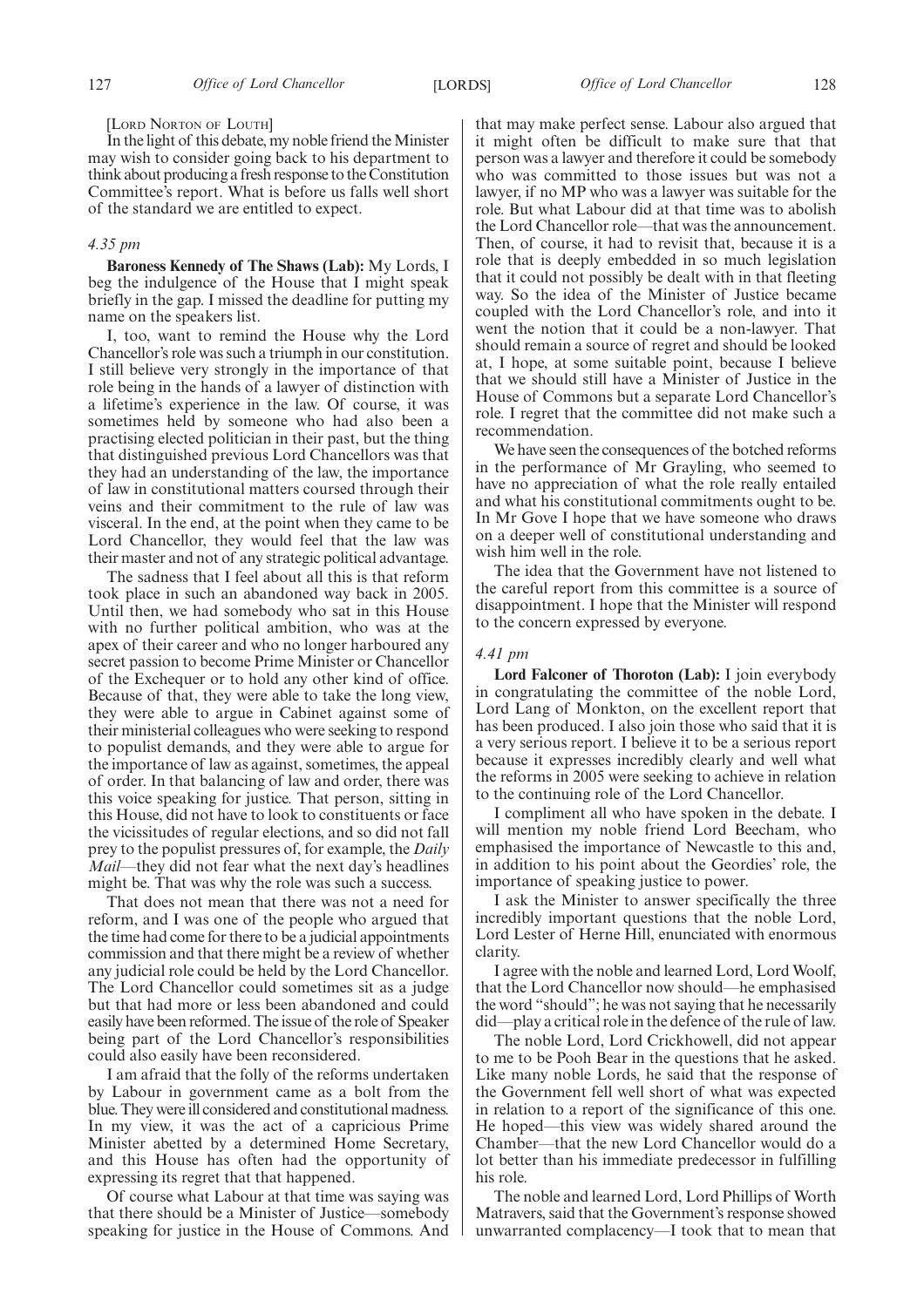[LORD NORTON OF LOUTH]

In the light of this debate, my noble friend the Minister may wish to consider going back to his department to think about producing a fresh response to the Constitution Committee's report. What is before us falls well short of the standard we are entitled to expect.

*4.35 pm*

**Baroness Kennedy of The Shaws (Lab):** My Lords, I beg the indulgence of the House that I might speak briefly in the gap. I missed the deadline for putting my name on the speakers list.

I, too, want to remind the House why the Lord Chancellor's role was such a triumph in our constitution. I still believe very strongly in the importance of that role being in the hands of a lawyer of distinction with a lifetime's experience in the law. Of course, it was sometimes held by someone who had also been a practising elected politician in their past, but the thing that distinguished previous Lord Chancellors was that they had an understanding of the law, the importance of law in constitutional matters coursed through their veins and their commitment to the rule of law was visceral. In the end, at the point when they came to be Lord Chancellor, they would feel that the law was their master and not of any strategic political advantage.

The sadness that I feel about all this is that reform took place in such an abandoned way back in 2005. Until then, we had somebody who sat in this House with no further political ambition, who was at the apex of their career and who no longer harboured any secret passion to become Prime Minister or Chancellor of the Exchequer or to hold any other kind of office. Because of that, they were able to take the long view, they were able to argue in Cabinet against some of their ministerial colleagues who were seeking to respond to populist demands, and they were able to argue for the importance of law as against, sometimes, the appeal of order. In that balancing of law and order, there was this voice speaking for justice. That person, sitting in this House, did not have to look to constituents or face the vicissitudes of regular elections, and so did not fall prey to the populist pressures of, for example, the *Daily Mail*—they did not fear what the next day's headlines might be. That was why the role was such a success.

That does not mean that there was not a need for reform, and I was one of the people who argued that the time had come for there to be a judicial appointments commission and that there might be a review of whether any judicial role could be held by the Lord Chancellor. The Lord Chancellor could sometimes sit as a judge but that had more or less been abandoned and could easily have been reformed. The issue of the role of Speaker being part of the Lord Chancellor's responsibilities could also easily have been reconsidered.

I am afraid that the folly of the reforms undertaken by Labour in government came as a bolt from the blue. They were ill considered and constitutional madness. In my view, it was the act of a capricious Prime Minister abetted by a determined Home Secretary, and this House has often had the opportunity of expressing its regret that that happened.

Of course what Labour at that time was saying was that there should be a Minister of Justice—somebody speaking for justice in the House of Commons. And that may make perfect sense. Labour also argued that it might often be difficult to make sure that that person was a lawyer and therefore it could be somebody who was committed to those issues but was not a lawyer, if no MP who was a lawyer was suitable for the role. But what Labour did at that time was to abolish the Lord Chancellor role—that was the announcement. Then, of course, it had to revisit that, because it is a role that is deeply embedded in so much legislation that it could not possibly be dealt with in that fleeting way. So the idea of the Minister of Justice became coupled with the Lord Chancellor's role, and into it went the notion that it could be a non-lawyer. That should remain a source of regret and should be looked at, I hope, at some suitable point, because I believe that we should still have a Minister of Justice in the House of Commons but a separate Lord Chancellor's role. I regret that the committee did not make such a recommendation.

We have seen the consequences of the botched reforms in the performance of Mr Grayling, who seemed to have no appreciation of what the role really entailed and what his constitutional commitments ought to be. In Mr Gove I hope that we have someone who draws on a deeper well of constitutional understanding and wish him well in the role.

The idea that the Government have not listened to the careful report from this committee is a source of disappointment. I hope that the Minister will respond to the concern expressed by everyone.

*4.41 pm*

**Lord Falconer of Thoroton (Lab):** I join everybody in congratulating the committee of the noble Lord, Lord Lang of Monkton, on the excellent report that has been produced. I also join those who said that it is a very serious report. I believe it to be a serious report because it expresses incredibly clearly and well what the reforms in 2005 were seeking to achieve in relation to the continuing role of the Lord Chancellor.

I compliment all who have spoken in the debate. I will mention my noble friend Lord Beecham, who emphasised the importance of Newcastle to this and, in addition to his point about the Geordies' role, the importance of speaking justice to power.

I ask the Minister to answer specifically the three incredibly important questions that the noble Lord, Lord Lester of Herne Hill, enunciated with enormous clarity.

I agree with the noble and learned Lord, Lord Woolf, that the Lord Chancellor now should—he emphasised the word "should"; he was not saying that he necessarily did—play a critical role in the defence of the rule of law.

The noble Lord, Lord Crickhowell, did not appear to me to be Pooh Bear in the questions that he asked. Like many noble Lords, he said that the response of the Government fell well short of what was expected in relation to a report of the significance of this one. He hoped—this view was widely shared around the Chamber—that the new Lord Chancellor would do a lot better than his immediate predecessor in fulfilling his role.

The noble and learned Lord, Lord Phillips of Worth Matravers, said that the Government's response showed unwarranted complacency—I took that to mean that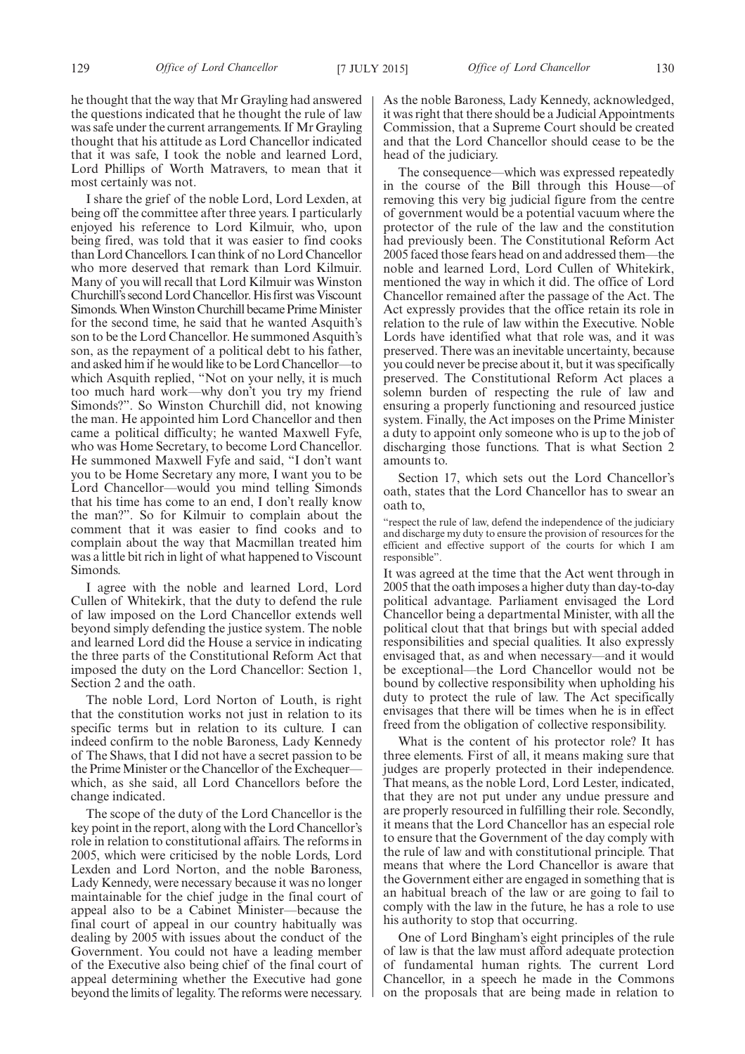he thought that the way that Mr Grayling had answered the questions indicated that he thought the rule of law was safe under the current arrangements. If Mr Grayling thought that his attitude as Lord Chancellor indicated that it was safe, I took the noble and learned Lord, Lord Phillips of Worth Matravers, to mean that it most certainly was not.

I share the grief of the noble Lord, Lord Lexden, at being off the committee after three years. I particularly enjoyed his reference to Lord Kilmuir, who, upon being fired, was told that it was easier to find cooks than Lord Chancellors. I can think of no Lord Chancellor who more deserved that remark than Lord Kilmuir. Many of you will recall that Lord Kilmuir was Winston Churchill's second Lord Chancellor. His first was Viscount Simonds. When Winston Churchill became Prime Minister for the second time, he said that he wanted Asquith's son to be the Lord Chancellor. He summoned Asquith's son, as the repayment of a political debt to his father, and asked him if he would like to be Lord Chancellor—to which Asquith replied, "Not on your nelly, it is much too much hard work—why don't you try my friend Simonds?". So Winston Churchill did, not knowing the man. He appointed him Lord Chancellor and then came a political difficulty; he wanted Maxwell Fyfe, who was Home Secretary, to become Lord Chancellor. He summoned Maxwell Fyfe and said, "I don't want you to be Home Secretary any more, I want you to be Lord Chancellor—would you mind telling Simonds that his time has come to an end, I don't really know the man?". So for Kilmuir to complain about the comment that it was easier to find cooks and to complain about the way that Macmillan treated him was a little bit rich in light of what happened to Viscount Simonds.

I agree with the noble and learned Lord, Lord Cullen of Whitekirk, that the duty to defend the rule of law imposed on the Lord Chancellor extends well beyond simply defending the justice system. The noble and learned Lord did the House a service in indicating the three parts of the Constitutional Reform Act that imposed the duty on the Lord Chancellor: Section 1, Section 2 and the oath.

The noble Lord, Lord Norton of Louth, is right that the constitution works not just in relation to its specific terms but in relation to its culture. I can indeed confirm to the noble Baroness, Lady Kennedy of The Shaws, that I did not have a secret passion to be the Prime Minister or the Chancellor of the Exchequer—which, as she said, all Lord Chancellors before the change indicated.

The scope of the duty of the Lord Chancellor is the key point in the report, along with the Lord Chancellor's role in relation to constitutional affairs. The reforms in 2005, which were criticised by the noble Lords, Lord Lexden and Lord Norton, and the noble Baroness, Lady Kennedy, were necessary because it was no longer maintainable for the chief judge in the final court of appeal also to be a Cabinet Minister—because the final court of appeal in our country habitually was dealing by 2005 with issues about the conduct of the Government. You could not have a leading member of the Executive also being chief of the final court of appeal determining whether the Executive had gone beyond the limits of legality. The reforms were necessary. As the noble Baroness, Lady Kennedy, acknowledged, it was right that there should be a Judicial Appointments Commission, that a Supreme Court should be created and that the Lord Chancellor should cease to be the head of the judiciary.

The consequence—which was expressed repeatedly in the course of the Bill through this House—of removing this very big judicial figure from the centre of government would be a potential vacuum where the protector of the rule of the law and the constitution had previously been. The Constitutional Reform Act 2005 faced those fears head on and addressed them—the noble and learned Lord, Lord Cullen of Whitekirk, mentioned the way in which it did. The office of Lord Chancellor remained after the passage of the Act. The Act expressly provides that the office retain its role in relation to the rule of law within the Executive. Noble Lords have identified what that role was, and it was preserved. There was an inevitable uncertainty, because you could never be precise about it, but it was specifically preserved. The Constitutional Reform Act places a solemn burden of respecting the rule of law and ensuring a properly functioning and resourced justice system. Finally, the Act imposes on the Prime Minister a duty to appoint only someone who is up to the job of discharging those functions. That is what Section 2 amounts to.

Section 17, which sets out the Lord Chancellor's oath, states that the Lord Chancellor has to swear an oath to,

"respect the rule of law, defend the independence of the judiciary and discharge my duty to ensure the provision of resources for the efficient and effective support of the courts for which I am responsible".

It was agreed at the time that the Act went through in 2005 that the oath imposes a higher duty than day-to-day political advantage. Parliament envisaged the Lord Chancellor being a departmental Minister, with all the political clout that that brings but with special added responsibilities and special qualities. It also expressly envisaged that, as and when necessary—and it would be exceptional—the Lord Chancellor would not be bound by collective responsibility when upholding his duty to protect the rule of law. The Act specifically envisages that there will be times when he is in effect freed from the obligation of collective responsibility.

What is the content of his protector role? It has three elements. First of all, it means making sure that judges are properly protected in their independence. That means, as the noble Lord, Lord Lester, indicated, that they are not put under any undue pressure and are properly resourced in fulfilling their role. Secondly, it means that the Lord Chancellor has an especial role to ensure that the Government of the day comply with the rule of law and with constitutional principle. That means that where the Lord Chancellor is aware that the Government either are engaged in something that is an habitual breach of the law or are going to fail to comply with the law in the future, he has a role to use his authority to stop that occurring.

One of Lord Bingham's eight principles of the rule of law is that the law must afford adequate protection of fundamental human rights. The current Lord Chancellor, in a speech he made in the Commons on the proposals that are being made in relation to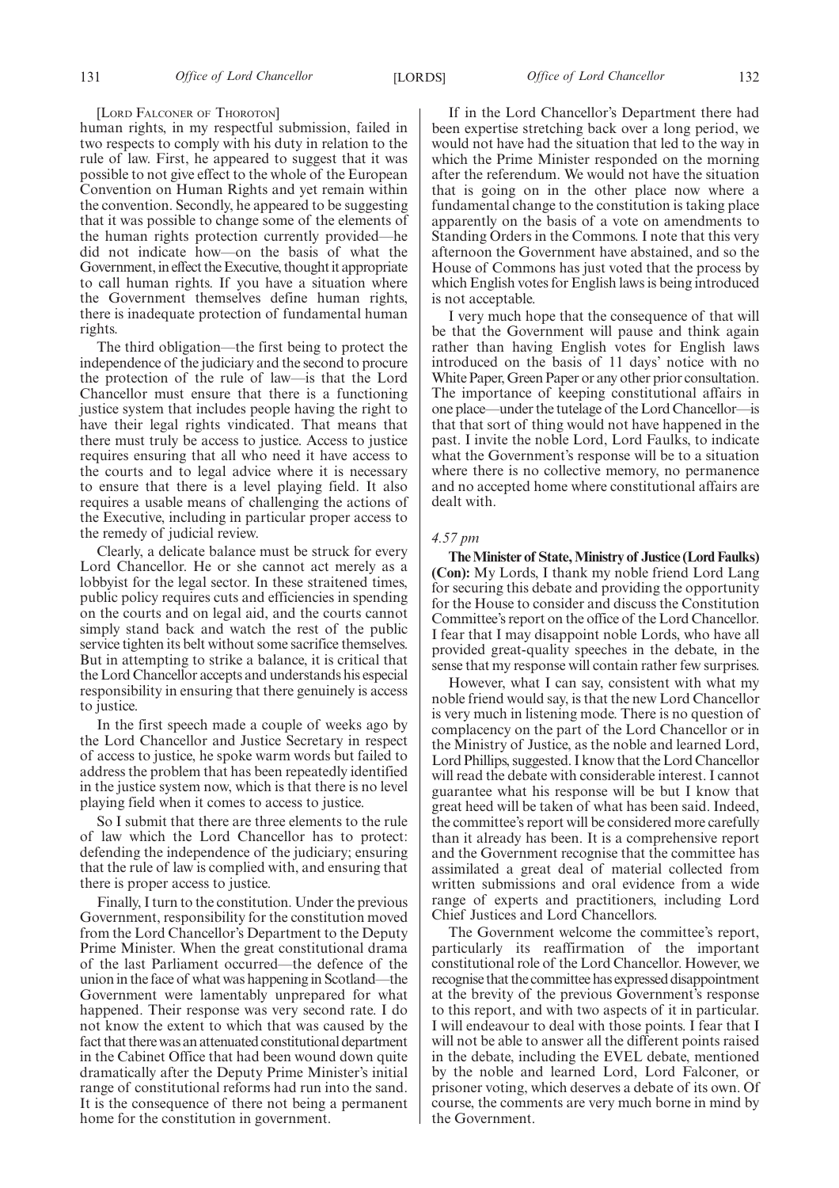[LORD FALCONER OF THOROTON]

human rights, in my respectful submission, failed in two respects to comply with his duty in relation to the rule of law. First, he appeared to suggest that it was possible to not give effect to the whole of the European Convention on Human Rights and yet remain within the convention. Secondly, he appeared to be suggesting that it was possible to change some of the elements of the human rights protection currently provided—he did not indicate how—on the basis of what the Government, in effect the Executive, thought it appropriate to call human rights. If you have a situation where the Government themselves define human rights, there is inadequate protection of fundamental human rights.

The third obligation—the first being to protect the independence of the judiciary and the second to procure the protection of the rule of law—is that the Lord Chancellor must ensure that there is a functioning justice system that includes people having the right to have their legal rights vindicated. That means that there must truly be access to justice. Access to justice requires ensuring that all who need it have access to the courts and to legal advice where it is necessary to ensure that there is a level playing field. It also requires a usable means of challenging the actions of the Executive, including in particular proper access to the remedy of judicial review.

Clearly, a delicate balance must be struck for every Lord Chancellor. He or she cannot act merely as a lobbyist for the legal sector. In these straitened times, public policy requires cuts and efficiencies in spending on the courts and on legal aid, and the courts cannot simply stand back and watch the rest of the public service tighten its belt without some sacrifice themselves. But in attempting to strike a balance, it is critical that the Lord Chancellor accepts and understands his especial responsibility in ensuring that there genuinely is access to justice.

In the first speech made a couple of weeks ago by the Lord Chancellor and Justice Secretary in respect of access to justice, he spoke warm words but failed to address the problem that has been repeatedly identified in the justice system now, which is that there is no level playing field when it comes to access to justice.

So I submit that there are three elements to the rule of law which the Lord Chancellor has to protect: defending the independence of the judiciary; ensuring that the rule of law is complied with, and ensuring that there is proper access to justice.

Finally, I turn to the constitution. Under the previous Government, responsibility for the constitution moved from the Lord Chancellor's Department to the Deputy Prime Minister. When the great constitutional drama of the last Parliament occurred—the defence of the union in the face of what was happening in Scotland—the Government were lamentably unprepared for what happened. Their response was very second rate. I do not know the extent to which that was caused by the fact that there was an attenuated constitutional department in the Cabinet Office that had been wound down quite dramatically after the Deputy Prime Minister's initial range of constitutional reforms had run into the sand. It is the consequence of there not being a permanent home for the constitution in government.

If in the Lord Chancellor's Department there had been expertise stretching back over a long period, we would not have had the situation that led to the way in which the Prime Minister responded on the morning after the referendum. We would not have the situation that is going on in the other place now where a fundamental change to the constitution is taking place apparently on the basis of a vote on amendments to Standing Orders in the Commons. I note that this very afternoon the Government have abstained, and so the House of Commons has just voted that the process by which English votes for English laws is being introduced is not acceptable.

I very much hope that the consequence of that will be that the Government will pause and think again rather than having English votes for English laws introduced on the basis of 11 days' notice with no White Paper, Green Paper or any other prior consultation. The importance of keeping constitutional affairs in one place—under the tutelage of the Lord Chancellor—is that that sort of thing would not have happened in the past. I invite the noble Lord, Lord Faulks, to indicate what the Government's response will be to a situation where there is no collective memory, no permanence and no accepted home where constitutional affairs are dealt with.

*4.57 pm*

**The Minister of State, Ministry of Justice (Lord Faulks) (Con):** My Lords, I thank my noble friend Lord Lang for securing this debate and providing the opportunity for the House to consider and discuss the Constitution Committee's report on the office of the Lord Chancellor. I fear that I may disappoint noble Lords, who have all provided great-quality speeches in the debate, in the sense that my response will contain rather few surprises.

However, what I can say, consistent with what my noble friend would say, is that the new Lord Chancellor is very much in listening mode. There is no question of complacency on the part of the Lord Chancellor or in the Ministry of Justice, as the noble and learned Lord, Lord Phillips, suggested. I know that the Lord Chancellor will read the debate with considerable interest. I cannot guarantee what his response will be but I know that great heed will be taken of what has been said. Indeed, the committee's report will be considered more carefully than it already has been. It is a comprehensive report and the Government recognise that the committee has assimilated a great deal of material collected from written submissions and oral evidence from a wide range of experts and practitioners, including Lord Chief Justices and Lord Chancellors.

The Government welcome the committee's report, particularly its reaffirmation of the important constitutional role of the Lord Chancellor. However, we recognise that the committee has expressed disappointment at the brevity of the previous Government's response to this report, and with two aspects of it in particular. I will endeavour to deal with those points. I fear that I will not be able to answer all the different points raised in the debate, including the EVEL debate, mentioned by the noble and learned Lord, Lord Falconer, or prisoner voting, which deserves a debate of its own. Of course, the comments are very much borne in mind by the Government.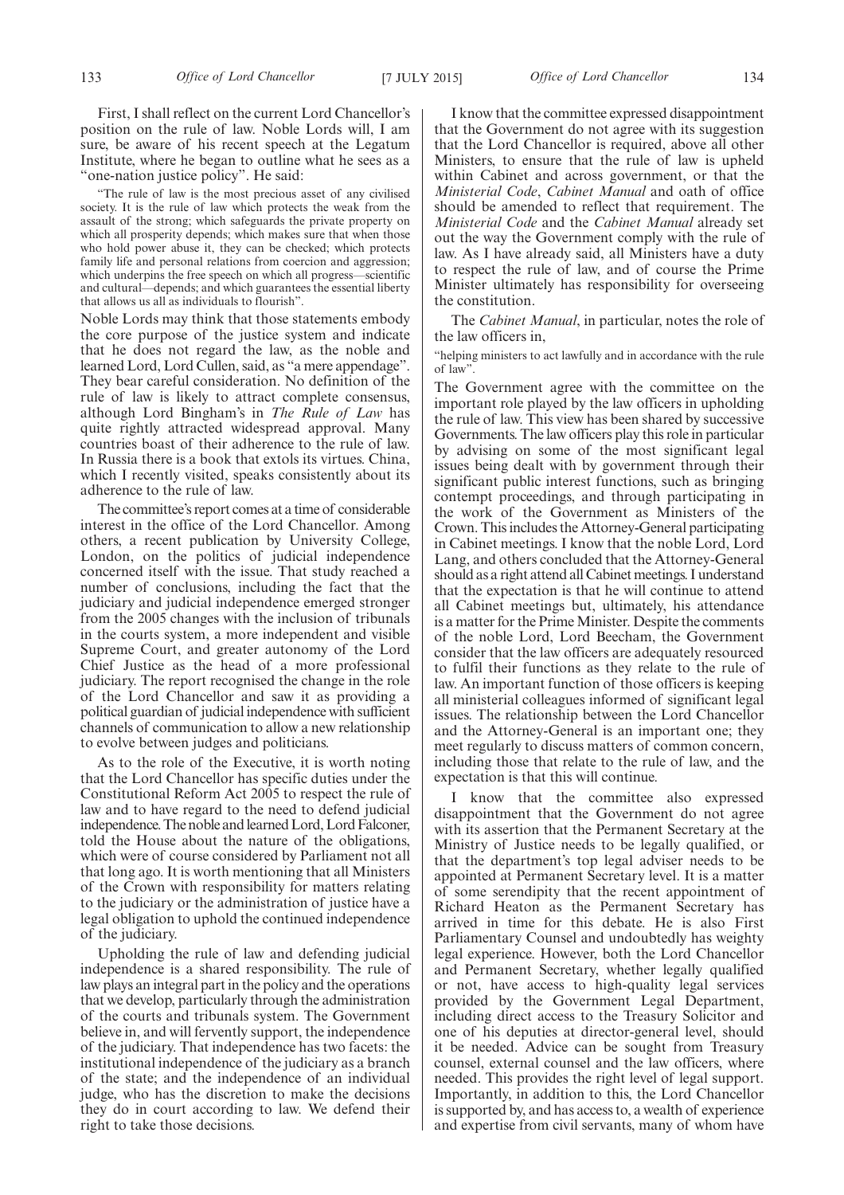First, I shall reflect on the current Lord Chancellor's position on the rule of law. Noble Lords will, I am sure, be aware of his recent speech at the Legatum Institute, where he began to outline what he sees as a "one-nation justice policy". He said:

"The rule of law is the most precious asset of any civilised society. It is the rule of law which protects the weak from the assault of the strong; which safeguards the private property on which all prosperity depends; which makes sure that when those who hold power abuse it, they can be checked; which protects family life and personal relations from coercion and aggression; which underpins the free speech on which all progress—scientific and cultural—depends; and which guarantees the essential liberty that allows us all as individuals to flourish".

Noble Lords may think that those statements embody the core purpose of the justice system and indicate that he does not regard the law, as the noble and learned Lord, Lord Cullen, said, as "a mere appendage". They bear careful consideration. No definition of the rule of law is likely to attract complete consensus, although Lord Bingham's in *The Rule of Law* has quite rightly attracted widespread approval. Many countries boast of their adherence to the rule of law. In Russia there is a book that extols its virtues. China, which I recently visited, speaks consistently about its adherence to the rule of law.

The committee's report comes at a time of considerable interest in the office of the Lord Chancellor. Among others, a recent publication by University College, London, on the politics of judicial independence concerned itself with the issue. That study reached a number of conclusions, including the fact that the judiciary and judicial independence emerged stronger from the 2005 changes with the inclusion of tribunals in the courts system, a more independent and visible Supreme Court, and greater autonomy of the Lord Chief Justice as the head of a more professional judiciary. The report recognised the change in the role of the Lord Chancellor and saw it as providing a political guardian of judicial independence with sufficient channels of communication to allow a new relationship to evolve between judges and politicians.

As to the role of the Executive, it is worth noting that the Lord Chancellor has specific duties under the Constitutional Reform Act 2005 to respect the rule of law and to have regard to the need to defend judicial independence. The noble and learned Lord, Lord Falconer, told the House about the nature of the obligations, which were of course considered by Parliament not all that long ago. It is worth mentioning that all Ministers of the Crown with responsibility for matters relating to the judiciary or the administration of justice have a legal obligation to uphold the continued independence of the judiciary.

Upholding the rule of law and defending judicial independence is a shared responsibility. The rule of law plays an integral part in the policy and the operations that we develop, particularly through the administration of the courts and tribunals system. The Government believe in, and will fervently support, the independence of the judiciary. That independence has two facets: the institutional independence of the judiciary as a branch of the state; and the independence of an individual judge, who has the discretion to make the decisions they do in court according to law. We defend their right to take those decisions.

I know that the committee expressed disappointment that the Government do not agree with its suggestion that the Lord Chancellor is required, above all other Ministers, to ensure that the rule of law is upheld within Cabinet and across government, or that the *Ministerial Code*, *Cabinet Manual* and oath of office should be amended to reflect that requirement. The *Ministerial Code* and the *Cabinet Manual* already set out the way the Government comply with the rule of law. As I have already said, all Ministers have a duty to respect the rule of law, and of course the Prime Minister ultimately has responsibility for overseeing the constitution.

The *Cabinet Manual*, in particular, notes the role of the law officers in,

"helping ministers to act lawfully and in accordance with the rule of law".

The Government agree with the committee on the important role played by the law officers in upholding the rule of law. This view has been shared by successive Governments. The law officers play this role in particular by advising on some of the most significant legal issues being dealt with by government through their significant public interest functions, such as bringing contempt proceedings, and through participating in the work of the Government as Ministers of the Crown. This includes the Attorney-General participating in Cabinet meetings. I know that the noble Lord, Lord Lang, and others concluded that the Attorney-General should as a right attend all Cabinet meetings. I understand that the expectation is that he will continue to attend all Cabinet meetings but, ultimately, his attendance is a matter for the Prime Minister. Despite the comments of the noble Lord, Lord Beecham, the Government consider that the law officers are adequately resourced to fulfil their functions as they relate to the rule of law. An important function of those officers is keeping all ministerial colleagues informed of significant legal issues. The relationship between the Lord Chancellor and the Attorney-General is an important one; they meet regularly to discuss matters of common concern, including those that relate to the rule of law, and the expectation is that this will continue.

I know that the committee also expressed disappointment that the Government do not agree with its assertion that the Permanent Secretary at the Ministry of Justice needs to be legally qualified, or that the department's top legal adviser needs to be appointed at Permanent Secretary level. It is a matter of some serendipity that the recent appointment of Richard Heaton as the Permanent Secretary has arrived in time for this debate. He is also First Parliamentary Counsel and undoubtedly has weighty legal experience. However, both the Lord Chancellor and Permanent Secretary, whether legally qualified or not, have access to high-quality legal services provided by the Government Legal Department, including direct access to the Treasury Solicitor and one of his deputies at director-general level, should it be needed. Advice can be sought from Treasury counsel, external counsel and the law officers, where needed. This provides the right level of legal support. Importantly, in addition to this, the Lord Chancellor is supported by, and has access to, a wealth of experience and expertise from civil servants, many of whom have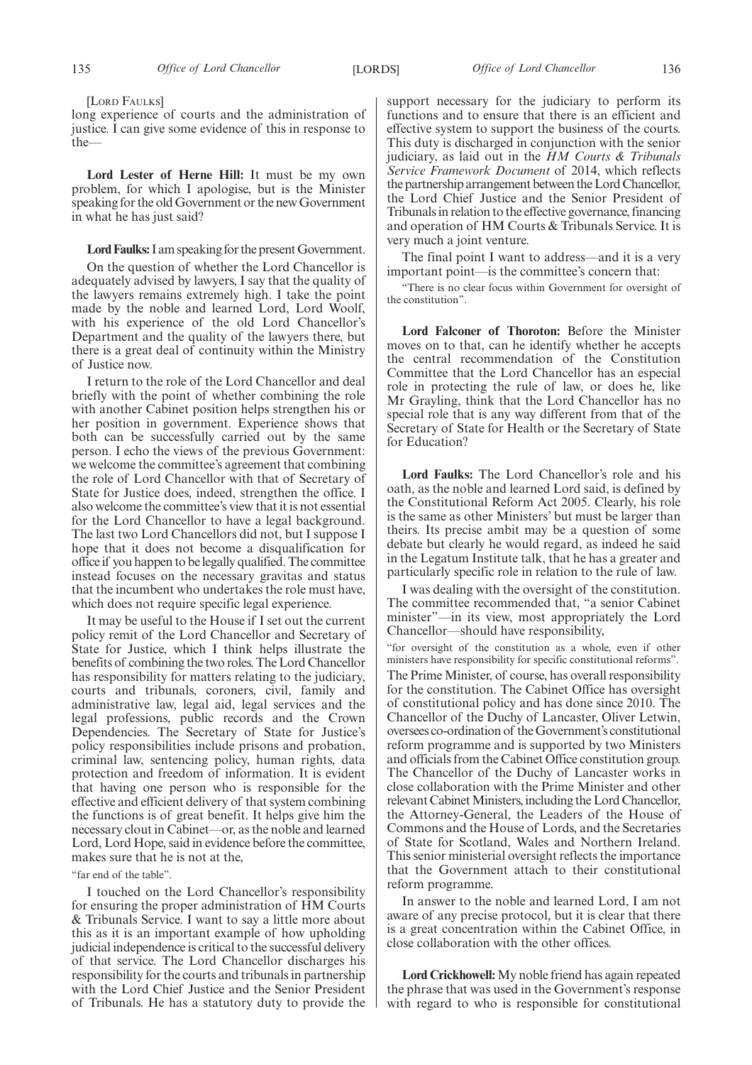[LORD FAULKS]

long experience of courts and the administration of justice. I can give some evidence of this in response to the—

**Lord Lester of Herne Hill:** It must be my own problem, for which I apologise, but is the Minister speaking for the old Government or the new Government in what he has just said?

**Lord Faulks:** I am speaking for the present Government.

On the question of whether the Lord Chancellor is adequately advised by lawyers, I say that the quality of the lawyers remains extremely high. I take the point made by the noble and learned Lord, Lord Woolf, with his experience of the old Lord Chancellor's Department and the quality of the lawyers there, but there is a great deal of continuity within the Ministry of Justice now.

I return to the role of the Lord Chancellor and deal briefly with the point of whether combining the role with another Cabinet position helps strengthen his or her position in government. Experience shows that both can be successfully carried out by the same person. I echo the views of the previous Government: we welcome the committee's agreement that combining the role of Lord Chancellor with that of Secretary of State for Justice does, indeed, strengthen the office. I also welcome the committee's view that it is not essential for the Lord Chancellor to have a legal background. The last two Lord Chancellors did not, but I suppose I hope that it does not become a disqualification for office if you happen to be legally qualified. The committee instead focuses on the necessary gravitas and status that the incumbent who undertakes the role must have, which does not require specific legal experience.

It may be useful to the House if I set out the current policy remit of the Lord Chancellor and Secretary of State for Justice, which I think helps illustrate the benefits of combining the two roles. The Lord Chancellor has responsibility for matters relating to the judiciary, courts and tribunals, coroners, civil, family and administrative law, legal aid, legal services and the legal professions, public records and the Crown Dependencies. The Secretary of State for Justice's policy responsibilities include prisons and probation, criminal law, sentencing policy, human rights, data protection and freedom of information. It is evident that having one person who is responsible for the effective and efficient delivery of that system combining the functions is of great benefit. It helps give him the necessary clout in Cabinet—or, as the noble and learned Lord, Lord Hope, said in evidence before the committee, makes sure that he is not at the,

"far end of the table".

I touched on the Lord Chancellor's responsibility for ensuring the proper administration of HM Courts & Tribunals Service. I want to say a little more about this as it is an important example of how upholding judicial independence is critical to the successful delivery of that service. The Lord Chancellor discharges his responsibility for the courts and tribunals in partnership with the Lord Chief Justice and the Senior President of Tribunals. He has a statutory duty to provide the support necessary for the judiciary to perform its functions and to ensure that there is an efficient and effective system to support the business of the courts. This duty is discharged in conjunction with the senior judiciary, as laid out in the *HM Courts & Tribunals Service Framework Document* of 2014, which reflects the partnership arrangement between the Lord Chancellor, the Lord Chief Justice and the Senior President of Tribunals in relation to the effective governance, financing and operation of HM Courts & Tribunals Service. It is very much a joint venture.

The final point I want to address—and it is a very important point—is the committee's concern that:

"There is no clear focus within Government for oversight of the constitution".

**Lord Falconer of Thoroton:** Before the Minister moves on to that, can he identify whether he accepts the central recommendation of the Constitution Committee that the Lord Chancellor has an especial role in protecting the rule of law, or does he, like Mr Grayling, think that the Lord Chancellor has no special role that is any way different from that of the Secretary of State for Health or the Secretary of State for Education?

**Lord Faulks:** The Lord Chancellor's role and his oath, as the noble and learned Lord said, is defined by the Constitutional Reform Act 2005. Clearly, his role is the same as other Ministers' but must be larger than theirs. Its precise ambit may be a question of some debate but clearly he would regard, as indeed he said in the Legatum Institute talk, that he has a greater and particularly specific role in relation to the rule of law.

I was dealing with the oversight of the constitution. The committee recommended that, "a senior Cabinet minister"—in its view, most appropriately the Lord Chancellor—should have responsibility,

"for oversight of the constitution as a whole, even if other ministers have responsibility for specific constitutional reforms".

The Prime Minister, of course, has overall responsibility for the constitution. The Cabinet Office has oversight of constitutional policy and has done since 2010. The Chancellor of the Duchy of Lancaster, Oliver Letwin, oversees co-ordination of the Government's constitutional reform programme and is supported by two Ministers and officials from the Cabinet Office constitution group. The Chancellor of the Duchy of Lancaster works in close collaboration with the Prime Minister and other relevant Cabinet Ministers, including the Lord Chancellor, the Attorney-General, the Leaders of the House of Commons and the House of Lords, and the Secretaries of State for Scotland, Wales and Northern Ireland. This senior ministerial oversight reflects the importance that the Government attach to their constitutional reform programme.

In answer to the noble and learned Lord, I am not aware of any precise protocol, but it is clear that there is a great concentration within the Cabinet Office, in close collaboration with the other offices.

**Lord Crickhowell:** My noble friend has again repeated the phrase that was used in the Government's response with regard to who is responsible for constitutional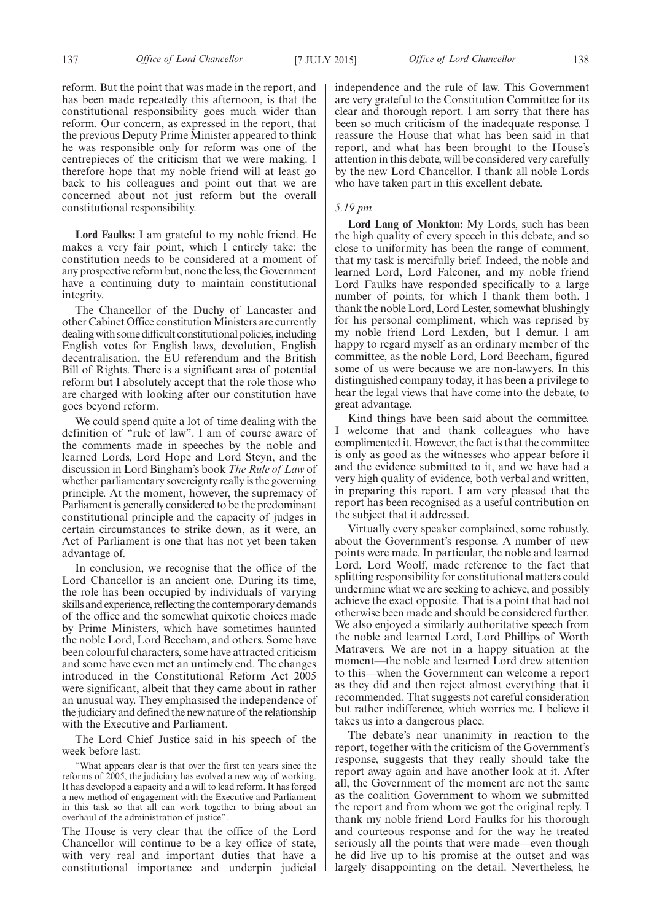reform. But the point that was made in the report, and has been made repeatedly this afternoon, is that the constitutional responsibility goes much wider than reform. Our concern, as expressed in the report, that the previous Deputy Prime Minister appeared to think he was responsible only for reform was one of the centrepieces of the criticism that we were making. I therefore hope that my noble friend will at least go back to his colleagues and point out that we are concerned about not just reform but the overall constitutional responsibility.

**Lord Faulks:** I am grateful to my noble friend. He makes a very fair point, which I entirely take: the constitution needs to be considered at a moment of any prospective reform but, none the less, the Government have a continuing duty to maintain constitutional integrity.

The Chancellor of the Duchy of Lancaster and other Cabinet Office constitution Ministers are currently dealing with some difficult constitutional policies, including English votes for English laws, devolution, English decentralisation, the EU referendum and the British Bill of Rights. There is a significant area of potential reform but I absolutely accept that the role those who are charged with looking after our constitution have goes beyond reform.

We could spend quite a lot of time dealing with the definition of "rule of law". I am of course aware of the comments made in speeches by the noble and learned Lords, Lord Hope and Lord Steyn, and the discussion in Lord Bingham's book *The Rule of Law* of whether parliamentary sovereignty really is the governing principle. At the moment, however, the supremacy of Parliament is generally considered to be the predominant constitutional principle and the capacity of judges in certain circumstances to strike down, as it were, an Act of Parliament is one that has not yet been taken advantage of.

In conclusion, we recognise that the office of the Lord Chancellor is an ancient one. During its time, the role has been occupied by individuals of varying skills and experience, reflecting the contemporary demands of the office and the somewhat quixotic choices made by Prime Ministers, which have sometimes haunted the noble Lord, Lord Beecham, and others. Some have been colourful characters, some have attracted criticism and some have even met an untimely end. The changes introduced in the Constitutional Reform Act 2005 were significant, albeit that they came about in rather an unusual way. They emphasised the independence of the judiciary and defined the new nature of the relationship with the Executive and Parliament.

The Lord Chief Justice said in his speech of the week before last:

> "What appears clear is that over the first ten years since the reforms of 2005, the judiciary has evolved a new way of working. It has developed a capacity and a will to lead reform. It has forged a new method of engagement with the Executive and Parliament in this task so that all can work together to bring about an overhaul of the administration of justice".

The House is very clear that the office of the Lord Chancellor will continue to be a key office of state, with very real and important duties that have a constitutional importance and underpin judicial independence and the rule of law. This Government are very grateful to the Constitution Committee for its clear and thorough report. I am sorry that there has been so much criticism of the inadequate response. I reassure the House that what has been said in that report, and what has been brought to the House's attention in this debate, will be considered very carefully by the new Lord Chancellor. I thank all noble Lords who have taken part in this excellent debate.

*5.19 pm*

**Lord Lang of Monkton:** My Lords, such has been the high quality of every speech in this debate, and so close to uniformity has been the range of comment, that my task is mercifully brief. Indeed, the noble and learned Lord, Lord Falconer, and my noble friend Lord Faulks have responded specifically to a large number of points, for which I thank them both. I thank the noble Lord, Lord Lester, somewhat blushingly for his personal compliment, which was reprised by my noble friend Lord Lexden, but I demur. I am happy to regard myself as an ordinary member of the committee, as the noble Lord, Lord Beecham, figured some of us were because we are non-lawyers. In this distinguished company today, it has been a privilege to hear the legal views that have come into the debate, to great advantage.

Kind things have been said about the committee. I welcome that and thank colleagues who have complimented it. However, the fact is that the committee is only as good as the witnesses who appear before it and the evidence submitted to it, and we have had a very high quality of evidence, both verbal and written, in preparing this report. I am very pleased that the report has been recognised as a useful contribution on the subject that it addressed.

Virtually every speaker complained, some robustly, about the Government's response. A number of new points were made. In particular, the noble and learned Lord, Lord Woolf, made reference to the fact that splitting responsibility for constitutional matters could undermine what we are seeking to achieve, and possibly achieve the exact opposite. That is a point that had not otherwise been made and should be considered further. We also enjoyed a similarly authoritative speech from the noble and learned Lord, Lord Phillips of Worth Matravers. We are not in a happy situation at the moment—the noble and learned Lord drew attention to this—when the Government can welcome a report as they did and then reject almost everything that it recommended. That suggests not careful consideration but rather indifference, which worries me. I believe it takes us into a dangerous place.

The debate's near unanimity in reaction to the report, together with the criticism of the Government's response, suggests that they really should take the report away again and have another look at it. After all, the Government of the moment are not the same as the coalition Government to whom we submitted the report and from whom we got the original reply. I thank my noble friend Lord Faulks for his thorough and courteous response and for the way he treated seriously all the points that were made—even though he did live up to his promise at the outset and was largely disappointing on the detail. Nevertheless, he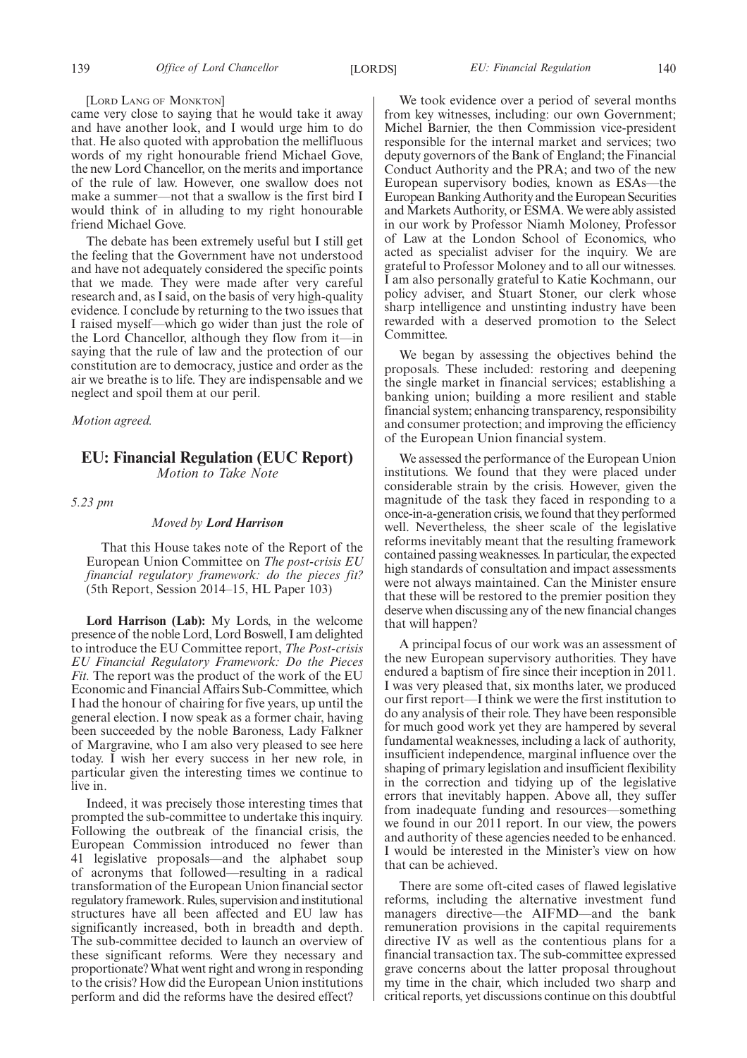[LORD LANG OF MONKTON]

came very close to saying that he would take it away and have another look, and I would urge him to do that. He also quoted with approbation the mellifluous words of my right honourable friend Michael Gove, the new Lord Chancellor, on the merits and importance of the rule of law. However, one swallow does not make a summer—not that a swallow is the first bird I would think of in alluding to my right honourable friend Michael Gove.

The debate has been extremely useful but I still get the feeling that the Government have not understood and have not adequately considered the specific points that we made. They were made after very careful research and, as I said, on the basis of very high-quality evidence. I conclude by returning to the two issues that I raised myself—which go wider than just the role of the Lord Chancellor, although they flow from it—in saying that the rule of law and the protection of our constitution are to democracy, justice and order as the air we breathe is to life. They are indispensable and we neglect and spoil them at our peril.

*Motion agreed.*

## EU: Financial Regulation (EUC Report)

*Motion to Take Note*

*5.23 pm*

*Moved by* ***Lord Harrison***

That this House takes note of the Report of the European Union Committee on *The post-crisis EU financial regulatory framework: do the pieces fit?* (5th Report, Session 2014–15, HL Paper 103)

**Lord Harrison (Lab):** My Lords, in the welcome presence of the noble Lord, Lord Boswell, I am delighted to introduce the EU Committee report, *The Post-crisis EU Financial Regulatory Framework: Do the Pieces Fit.* The report was the product of the work of the EU Economic and Financial Affairs Sub-Committee, which I had the honour of chairing for five years, up until the general election. I now speak as a former chair, having been succeeded by the noble Baroness, Lady Falkner of Margravine, who I am also very pleased to see here today. I wish her every success in her new role, in particular given the interesting times we continue to live in.

Indeed, it was precisely those interesting times that prompted the sub-committee to undertake this inquiry. Following the outbreak of the financial crisis, the European Commission introduced no fewer than 41 legislative proposals—and the alphabet soup of acronyms that followed—resulting in a radical transformation of the European Union financial sector regulatory framework. Rules, supervision and institutional structures have all been affected and EU law has significantly increased, both in breadth and depth. The sub-committee decided to launch an overview of these significant reforms. Were they necessary and proportionate? What went right and wrong in responding to the crisis? How did the European Union institutions perform and did the reforms have the desired effect?

We took evidence over a period of several months from key witnesses, including: our own Government; Michel Barnier, the then Commission vice-president responsible for the internal market and services; two deputy governors of the Bank of England; the Financial Conduct Authority and the PRA; and two of the new European supervisory bodies, known as ESAs—the European Banking Authority and the European Securities and Markets Authority, or ESMA. We were ably assisted in our work by Professor Niamh Moloney, Professor of Law at the London School of Economics, who acted as specialist adviser for the inquiry. We are grateful to Professor Moloney and to all our witnesses. I am also personally grateful to Katie Kochmann, our policy adviser, and Stuart Stoner, our clerk whose sharp intelligence and unstinting industry have been rewarded with a deserved promotion to the Select Committee.

We began by assessing the objectives behind the proposals. These included: restoring and deepening the single market in financial services; establishing a banking union; building a more resilient and stable financial system; enhancing transparency, responsibility and consumer protection; and improving the efficiency of the European Union financial system.

We assessed the performance of the European Union institutions. We found that they were placed under considerable strain by the crisis. However, given the magnitude of the task they faced in responding to a once-in-a-generation crisis, we found that they performed well. Nevertheless, the sheer scale of the legislative reforms inevitably meant that the resulting framework contained passing weaknesses. In particular, the expected high standards of consultation and impact assessments were not always maintained. Can the Minister ensure that these will be restored to the premier position they deserve when discussing any of the new financial changes that will happen?

A principal focus of our work was an assessment of the new European supervisory authorities. They have endured a baptism of fire since their inception in 2011. I was very pleased that, six months later, we produced our first report—I think we were the first institution to do any analysis of their role. They have been responsible for much good work yet they are hampered by several fundamental weaknesses, including a lack of authority, insufficient independence, marginal influence over the shaping of primary legislation and insufficient flexibility in the correction and tidying up of the legislative errors that inevitably happen. Above all, they suffer from inadequate funding and resources—something we found in our 2011 report. In our view, the powers and authority of these agencies needed to be enhanced. I would be interested in the Minister's view on how that can be achieved.

There are some oft-cited cases of flawed legislative reforms, including the alternative investment fund managers directive—the AIFMD—and the bank remuneration provisions in the capital requirements directive IV as well as the contentious plans for a financial transaction tax. The sub-committee expressed grave concerns about the latter proposal throughout my time in the chair, which included two sharp and critical reports, yet discussions continue on this doubtful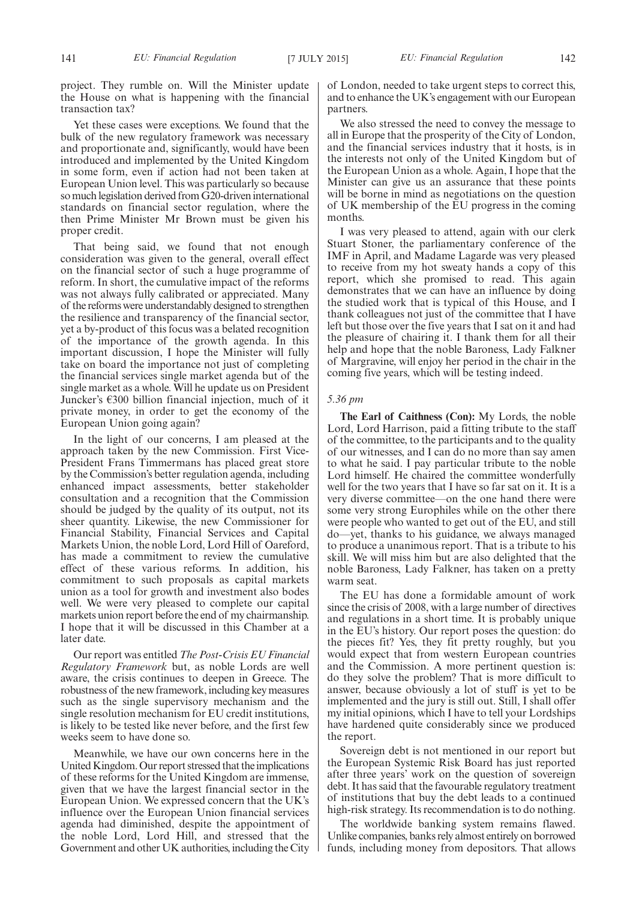project. They rumble on. Will the Minister update the House on what is happening with the financial transaction tax?

Yet these cases were exceptions. We found that the bulk of the new regulatory framework was necessary and proportionate and, significantly, would have been introduced and implemented by the United Kingdom in some form, even if action had not been taken at European Union level. This was particularly so because so much legislation derived from G20-driven international standards on financial sector regulation, where the then Prime Minister Mr Brown must be given his proper credit.

That being said, we found that not enough consideration was given to the general, overall effect on the financial sector of such a huge programme of reform. In short, the cumulative impact of the reforms was not always fully calibrated or appreciated. Many of the reforms were understandably designed to strengthen the resilience and transparency of the financial sector, yet a by-product of this focus was a belated recognition of the importance of the growth agenda. In this important discussion, I hope the Minister will fully take on board the importance not just of completing the financial services single market agenda but of the single market as a whole. Will he update us on President Juncker's €300 billion financial injection, much of it private money, in order to get the economy of the European Union going again?

In the light of our concerns, I am pleased at the approach taken by the new Commission. First Vice-President Frans Timmermans has placed great store by the Commission's better regulation agenda, including enhanced impact assessments, better stakeholder consultation and a recognition that the Commission should be judged by the quality of its output, not its sheer quantity. Likewise, the new Commissioner for Financial Stability, Financial Services and Capital Markets Union, the noble Lord, Lord Hill of Oareford, has made a commitment to review the cumulative effect of these various reforms. In addition, his commitment to such proposals as capital markets union as a tool for growth and investment also bodes well. We were very pleased to complete our capital markets union report before the end of my chairmanship. I hope that it will be discussed in this Chamber at a later date.

Our report was entitled *The Post-Crisis EU Financial Regulatory Framework* but, as noble Lords are well aware, the crisis continues to deepen in Greece. The robustness of the new framework, including key measures such as the single supervisory mechanism and the single resolution mechanism for EU credit institutions, is likely to be tested like never before, and the first few weeks seem to have done so.

Meanwhile, we have our own concerns here in the United Kingdom. Our report stressed that the implications of these reforms for the United Kingdom are immense, given that we have the largest financial sector in the European Union. We expressed concern that the UK's influence over the European Union financial services agenda had diminished, despite the appointment of the noble Lord, Lord Hill, and stressed that the Government and other UK authorities, including the City of London, needed to take urgent steps to correct this, and to enhance the UK's engagement with our European partners.

We also stressed the need to convey the message to all in Europe that the prosperity of the City of London, and the financial services industry that it hosts, is in the interests not only of the United Kingdom but of the European Union as a whole. Again, I hope that the Minister can give us an assurance that these points will be borne in mind as negotiations on the question of UK membership of the EU progress in the coming months.

I was very pleased to attend, again with our clerk Stuart Stoner, the parliamentary conference of the IMF in April, and Madame Lagarde was very pleased to receive from my hot sweaty hands a copy of this report, which she promised to read. This again demonstrates that we can have an influence by doing the studied work that is typical of this House, and I thank colleagues not just of the committee that I have left but those over the five years that I sat on it and had the pleasure of chairing it. I thank them for all their help and hope that the noble Baroness, Lady Falkner of Margravine, will enjoy her period in the chair in the coming five years, which will be testing indeed.

*5.36 pm*

**The Earl of Caithness (Con):** My Lords, the noble Lord, Lord Harrison, paid a fitting tribute to the staff of the committee, to the participants and to the quality of our witnesses, and I can do no more than say amen to what he said. I pay particular tribute to the noble Lord himself. He chaired the committee wonderfully well for the two years that I have so far sat on it. It is a very diverse committee—on the one hand there were some very strong Europhiles while on the other there were people who wanted to get out of the EU, and still do—yet, thanks to his guidance, we always managed to produce a unanimous report. That is a tribute to his skill. We will miss him but are also delighted that the noble Baroness, Lady Falkner, has taken on a pretty warm seat.

The EU has done a formidable amount of work since the crisis of 2008, with a large number of directives and regulations in a short time. It is probably unique in the EU's history. Our report poses the question: do the pieces fit? Yes, they fit pretty roughly, but you would expect that from western European countries and the Commission. A more pertinent question is: do they solve the problem? That is more difficult to answer, because obviously a lot of stuff is yet to be implemented and the jury is still out. Still, I shall offer my initial opinions, which I have to tell your Lordships have hardened quite considerably since we produced the report.

Sovereign debt is not mentioned in our report but the European Systemic Risk Board has just reported after three years' work on the question of sovereign debt. It has said that the favourable regulatory treatment of institutions that buy the debt leads to a continued high-risk strategy. Its recommendation is to do nothing.

The worldwide banking system remains flawed. Unlike companies, banks rely almost entirely on borrowed funds, including money from depositors. That allows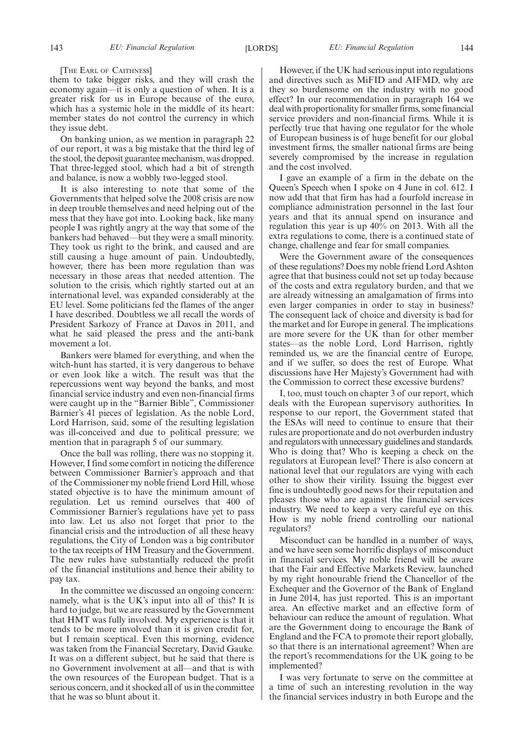[THE EARL OF CAITHNESS]

them to take bigger risks, and they will crash the economy again—it is only a question of when. It is a greater risk for us in Europe because of the euro, which has a systemic hole in the middle of its heart: member states do not control the currency in which they issue debt.

On banking union, as we mention in paragraph 22 of our report, it was a big mistake that the third leg of the stool, the deposit guarantee mechanism, was dropped. That three-legged stool, which had a bit of strength and balance, is now a wobbly two-legged stool.

It is also interesting to note that some of the Governments that helped solve the 2008 crisis are now in deep trouble themselves and need helping out of the mess that they have got into. Looking back, like many people I was rightly angry at the way that some of the bankers had behaved—but they were a small minority. They took us right to the brink, and caused and are still causing a huge amount of pain. Undoubtedly, however, there has been more regulation than was necessary in those areas that needed attention. The solution to the crisis, which rightly started out at an international level, was expanded considerably at the EU level. Some politicians fed the flames of the anger I have described. Doubtless we all recall the words of President Sarkozy of France at Davos in 2011, and what he said pleased the press and the anti-bank movement a lot.

Bankers were blamed for everything, and when the witch-hunt has started, it is very dangerous to behave or even look like a witch. The result was that the repercussions went way beyond the banks, and most financial service industry and even non-financial firms were caught up in the "Barnier Bible", Commissioner Barnier's 41 pieces of legislation. As the noble Lord, Lord Harrison, said, some of the resulting legislation was ill-conceived and due to political pressure; we mention that in paragraph 5 of our summary.

Once the ball was rolling, there was no stopping it. However, I find some comfort in noticing the difference between Commissioner Barnier's approach and that of the Commissioner my noble friend Lord Hill, whose stated objective is to have the minimum amount of regulation. Let us remind ourselves that 400 of Commissioner Barnier's regulations have yet to pass into law. Let us also not forget that prior to the financial crisis and the introduction of all these heavy regulations, the City of London was a big contributor to the tax receipts of HM Treasury and the Government. The new rules have substantially reduced the profit of the financial institutions and hence their ability to pay tax.

In the committee we discussed an ongoing concern: namely, what is the UK's input into all of this? It is hard to judge, but we are reassured by the Government that HMT was fully involved. My experience is that it tends to be more involved than it is given credit for, but I remain sceptical. Even this morning, evidence was taken from the Financial Secretary, David Gauke. It was on a different subject, but he said that there is no Government involvement at all—and that is with the own resources of the European budget. That is a serious concern, and it shocked all of us in the committee that he was so blunt about it.

However, if the UK had serious input into regulations and directives such as MiFID and AIFMD, why are they so burdensome on the industry with no good effect? In our recommendation in paragraph 164 we deal with proportionality for smaller firms, some financial service providers and non-financial firms. While it is perfectly true that having one regulator for the whole of European business is of huge benefit for our global investment firms, the smaller national firms are being severely compromised by the increase in regulation and the cost involved.

I gave an example of a firm in the debate on the Queen's Speech when I spoke on 4 June in col. 612. I now add that that firm has had a fourfold increase in compliance administration personnel in the last four years and that its annual spend on insurance and regulation this year is up 40% on 2013. With all the extra regulations to come, there is a continued state of change, challenge and fear for small companies.

Were the Government aware of the consequences of these regulations? Does my noble friend Lord Ashton agree that that business could not set up today because of the costs and extra regulatory burden, and that we are already witnessing an amalgamation of firms into even larger companies in order to stay in business? The consequent lack of choice and diversity is bad for the market and for Europe in general. The implications are more severe for the UK than for other member states—as the noble Lord, Lord Harrison, rightly reminded us, we are the financial centre of Europe, and if we suffer, so does the rest of Europe. What discussions have Her Majesty's Government had with the Commission to correct these excessive burdens?

I, too, must touch on chapter 3 of our report, which deals with the European supervisory authorities. In response to our report, the Government stated that the ESAs will need to continue to ensure that their rules are proportionate and do not overburden industry and regulators with unnecessary guidelines and standards. Who is doing that? Who is keeping a check on the regulators at European level? There is also concern at national level that our regulators are vying with each other to show their virility. Issuing the biggest ever fine is undoubtedly good news for their reputation and pleases those who are against the financial services industry. We need to keep a very careful eye on this. How is my noble friend controlling our national regulators?

Misconduct can be handled in a number of ways, and we have seen some horrific displays of misconduct in financial services. My noble friend will be aware that the Fair and Effective Markets Review, launched by my right honourable friend the Chancellor of the Exchequer and the Governor of the Bank of England in June 2014, has just reported. This is an important area. An effective market and an effective form of behaviour can reduce the amount of regulation. What are the Government doing to encourage the Bank of England and the FCA to promote their report globally, so that there is an international agreement? When are the report's recommendations for the UK going to be implemented?

I was very fortunate to serve on the committee at a time of such an interesting revolution in the way the financial services industry in both Europe and the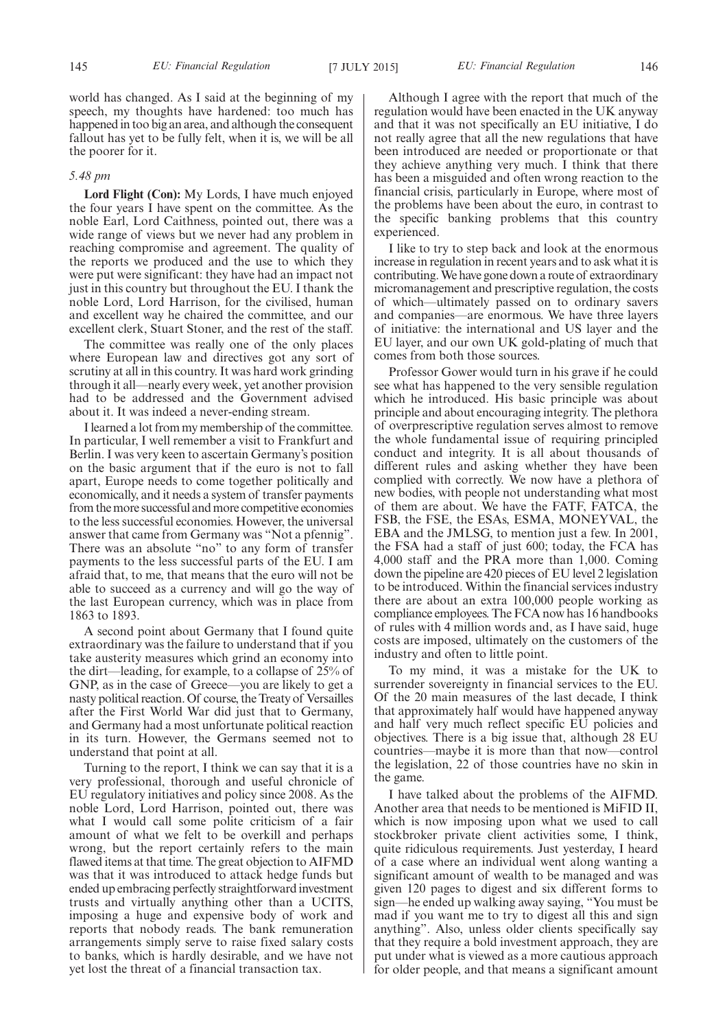world has changed. As I said at the beginning of my speech, my thoughts have hardened: too much has happened in too big an area, and although the consequent fallout has yet to be fully felt, when it is, we will be all the poorer for it.

*5.48 pm*

**Lord Flight (Con):** My Lords, I have much enjoyed the four years I have spent on the committee. As the noble Earl, Lord Caithness, pointed out, there was a wide range of views but we never had any problem in reaching compromise and agreement. The quality of the reports we produced and the use to which they were put were significant: they have had an impact not just in this country but throughout the EU. I thank the noble Lord, Lord Harrison, for the civilised, human and excellent way he chaired the committee, and our excellent clerk, Stuart Stoner, and the rest of the staff.

The committee was really one of the only places where European law and directives got any sort of scrutiny at all in this country. It was hard work grinding through it all—nearly every week, yet another provision had to be addressed and the Government advised about it. It was indeed a never-ending stream.

I learned a lot from my membership of the committee. In particular, I well remember a visit to Frankfurt and Berlin. I was very keen to ascertain Germany's position on the basic argument that if the euro is not to fall apart, Europe needs to come together politically and economically, and it needs a system of transfer payments from the more successful and more competitive economies to the less successful economies. However, the universal answer that came from Germany was "Not a pfennig". There was an absolute "no" to any form of transfer payments to the less successful parts of the EU. I am afraid that, to me, that means that the euro will not be able to succeed as a currency and will go the way of the last European currency, which was in place from 1863 to 1893.

A second point about Germany that I found quite extraordinary was the failure to understand that if you take austerity measures which grind an economy into the dirt—leading, for example, to a collapse of 25% of GNP, as in the case of Greece—you are likely to get a nasty political reaction. Of course, the Treaty of Versailles after the First World War did just that to Germany, and Germany had a most unfortunate political reaction in its turn. However, the Germans seemed not to understand that point at all.

Turning to the report, I think we can say that it is a very professional, thorough and useful chronicle of EU regulatory initiatives and policy since 2008. As the noble Lord, Lord Harrison, pointed out, there was what I would call some polite criticism of a fair amount of what we felt to be overkill and perhaps wrong, but the report certainly refers to the main flawed items at that time. The great objection to AIFMD was that it was introduced to attack hedge funds but ended up embracing perfectly straightforward investment trusts and virtually anything other than a UCITS, imposing a huge and expensive body of work and reports that nobody reads. The bank remuneration arrangements simply serve to raise fixed salary costs to banks, which is hardly desirable, and we have not yet lost the threat of a financial transaction tax.

Although I agree with the report that much of the regulation would have been enacted in the UK anyway and that it was not specifically an EU initiative, I do not really agree that all the new regulations that have been introduced are needed or proportionate or that they achieve anything very much. I think that there has been a misguided and often wrong reaction to the financial crisis, particularly in Europe, where most of the problems have been about the euro, in contrast to the specific banking problems that this country experienced.

I like to try to step back and look at the enormous increase in regulation in recent years and to ask what it is contributing. We have gone down a route of extraordinary micromanagement and prescriptive regulation, the costs of which—ultimately passed on to ordinary savers and companies—are enormous. We have three layers of initiative: the international and US layer and the EU layer, and our own UK gold-plating of much that comes from both those sources.

Professor Gower would turn in his grave if he could see what has happened to the very sensible regulation which he introduced. His basic principle was about principle and about encouraging integrity. The plethora of overprescriptive regulation serves almost to remove the whole fundamental issue of requiring principled conduct and integrity. It is all about thousands of different rules and asking whether they have been complied with correctly. We now have a plethora of new bodies, with people not understanding what most of them are about. We have the FATF, FATCA, the FSB, the FSE, the ESAs, ESMA, MONEYVAL, the EBA and the JMLSG, to mention just a few. In 2001, the FSA had a staff of just 600; today, the FCA has 4,000 staff and the PRA more than 1,000. Coming down the pipeline are 420 pieces of EU level 2 legislation to be introduced. Within the financial services industry there are about an extra 100,000 people working as compliance employees. The FCA now has 16 handbooks of rules with 4 million words and, as I have said, huge costs are imposed, ultimately on the customers of the industry and often to little point.

To my mind, it was a mistake for the UK to surrender sovereignty in financial services to the EU. Of the 20 main measures of the last decade, I think that approximately half would have happened anyway and half very much reflect specific EU policies and objectives. There is a big issue that, although 28 EU countries—maybe it is more than that now—control the legislation, 22 of those countries have no skin in the game.

I have talked about the problems of the AIFMD. Another area that needs to be mentioned is MiFID II, which is now imposing upon what we used to call stockbroker private client activities some, I think, quite ridiculous requirements. Just yesterday, I heard of a case where an individual went along wanting a significant amount of wealth to be managed and was given 120 pages to digest and six different forms to sign—he ended up walking away saying, "You must be mad if you want me to try to digest all this and sign anything". Also, unless older clients specifically say that they require a bold investment approach, they are put under what is viewed as a more cautious approach for older people, and that means a significant amount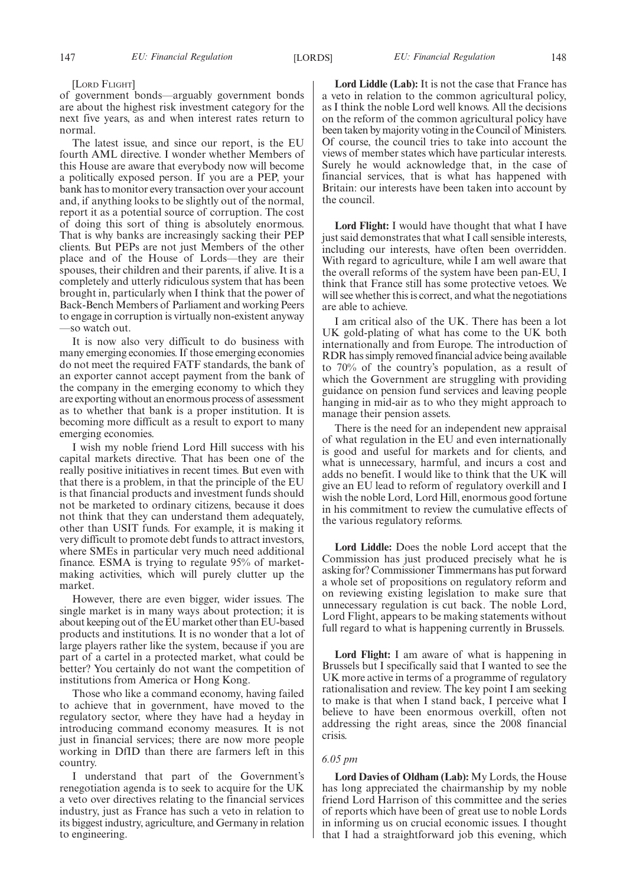[Lord Flight]

of government bonds—arguably government bonds are about the highest risk investment category for the next five years, as and when interest rates return to normal.

The latest issue, and since our report, is the EU fourth AML directive. I wonder whether Members of this House are aware that everybody now will become a politically exposed person. If you are a PEP, your bank has to monitor every transaction over your account and, if anything looks to be slightly out of the normal, report it as a potential source of corruption. The cost of doing this sort of thing is absolutely enormous. That is why banks are increasingly sacking their PEP clients. But PEPs are not just Members of the other place and of the House of Lords—they are their spouses, their children and their parents, if alive. It is a completely and utterly ridiculous system that has been brought in, particularly when I think that the power of Back-Bench Members of Parliament and working Peers to engage in corruption is virtually non-existent anyway—so watch out.

It is now also very difficult to do business with many emerging economies. If those emerging economies do not meet the required FATF standards, the bank of an exporter cannot accept payment from the bank of the company in the emerging economy to which they are exporting without an enormous process of assessment as to whether that bank is a proper institution. It is becoming more difficult as a result to export to many emerging economies.

I wish my noble friend Lord Hill success with his capital markets directive. That has been one of the really positive initiatives in recent times. But even with that there is a problem, in that the principle of the EU is that financial products and investment funds should not be marketed to ordinary citizens, because it does not think that they can understand them adequately, other than USIT funds. For example, it is making it very difficult to promote debt funds to attract investors, where SMEs in particular very much need additional finance. ESMA is trying to regulate 95% of market-making activities, which will purely clutter up the market.

However, there are even bigger, wider issues. The single market is in many ways about protection; it is about keeping out of the EU market other than EU-based products and institutions. It is no wonder that a lot of large players rather like the system, because if you are part of a cartel in a protected market, what could be better? You certainly do not want the competition of institutions from America or Hong Kong.

Those who like a command economy, having failed to achieve that in government, have moved to the regulatory sector, where they have had a heyday in introducing command economy measures. It is not just in financial services; there are now more people working in DfID than there are farmers left in this country.

I understand that part of the Government's renegotiation agenda is to seek to acquire for the UK a veto over directives relating to the financial services industry, just as France has such a veto in relation to its biggest industry, agriculture, and Germany in relation to engineering.

**Lord Liddle (Lab):** It is not the case that France has a veto in relation to the common agricultural policy, as I think the noble Lord well knows. All the decisions on the reform of the common agricultural policy have been taken by majority voting in the Council of Ministers. Of course, the council tries to take into account the views of member states which have particular interests. Surely he would acknowledge that, in the case of financial services, that is what has happened with Britain: our interests have been taken into account by the council.

**Lord Flight:** I would have thought that what I have just said demonstrates that what I call sensible interests, including our interests, have often been overridden. With regard to agriculture, while I am well aware that the overall reforms of the system have been pan-EU, I think that France still has some protective vetoes. We will see whether this is correct, and what the negotiations are able to achieve.

I am critical also of the UK. There has been a lot UK gold-plating of what has come to the UK both internationally and from Europe. The introduction of RDR has simply removed financial advice being available to 70% of the country's population, as a result of which the Government are struggling with providing guidance on pension fund services and leaving people hanging in mid-air as to who they might approach to manage their pension assets.

There is the need for an independent new appraisal of what regulation in the EU and even internationally is good and useful for markets and for clients, and what is unnecessary, harmful, and incurs a cost and adds no benefit. I would like to think that the UK will give an EU lead to reform of regulatory overkill and I wish the noble Lord, Lord Hill, enormous good fortune in his commitment to review the cumulative effects of the various regulatory reforms.

**Lord Liddle:** Does the noble Lord accept that the Commission has just produced precisely what he is asking for? Commissioner Timmermans has put forward a whole set of propositions on regulatory reform and on reviewing existing legislation to make sure that unnecessary regulation is cut back. The noble Lord, Lord Flight, appears to be making statements without full regard to what is happening currently in Brussels.

**Lord Flight:** I am aware of what is happening in Brussels but I specifically said that I wanted to see the UK more active in terms of a programme of regulatory rationalisation and review. The key point I am seeking to make is that when I stand back, I perceive what I believe to have been enormous overkill, often not addressing the right areas, since the 2008 financial crisis.

*6.05 pm*

**Lord Davies of Oldham (Lab):** My Lords, the House has long appreciated the chairmanship by my noble friend Lord Harrison of this committee and the series of reports which have been of great use to noble Lords in informing us on crucial economic issues. I thought that I had a straightforward job this evening, which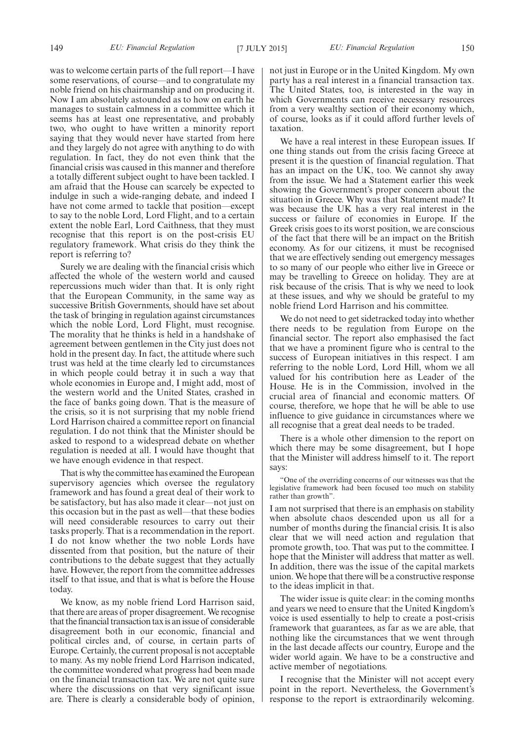was to welcome certain parts of the full report—I have some reservations, of course—and to congratulate my noble friend on his chairmanship and on producing it. Now I am absolutely astounded as to how on earth he manages to sustain calmness in a committee which it seems has at least one representative, and probably two, who ought to have written a minority report saying that they would never have started from here and they largely do not agree with anything to do with regulation. In fact, they do not even think that the financial crisis was caused in this manner and therefore a totally different subject ought to have been tackled. I am afraid that the House can scarcely be expected to indulge in such a wide-ranging debate, and indeed I have not come armed to tackle that position—except to say to the noble Lord, Lord Flight, and to a certain extent the noble Earl, Lord Caithness, that they must recognise that this report is on the post-crisis EU regulatory framework. What crisis do they think the report is referring to?

Surely we are dealing with the financial crisis which affected the whole of the western world and caused repercussions much wider than that. It is only right that the European Community, in the same way as successive British Governments, should have set about the task of bringing in regulation against circumstances which the noble Lord, Lord Flight, must recognise. The morality that he thinks is held in a handshake of agreement between gentlemen in the City just does not hold in the present day. In fact, the attitude where such trust was held at the time clearly led to circumstances in which people could betray it in such a way that whole economies in Europe and, I might add, most of the western world and the United States, crashed in the face of banks going down. That is the measure of the crisis, so it is not surprising that my noble friend Lord Harrison chaired a committee report on financial regulation. I do not think that the Minister should be asked to respond to a widespread debate on whether regulation is needed at all. I would have thought that we have enough evidence in that respect.

That is why the committee has examined the European supervisory agencies which oversee the regulatory framework and has found a great deal of their work to be satisfactory, but has also made it clear—not just on this occasion but in the past as well—that these bodies will need considerable resources to carry out their tasks properly. That is a recommendation in the report. I do not know whether the two noble Lords have dissented from that position, but the nature of their contributions to the debate suggest that they actually have. However, the report from the committee addresses itself to that issue, and that is what is before the House today.

We know, as my noble friend Lord Harrison said, that there are areas of proper disagreement. We recognise that the financial transaction tax is an issue of considerable disagreement both in our economic, financial and political circles and, of course, in certain parts of Europe. Certainly, the current proposal is not acceptable to many. As my noble friend Lord Harrison indicated, the committee wondered what progress had been made on the financial transaction tax. We are not quite sure where the discussions on that very significant issue are. There is clearly a considerable body of opinion, not just in Europe or in the United Kingdom. My own party has a real interest in a financial transaction tax. The United States, too, is interested in the way in which Governments can receive necessary resources from a very wealthy section of their economy which, of course, looks as if it could afford further levels of taxation.

We have a real interest in these European issues. If one thing stands out from the crisis facing Greece at present it is the question of financial regulation. That has an impact on the UK, too. We cannot shy away from the issue. We had a Statement earlier this week showing the Government's proper concern about the situation in Greece. Why was that Statement made? It was because the UK has a very real interest in the success or failure of economies in Europe. If the Greek crisis goes to its worst position, we are conscious of the fact that there will be an impact on the British economy. As for our citizens, it must be recognised that we are effectively sending out emergency messages to so many of our people who either live in Greece or may be travelling to Greece on holiday. They are at risk because of the crisis. That is why we need to look at these issues, and why we should be grateful to my noble friend Lord Harrison and his committee.

We do not need to get sidetracked today into whether there needs to be regulation from Europe on the financial sector. The report also emphasised the fact that we have a prominent figure who is central to the success of European initiatives in this respect. I am referring to the noble Lord, Lord Hill, whom we all valued for his contribution here as Leader of the House. He is in the Commission, involved in the crucial area of financial and economic matters. Of course, therefore, we hope that he will be able to use influence to give guidance in circumstances where we all recognise that a great deal needs to be traded.

There is a whole other dimension to the report on which there may be some disagreement, but I hope that the Minister will address himself to it. The report says:

> "One of the overriding concerns of our witnesses was that the legislative framework had been focused too much on stability rather than growth".

I am not surprised that there is an emphasis on stability when absolute chaos descended upon us all for a number of months during the financial crisis. It is also clear that we will need action and regulation that promote growth, too. That was put to the committee. I hope that the Minister will address that matter as well. In addition, there was the issue of the capital markets union. We hope that there will be a constructive response to the ideas implicit in that.

The wider issue is quite clear: in the coming months and years we need to ensure that the United Kingdom's voice is used essentially to help to create a post-crisis framework that guarantees, as far as we are able, that nothing like the circumstances that we went through in the last decade affects our country, Europe and the wider world again. We have to be a constructive and active member of negotiations.

I recognise that the Minister will not accept every point in the report. Nevertheless, the Government's response to the report is extraordinarily welcoming.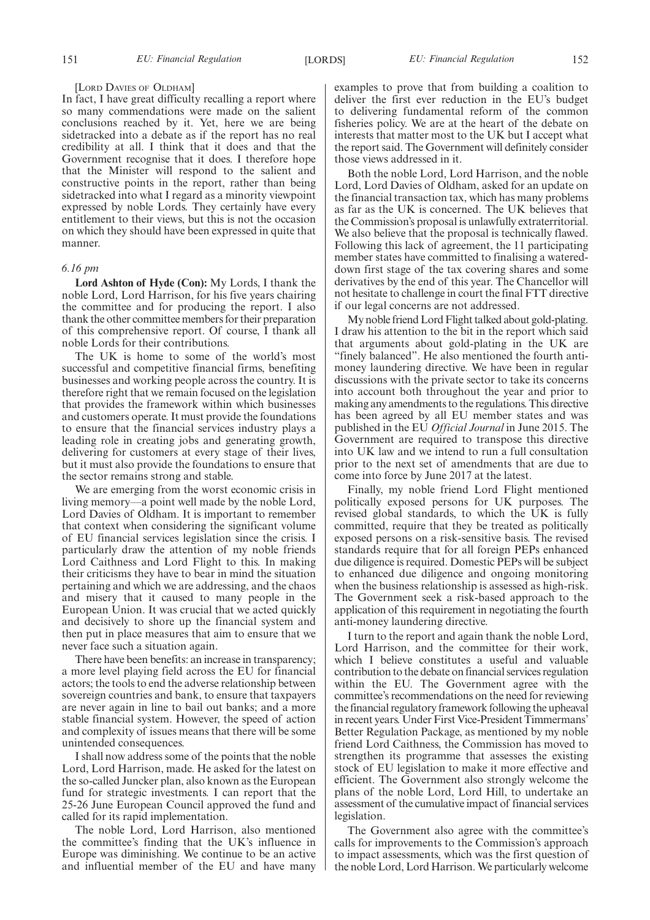[LORD DAVIES OF OLDHAM]

In fact, I have great difficulty recalling a report where so many commendations were made on the salient conclusions reached by it. Yet, here we are being sidetracked into a debate as if the report has no real credibility at all. I think that it does and that the Government recognise that it does. I therefore hope that the Minister will respond to the salient and constructive points in the report, rather than being sidetracked into what I regard as a minority viewpoint expressed by noble Lords. They certainly have every entitlement to their views, but this is not the occasion on which they should have been expressed in quite that manner.

*6.16 pm*

**Lord Ashton of Hyde (Con):** My Lords, I thank the noble Lord, Lord Harrison, for his five years chairing the committee and for producing the report. I also thank the other committee members for their preparation of this comprehensive report. Of course, I thank all noble Lords for their contributions.

The UK is home to some of the world's most successful and competitive financial firms, benefiting businesses and working people across the country. It is therefore right that we remain focused on the legislation that provides the framework within which businesses and customers operate. It must provide the foundations to ensure that the financial services industry plays a leading role in creating jobs and generating growth, delivering for customers at every stage of their lives, but it must also provide the foundations to ensure that the sector remains strong and stable.

We are emerging from the worst economic crisis in living memory—a point well made by the noble Lord, Lord Davies of Oldham. It is important to remember that context when considering the significant volume of EU financial services legislation since the crisis. I particularly draw the attention of my noble friends Lord Caithness and Lord Flight to this. In making their criticisms they have to bear in mind the situation pertaining and which we are addressing, and the chaos and misery that it caused to many people in the European Union. It was crucial that we acted quickly and decisively to shore up the financial system and then put in place measures that aim to ensure that we never face such a situation again.

There have been benefits: an increase in transparency; a more level playing field across the EU for financial actors; the tools to end the adverse relationship between sovereign countries and bank, to ensure that taxpayers are never again in line to bail out banks; and a more stable financial system. However, the speed of action and complexity of issues means that there will be some unintended consequences.

I shall now address some of the points that the noble Lord, Lord Harrison, made. He asked for the latest on the so-called Juncker plan, also known as the European fund for strategic investments. I can report that the 25-26 June European Council approved the fund and called for its rapid implementation.

The noble Lord, Lord Harrison, also mentioned the committee's finding that the UK's influence in Europe was diminishing. We continue to be an active and influential member of the EU and have many examples to prove that from building a coalition to deliver the first ever reduction in the EU's budget to delivering fundamental reform of the common fisheries policy. We are at the heart of the debate on interests that matter most to the UK but I accept what the report said. The Government will definitely consider those views addressed in it.

Both the noble Lord, Lord Harrison, and the noble Lord, Lord Davies of Oldham, asked for an update on the financial transaction tax, which has many problems as far as the UK is concerned. The UK believes that the Commission's proposal is unlawfully extraterritorial. We also believe that the proposal is technically flawed. Following this lack of agreement, the 11 participating member states have committed to finalising a watered-down first stage of the tax covering shares and some derivatives by the end of this year. The Chancellor will not hesitate to challenge in court the final FTT directive if our legal concerns are not addressed.

My noble friend Lord Flight talked about gold-plating. I draw his attention to the bit in the report which said that arguments about gold-plating in the UK are "finely balanced". He also mentioned the fourth anti-money laundering directive. We have been in regular discussions with the private sector to take its concerns into account both throughout the year and prior to making any amendments to the regulations. This directive has been agreed by all EU member states and was published in the EU *Official Journal* in June 2015. The Government are required to transpose this directive into UK law and we intend to run a full consultation prior to the next set of amendments that are due to come into force by June 2017 at the latest.

Finally, my noble friend Lord Flight mentioned politically exposed persons for UK purposes. The revised global standards, to which the UK is fully committed, require that they be treated as politically exposed persons on a risk-sensitive basis. The revised standards require that for all foreign PEPs enhanced due diligence is required. Domestic PEPs will be subject to enhanced due diligence and ongoing monitoring when the business relationship is assessed as high-risk. The Government seek a risk-based approach to the application of this requirement in negotiating the fourth anti-money laundering directive.

I turn to the report and again thank the noble Lord, Lord Harrison, and the committee for their work, which I believe constitutes a useful and valuable contribution to the debate on financial services regulation within the EU. The Government agree with the committee's recommendations on the need for reviewing the financial regulatory framework following the upheaval in recent years. Under First Vice-President Timmermans' Better Regulation Package, as mentioned by my noble friend Lord Caithness, the Commission has moved to strengthen its programme that assesses the existing stock of EU legislation to make it more effective and efficient. The Government also strongly welcome the plans of the noble Lord, Lord Hill, to undertake an assessment of the cumulative impact of financial services legislation.

The Government also agree with the committee's calls for improvements to the Commission's approach to impact assessments, which was the first question of the noble Lord, Lord Harrison. We particularly welcome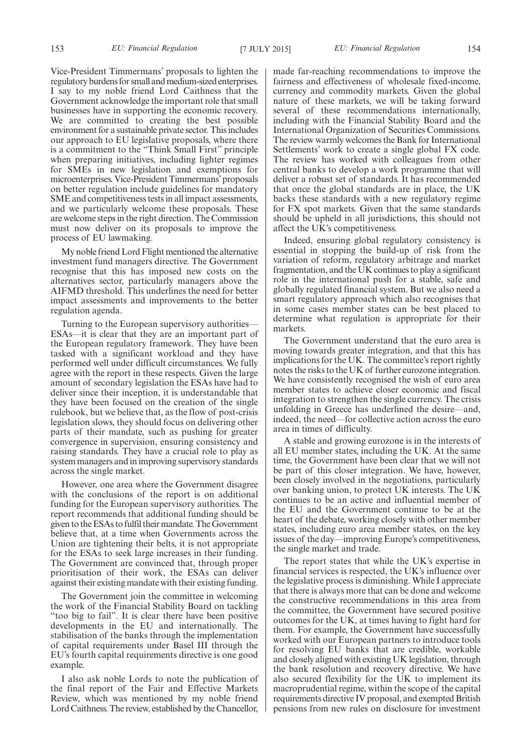Vice-President Timmermans' proposals to lighten the regulatory burdens for small and medium-sized enterprises. I say to my noble friend Lord Caithness that the Government acknowledge the important role that small businesses have in supporting the economic recovery. We are committed to creating the best possible environment for a sustainable private sector. This includes our approach to EU legislative proposals, where there is a commitment to the "Think Small First" principle when preparing initiatives, including lighter regimes for SMEs in new legislation and exemptions for microenterprises. Vice-President Timmermans' proposals on better regulation include guidelines for mandatory SME and competitiveness tests in all impact assessments, and we particularly welcome these proposals. These are welcome steps in the right direction. The Commission must now deliver on its proposals to improve the process of EU lawmaking.

My noble friend Lord Flight mentioned the alternative investment fund managers directive. The Government recognise that this has imposed new costs on the alternatives sector, particularly managers above the AIFMD threshold. This underlines the need for better impact assessments and improvements to the better regulation agenda.

Turning to the European supervisory authorities—ESAs—it is clear that they are an important part of the European regulatory framework. They have been tasked with a significant workload and they have performed well under difficult circumstances. We fully agree with the report in these respects. Given the large amount of secondary legislation the ESAs have had to deliver since their inception, it is understandable that they have been focused on the creation of the single rulebook, but we believe that, as the flow of post-crisis legislation slows, they should focus on delivering other parts of their mandate, such as pushing for greater convergence in supervision, ensuring consistency and raising standards. They have a crucial role to play as system managers and in improving supervisory standards across the single market.

However, one area where the Government disagree with the conclusions of the report is on additional funding for the European supervisory authorities. The report recommends that additional funding should be given to the ESAs to fulfil their mandate. The Government believe that, at a time when Governments across the Union are tightening their belts, it is not appropriate for the ESAs to seek large increases in their funding. The Government are convinced that, through proper prioritisation of their work, the ESAs can deliver against their existing mandate with their existing funding.

The Government join the committee in welcoming the work of the Financial Stability Board on tackling "too big to fail". It is clear there have been positive developments in the EU and internationally. The stabilisation of the banks through the implementation of capital requirements under Basel III through the EU's fourth capital requirements directive is one good example.

I also ask noble Lords to note the publication of the final report of the Fair and Effective Markets Review, which was mentioned by my noble friend Lord Caithness. The review, established by the Chancellor, made far-reaching recommendations to improve the fairness and effectiveness of wholesale fixed-income, currency and commodity markets. Given the global nature of these markets, we will be taking forward several of these recommendations internationally, including with the Financial Stability Board and the International Organization of Securities Commissions. The review warmly welcomes the Bank for International Settlements' work to create a single global FX code. The review has worked with colleagues from other central banks to develop a work programme that will deliver a robust set of standards. It has recommended that once the global standards are in place, the UK backs these standards with a new regulatory regime for FX spot markets. Given that the same standards should be upheld in all jurisdictions, this should not affect the UK's competitiveness.

Indeed, ensuring global regulatory consistency is essential in stopping the build-up of risk from the variation of reform, regulatory arbitrage and market fragmentation, and the UK continues to play a significant role in the international push for a stable, safe and globally regulated financial system. But we also need a smart regulatory approach which also recognises that in some cases member states can be best placed to determine what regulation is appropriate for their markets.

The Government understand that the euro area is moving towards greater integration, and that this has implications for the UK. The committee's report rightly notes the risks to the UK of further eurozone integration. We have consistently recognised the wish of euro area member states to achieve closer economic and fiscal integration to strengthen the single currency. The crisis unfolding in Greece has underlined the desire—and, indeed, the need—for collective action across the euro area in times of difficulty.

A stable and growing eurozone is in the interests of all EU member states, including the UK. At the same time, the Government have been clear that we will not be part of this closer integration. We have, however, been closely involved in the negotiations, particularly over banking union, to protect UK interests. The UK continues to be an active and influential member of the EU and the Government continue to be at the heart of the debate, working closely with other member states, including euro area member states, on the key issues of the day—improving Europe's competitiveness, the single market and trade.

The report states that while the UK's expertise in financial services is respected, the UK's influence over the legislative process is diminishing. While I appreciate that there is always more that can be done and welcome the constructive recommendations in this area from the committee, the Government have secured positive outcomes for the UK, at times having to fight hard for them. For example, the Government have successfully worked with our European partners to introduce tools for resolving EU banks that are credible, workable and closely aligned with existing UK legislation, through the bank resolution and recovery directive. We have also secured flexibility for the UK to implement its macroprudential regime, within the scope of the capital requirements directive IV proposal, and exempted British pensions from new rules on disclosure for investment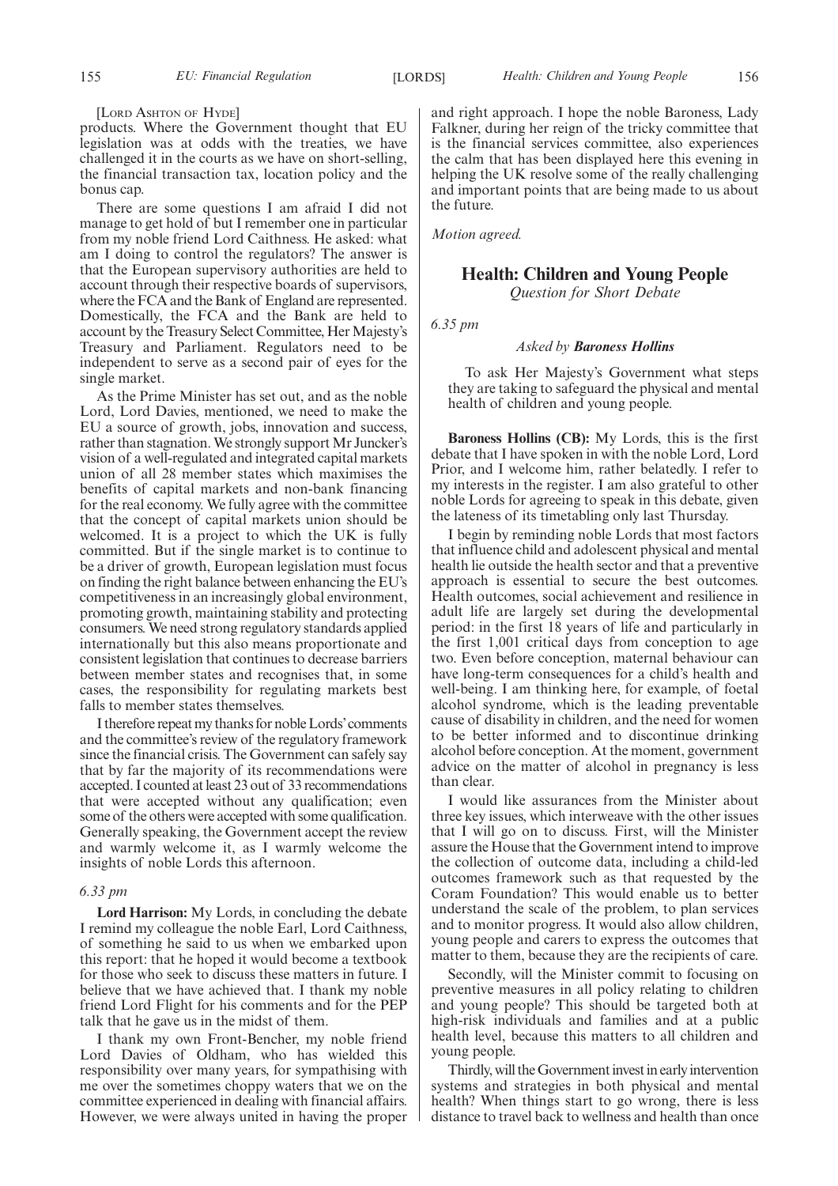[LORD ASHTON OF HYDE]

products. Where the Government thought that EU legislation was at odds with the treaties, we have challenged it in the courts as we have on short-selling, the financial transaction tax, location policy and the bonus cap.

There are some questions I am afraid I did not manage to get hold of but I remember one in particular from my noble friend Lord Caithness. He asked: what am I doing to control the regulators? The answer is that the European supervisory authorities are held to account through their respective boards of supervisors, where the FCA and the Bank of England are represented. Domestically, the FCA and the Bank are held to account by the Treasury Select Committee, Her Majesty's Treasury and Parliament. Regulators need to be independent to serve as a second pair of eyes for the single market.

As the Prime Minister has set out, and as the noble Lord, Lord Davies, mentioned, we need to make the EU a source of growth, jobs, innovation and success, rather than stagnation. We strongly support Mr Juncker's vision of a well-regulated and integrated capital markets union of all 28 member states which maximises the benefits of capital markets and non-bank financing for the real economy. We fully agree with the committee that the concept of capital markets union should be welcomed. It is a project to which the UK is fully committed. But if the single market is to continue to be a driver of growth, European legislation must focus on finding the right balance between enhancing the EU's competitiveness in an increasingly global environment, promoting growth, maintaining stability and protecting consumers. We need strong regulatory standards applied internationally but this also means proportionate and consistent legislation that continues to decrease barriers between member states and recognises that, in some cases, the responsibility for regulating markets best falls to member states themselves.

I therefore repeat my thanks for noble Lords' comments and the committee's review of the regulatory framework since the financial crisis. The Government can safely say that by far the majority of its recommendations were accepted. I counted at least 23 out of 33 recommendations that were accepted without any qualification; even some of the others were accepted with some qualification. Generally speaking, the Government accept the review and warmly welcome it, as I warmly welcome the insights of noble Lords this afternoon.

*6.33 pm*

**Lord Harrison:** My Lords, in concluding the debate I remind my colleague the noble Earl, Lord Caithness, of something he said to us when we embarked upon this report: that he hoped it would become a textbook for those who seek to discuss these matters in future. I believe that we have achieved that. I thank my noble friend Lord Flight for his comments and for the PEP talk that he gave us in the midst of them.

I thank my own Front-Bencher, my noble friend Lord Davies of Oldham, who has wielded this responsibility over many years, for sympathising with me over the sometimes choppy waters that we on the committee experienced in dealing with financial affairs. However, we were always united in having the proper and right approach. I hope the noble Baroness, Lady Falkner, during her reign of the tricky committee that is the financial services committee, also experiences the calm that has been displayed here this evening in helping the UK resolve some of the really challenging and important points that are being made to us about the future.

*Motion agreed.*

## Health: Children and Young People

*Question for Short Debate*

*6.35 pm*

*Asked by* ***Baroness Hollins***

To ask Her Majesty's Government what steps they are taking to safeguard the physical and mental health of children and young people.

**Baroness Hollins (CB):** My Lords, this is the first debate that I have spoken in with the noble Lord, Lord Prior, and I welcome him, rather belatedly. I refer to my interests in the register. I am also grateful to other noble Lords for agreeing to speak in this debate, given the lateness of its timetabling only last Thursday.

I begin by reminding noble Lords that most factors that influence child and adolescent physical and mental health lie outside the health sector and that a preventive approach is essential to secure the best outcomes. Health outcomes, social achievement and resilience in adult life are largely set during the developmental period: in the first 18 years of life and particularly in the first 1,001 critical days from conception to age two. Even before conception, maternal behaviour can have long-term consequences for a child's health and well-being. I am thinking here, for example, of foetal alcohol syndrome, which is the leading preventable cause of disability in children, and the need for women to be better informed and to discontinue drinking alcohol before conception. At the moment, government advice on the matter of alcohol in pregnancy is less than clear.

I would like assurances from the Minister about three key issues, which interweave with the other issues that I will go on to discuss. First, will the Minister assure the House that the Government intend to improve the collection of outcome data, including a child-led outcomes framework such as that requested by the Coram Foundation? This would enable us to better understand the scale of the problem, to plan services and to monitor progress. It would also allow children, young people and carers to express the outcomes that matter to them, because they are the recipients of care.

Secondly, will the Minister commit to focusing on preventive measures in all policy relating to children and young people? This should be targeted both at high-risk individuals and families and at a public health level, because this matters to all children and young people.

Thirdly, will the Government invest in early intervention systems and strategies in both physical and mental health? When things start to go wrong, there is less distance to travel back to wellness and health than once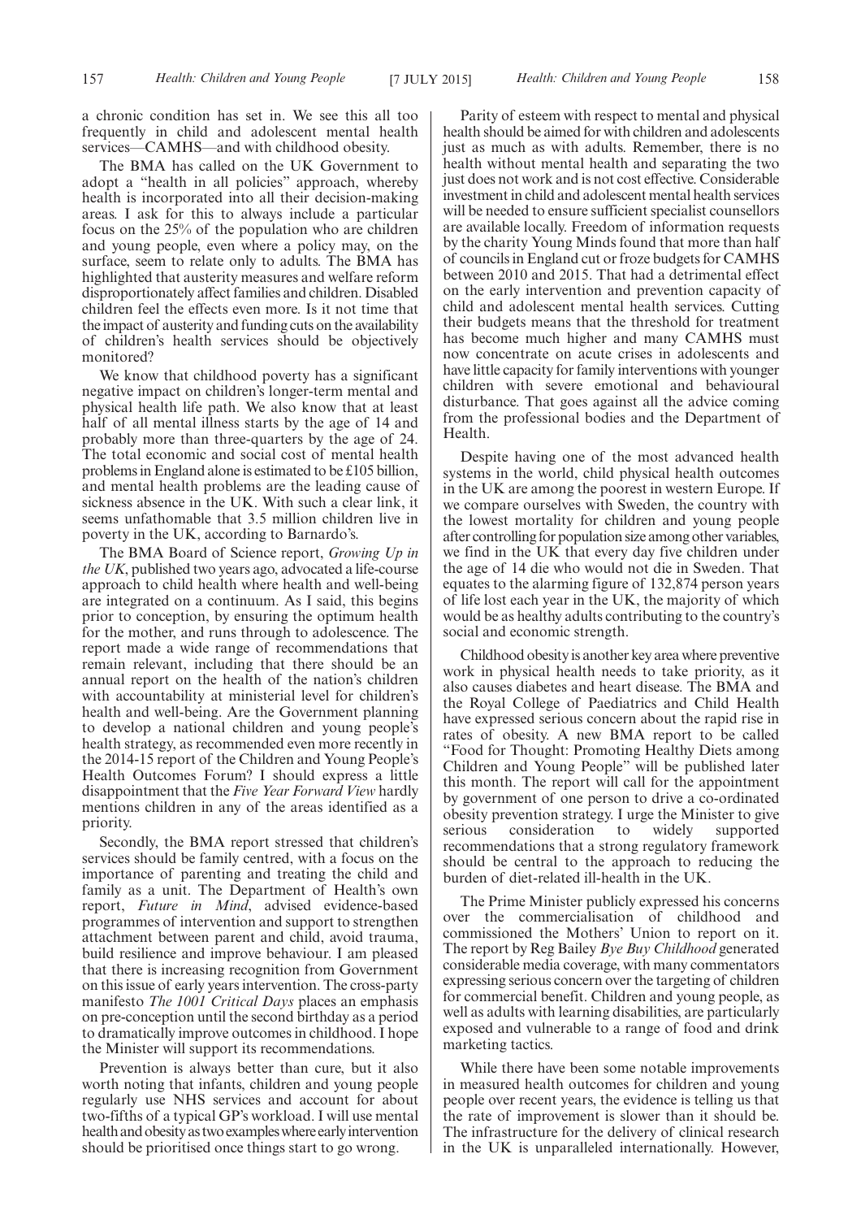a chronic condition has set in. We see this all too frequently in child and adolescent mental health services—CAMHS—and with childhood obesity.

The BMA has called on the UK Government to adopt a "health in all policies" approach, whereby health is incorporated into all their decision-making areas. I ask for this to always include a particular focus on the 25% of the population who are children and young people, even where a policy may, on the surface, seem to relate only to adults. The BMA has highlighted that austerity measures and welfare reform disproportionately affect families and children. Disabled children feel the effects even more. Is it not time that the impact of austerity and funding cuts on the availability of children's health services should be objectively monitored?

We know that childhood poverty has a significant negative impact on children's longer-term mental and physical health life path. We also know that at least half of all mental illness starts by the age of 14 and probably more than three-quarters by the age of 24. The total economic and social cost of mental health problems in England alone is estimated to be £105 billion, and mental health problems are the leading cause of sickness absence in the UK. With such a clear link, it seems unfathomable that 3.5 million children live in poverty in the UK, according to Barnardo's.

The BMA Board of Science report, *Growing Up in the UK*, published two years ago, advocated a life-course approach to child health where health and well-being are integrated on a continuum. As I said, this begins prior to conception, by ensuring the optimum health for the mother, and runs through to adolescence. The report made a wide range of recommendations that remain relevant, including that there should be an annual report on the health of the nation's children with accountability at ministerial level for children's health and well-being. Are the Government planning to develop a national children and young people's health strategy, as recommended even more recently in the 2014-15 report of the Children and Young People's Health Outcomes Forum? I should express a little disappointment that the *Five Year Forward View* hardly mentions children in any of the areas identified as a priority.

Secondly, the BMA report stressed that children's services should be family centred, with a focus on the importance of parenting and treating the child and family as a unit. The Department of Health's own report, *Future in Mind*, advised evidence-based programmes of intervention and support to strengthen attachment between parent and child, avoid trauma, build resilience and improve behaviour. I am pleased that there is increasing recognition from Government on this issue of early years intervention. The cross-party manifesto *The 1001 Critical Days* places an emphasis on pre-conception until the second birthday as a period to dramatically improve outcomes in childhood. I hope the Minister will support its recommendations.

Prevention is always better than cure, but it also worth noting that infants, children and young people regularly use NHS services and account for about two-fifths of a typical GP's workload. I will use mental health and obesity as two examples where early intervention should be prioritised once things start to go wrong.

Parity of esteem with respect to mental and physical health should be aimed for with children and adolescents just as much as with adults. Remember, there is no health without mental health and separating the two just does not work and is not cost effective. Considerable investment in child and adolescent mental health services will be needed to ensure sufficient specialist counsellors are available locally. Freedom of information requests by the charity Young Minds found that more than half of councils in England cut or froze budgets for CAMHS between 2010 and 2015. That had a detrimental effect on the early intervention and prevention capacity of child and adolescent mental health services. Cutting their budgets means that the threshold for treatment has become much higher and many CAMHS must now concentrate on acute crises in adolescents and have little capacity for family interventions with younger children with severe emotional and behavioural disturbance. That goes against all the advice coming from the professional bodies and the Department of Health.

Despite having one of the most advanced health systems in the world, child physical health outcomes in the UK are among the poorest in western Europe. If we compare ourselves with Sweden, the country with the lowest mortality for children and young people after controlling for population size among other variables, we find in the UK that every day five children under the age of 14 die who would not die in Sweden. That equates to the alarming figure of 132,874 person years of life lost each year in the UK, the majority of which would be as healthy adults contributing to the country's social and economic strength.

Childhood obesity is another key area where preventive work in physical health needs to take priority, as it also causes diabetes and heart disease. The BMA and the Royal College of Paediatrics and Child Health have expressed serious concern about the rapid rise in rates of obesity. A new BMA report to be called "Food for Thought: Promoting Healthy Diets among Children and Young People" will be published later this month. The report will call for the appointment by government of one person to drive a co-ordinated obesity prevention strategy. I urge the Minister to give serious consideration to widely supported recommendations that a strong regulatory framework should be central to the approach to reducing the burden of diet-related ill-health in the UK.

The Prime Minister publicly expressed his concerns over the commercialisation of childhood and commissioned the Mothers' Union to report on it. The report by Reg Bailey *Bye Buy Childhood* generated considerable media coverage, with many commentators expressing serious concern over the targeting of children for commercial benefit. Children and young people, as well as adults with learning disabilities, are particularly exposed and vulnerable to a range of food and drink marketing tactics.

While there have been some notable improvements in measured health outcomes for children and young people over recent years, the evidence is telling us that the rate of improvement is slower than it should be. The infrastructure for the delivery of clinical research in the UK is unparalleled internationally. However,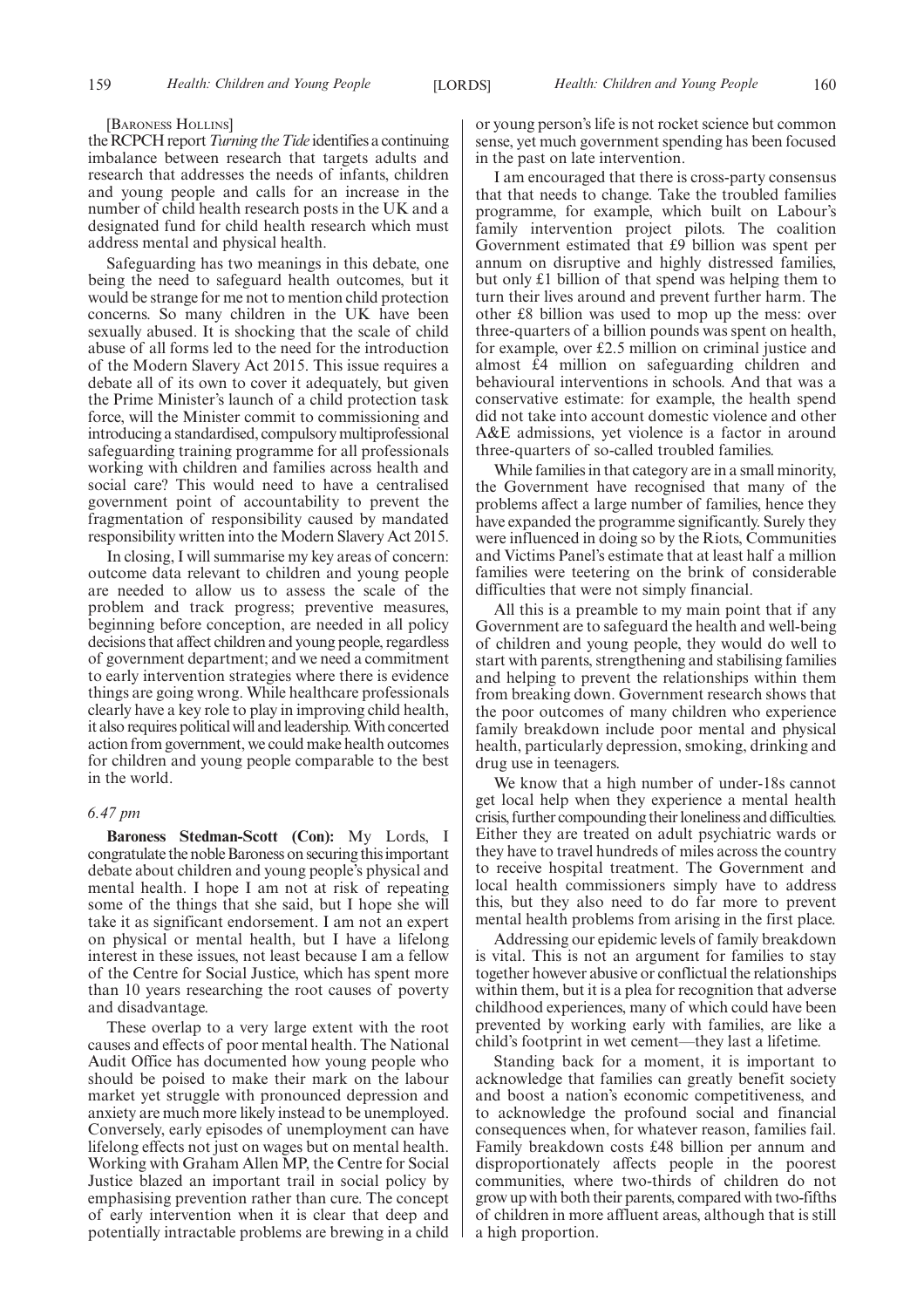[Baroness Hollins]

the RCPCH report *Turning the Tide* identifies a continuing imbalance between research that targets adults and research that addresses the needs of infants, children and young people and calls for an increase in the number of child health research posts in the UK and a designated fund for child health research which must address mental and physical health.

Safeguarding has two meanings in this debate, one being the need to safeguard health outcomes, but it would be strange for me not to mention child protection concerns. So many children in the UK have been sexually abused. It is shocking that the scale of child abuse of all forms led to the need for the introduction of the Modern Slavery Act 2015. This issue requires a debate all of its own to cover it adequately, but given the Prime Minister's launch of a child protection task force, will the Minister commit to commissioning and introducing a standardised, compulsory multiprofessional safeguarding training programme for all professionals working with children and families across health and social care? This would need to have a centralised government point of accountability to prevent the fragmentation of responsibility caused by mandated responsibility written into the Modern Slavery Act 2015.

In closing, I will summarise my key areas of concern: outcome data relevant to children and young people are needed to allow us to assess the scale of the problem and track progress; preventive measures, beginning before conception, are needed in all policy decisions that affect children and young people, regardless of government department; and we need a commitment to early intervention strategies where there is evidence things are going wrong. While healthcare professionals clearly have a key role to play in improving child health, it also requires political will and leadership. With concerted action from government, we could make health outcomes for children and young people comparable to the best in the world.

*6.47 pm*

**Baroness Stedman-Scott (Con):** My Lords, I congratulate the noble Baroness on securing this important debate about children and young people's physical and mental health. I hope I am not at risk of repeating some of the things that she said, but I hope she will take it as significant endorsement. I am not an expert on physical or mental health, but I have a lifelong interest in these issues, not least because I am a fellow of the Centre for Social Justice, which has spent more than 10 years researching the root causes of poverty and disadvantage.

These overlap to a very large extent with the root causes and effects of poor mental health. The National Audit Office has documented how young people who should be poised to make their mark on the labour market yet struggle with pronounced depression and anxiety are much more likely instead to be unemployed. Conversely, early episodes of unemployment can have lifelong effects not just on wages but on mental health. Working with Graham Allen MP, the Centre for Social Justice blazed an important trail in social policy by emphasising prevention rather than cure. The concept of early intervention when it is clear that deep and potentially intractable problems are brewing in a child or young person's life is not rocket science but common sense, yet much government spending has been focused in the past on late intervention.

I am encouraged that there is cross-party consensus that that needs to change. Take the troubled families programme, for example, which built on Labour's family intervention project pilots. The coalition Government estimated that £9 billion was spent per annum on disruptive and highly distressed families, but only £1 billion of that spend was helping them to turn their lives around and prevent further harm. The other £8 billion was used to mop up the mess: over three-quarters of a billion pounds was spent on health, for example, over £2.5 million on criminal justice and almost £4 million on safeguarding children and behavioural interventions in schools. And that was a conservative estimate: for example, the health spend did not take into account domestic violence and other A&E admissions, yet violence is a factor in around three-quarters of so-called troubled families.

While families in that category are in a small minority, the Government have recognised that many of the problems affect a large number of families, hence they have expanded the programme significantly. Surely they were influenced in doing so by the Riots, Communities and Victims Panel's estimate that at least half a million families were teetering on the brink of considerable difficulties that were not simply financial.

All this is a preamble to my main point that if any Government are to safeguard the health and well-being of children and young people, they would do well to start with parents, strengthening and stabilising families and helping to prevent the relationships within them from breaking down. Government research shows that the poor outcomes of many children who experience family breakdown include poor mental and physical health, particularly depression, smoking, drinking and drug use in teenagers.

We know that a high number of under-18s cannot get local help when they experience a mental health crisis, further compounding their loneliness and difficulties. Either they are treated on adult psychiatric wards or they have to travel hundreds of miles across the country to receive hospital treatment. The Government and local health commissioners simply have to address this, but they also need to do far more to prevent mental health problems from arising in the first place.

Addressing our epidemic levels of family breakdown is vital. This is not an argument for families to stay together however abusive or conflictual the relationships within them, but it is a plea for recognition that adverse childhood experiences, many of which could have been prevented by working early with families, are like a child's footprint in wet cement—they last a lifetime.

Standing back for a moment, it is important to acknowledge that families can greatly benefit society and boost a nation's economic competitiveness, and to acknowledge the profound social and financial consequences when, for whatever reason, families fail. Family breakdown costs £48 billion per annum and disproportionately affects people in the poorest communities, where two-thirds of children do not grow up with both their parents, compared with two-fifths of children in more affluent areas, although that is still a high proportion.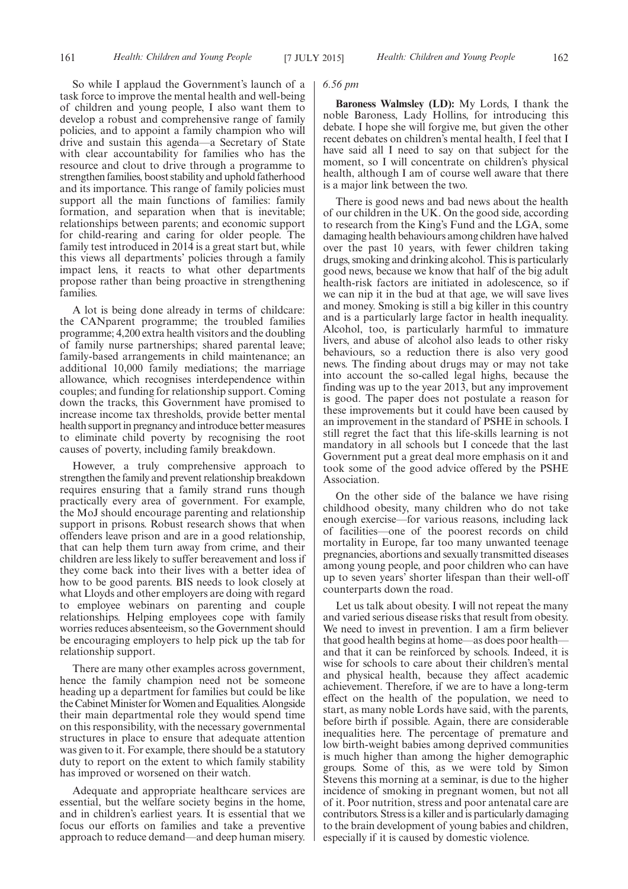So while I applaud the Government's launch of a task force to improve the mental health and well-being of children and young people, I also want them to develop a robust and comprehensive range of family policies, and to appoint a family champion who will drive and sustain this agenda—a Secretary of State with clear accountability for families who has the resource and clout to drive through a programme to strengthen families, boost stability and uphold fatherhood and its importance. This range of family policies must support all the main functions of families: family formation, and separation when that is inevitable; relationships between parents; and economic support for child-rearing and caring for older people. The family test introduced in 2014 is a great start but, while this views all departments' policies through a family impact lens, it reacts to what other departments propose rather than being proactive in strengthening families.

A lot is being done already in terms of childcare: the CANparent programme; the troubled families programme; 4,200 extra health visitors and the doubling of family nurse partnerships; shared parental leave; family-based arrangements in child maintenance; an additional 10,000 family mediations; the marriage allowance, which recognises interdependence within couples; and funding for relationship support. Coming down the tracks, this Government have promised to increase income tax thresholds, provide better mental health support in pregnancy and introduce better measures to eliminate child poverty by recognising the root causes of poverty, including family breakdown.

However, a truly comprehensive approach to strengthen the family and prevent relationship breakdown requires ensuring that a family strand runs though practically every area of government. For example, the MoJ should encourage parenting and relationship support in prisons. Robust research shows that when offenders leave prison and are in a good relationship, that can help them turn away from crime, and their children are less likely to suffer bereavement and loss if they come back into their lives with a better idea of how to be good parents. BIS needs to look closely at what Lloyds and other employers are doing with regard to employee webinars on parenting and couple relationships. Helping employees cope with family worries reduces absenteeism, so the Government should be encouraging employers to help pick up the tab for relationship support.

There are many other examples across government, hence the family champion need not be someone heading up a department for families but could be like the Cabinet Minister for Women and Equalities. Alongside their main departmental role they would spend time on this responsibility, with the necessary governmental structures in place to ensure that adequate attention was given to it. For example, there should be a statutory duty to report on the extent to which family stability has improved or worsened on their watch.

Adequate and appropriate healthcare services are essential, but the welfare society begins in the home, and in children's earliest years. It is essential that we focus our efforts on families and take a preventive approach to reduce demand—and deep human misery.

*6.56 pm*

**Baroness Walmsley (LD):** My Lords, I thank the noble Baroness, Lady Hollins, for introducing this debate. I hope she will forgive me, but given the other recent debates on children's mental health, I feel that I have said all I need to say on that subject for the moment, so I will concentrate on children's physical health, although I am of course well aware that there is a major link between the two.

There is good news and bad news about the health of our children in the UK. On the good side, according to research from the King's Fund and the LGA, some damaging health behaviours among children have halved over the past 10 years, with fewer children taking drugs, smoking and drinking alcohol. This is particularly good news, because we know that half of the big adult health-risk factors are initiated in adolescence, so if we can nip it in the bud at that age, we will save lives and money. Smoking is still a big killer in this country and is a particularly large factor in health inequality. Alcohol, too, is particularly harmful to immature livers, and abuse of alcohol also leads to other risky behaviours, so a reduction there is also very good news. The finding about drugs may or may not take into account the so-called legal highs, because the finding was up to the year 2013, but any improvement is good. The paper does not postulate a reason for these improvements but it could have been caused by an improvement in the standard of PSHE in schools. I still regret the fact that this life-skills learning is not mandatory in all schools but I concede that the last Government put a great deal more emphasis on it and took some of the good advice offered by the PSHE Association.

On the other side of the balance we have rising childhood obesity, many children who do not take enough exercise—for various reasons, including lack of facilities—one of the poorest records on child mortality in Europe, far too many unwanted teenage pregnancies, abortions and sexually transmitted diseases among young people, and poor children who can have up to seven years' shorter lifespan than their well-off counterparts down the road.

Let us talk about obesity. I will not repeat the many and varied serious disease risks that result from obesity. We need to invest in prevention. I am a firm believer that good health begins at home—as does poor health—and that it can be reinforced by schools. Indeed, it is wise for schools to care about their children's mental and physical health, because they affect academic achievement. Therefore, if we are to have a long-term effect on the health of the population, we need to start, as many noble Lords have said, with the parents, before birth if possible. Again, there are considerable inequalities here. The percentage of premature and low birth-weight babies among deprived communities is much higher than among the higher demographic groups. Some of this, as we were told by Simon Stevens this morning at a seminar, is due to the higher incidence of smoking in pregnant women, but not all of it. Poor nutrition, stress and poor antenatal care are contributors. Stress is a killer and is particularly damaging to the brain development of young babies and children, especially if it is caused by domestic violence.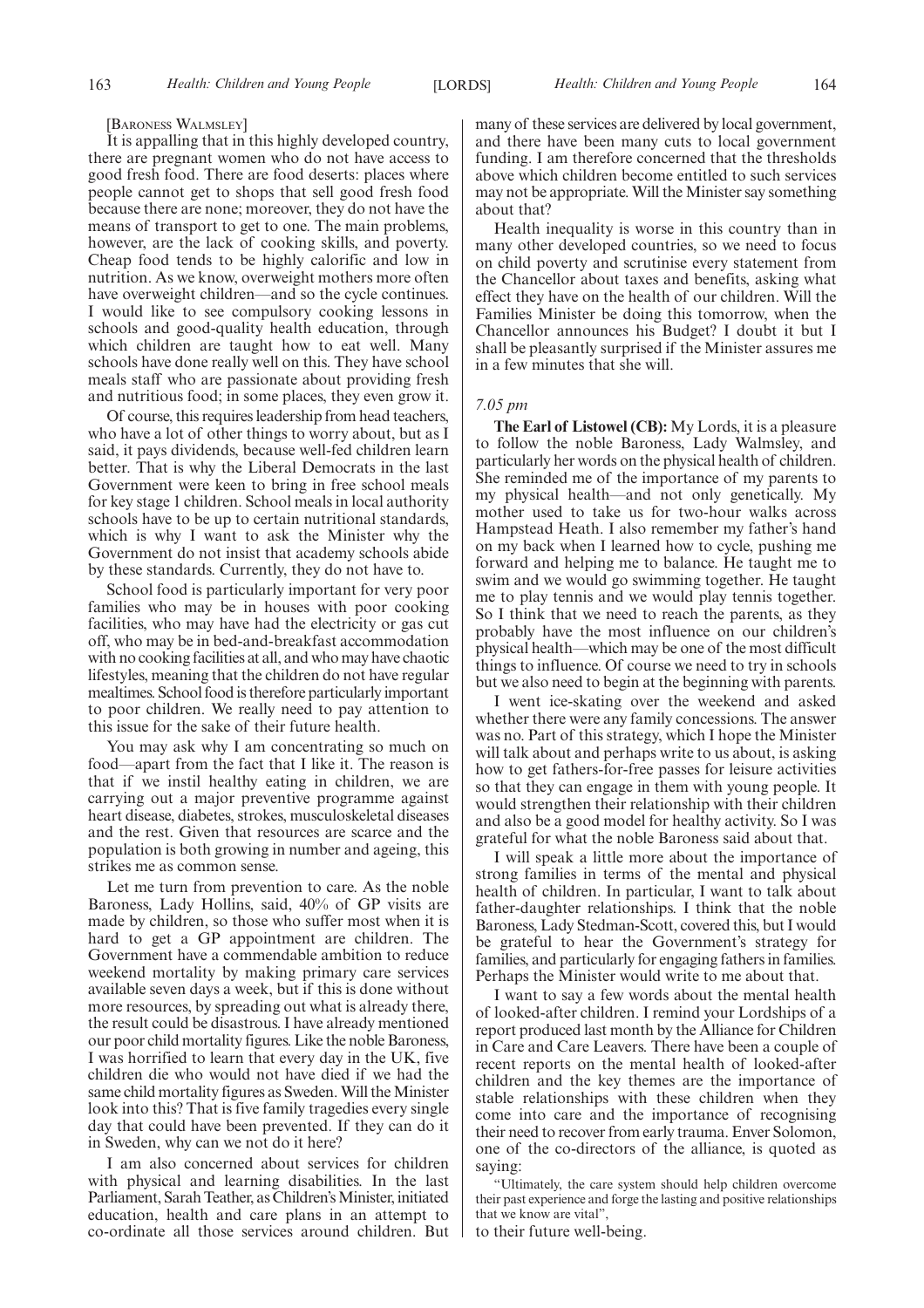[BARONESS WALMSLEY]

It is appalling that in this highly developed country, there are pregnant women who do not have access to good fresh food. There are food deserts: places where people cannot get to shops that sell good fresh food because there are none; moreover, they do not have the means of transport to get to one. The main problems, however, are the lack of cooking skills, and poverty. Cheap food tends to be highly calorific and low in nutrition. As we know, overweight mothers more often have overweight children—and so the cycle continues. I would like to see compulsory cooking lessons in schools and good-quality health education, through which children are taught how to eat well. Many schools have done really well on this. They have school meals staff who are passionate about providing fresh and nutritious food; in some places, they even grow it.

Of course, this requires leadership from head teachers, who have a lot of other things to worry about, but as I said, it pays dividends, because well-fed children learn better. That is why the Liberal Democrats in the last Government were keen to bring in free school meals for key stage 1 children. School meals in local authority schools have to be up to certain nutritional standards, which is why I want to ask the Minister why the Government do not insist that academy schools abide by these standards. Currently, they do not have to.

School food is particularly important for very poor families who may be in houses with poor cooking facilities, who may have had the electricity or gas cut off, who may be in bed-and-breakfast accommodation with no cooking facilities at all, and who may have chaotic lifestyles, meaning that the children do not have regular mealtimes. School food is therefore particularly important to poor children. We really need to pay attention to this issue for the sake of their future health.

You may ask why I am concentrating so much on food—apart from the fact that I like it. The reason is that if we instil healthy eating in children, we are carrying out a major preventive programme against heart disease, diabetes, strokes, musculoskeletal diseases and the rest. Given that resources are scarce and the population is both growing in number and ageing, this strikes me as common sense.

Let me turn from prevention to care. As the noble Baroness, Lady Hollins, said, 40% of GP visits are made by children, so those who suffer most when it is hard to get a GP appointment are children. The Government have a commendable ambition to reduce weekend mortality by making primary care services available seven days a week, but if this is done without more resources, by spreading out what is already there, the result could be disastrous. I have already mentioned our poor child mortality figures. Like the noble Baroness, I was horrified to learn that every day in the UK, five children die who would not have died if we had the same child mortality figures as Sweden. Will the Minister look into this? That is five family tragedies every single day that could have been prevented. If they can do it in Sweden, why can we not do it here?

I am also concerned about services for children with physical and learning disabilities. In the last Parliament, Sarah Teather, as Children's Minister, initiated education, health and care plans in an attempt to co-ordinate all those services around children. But many of these services are delivered by local government, and there have been many cuts to local government funding. I am therefore concerned that the thresholds above which children become entitled to such services may not be appropriate. Will the Minister say something about that?

Health inequality is worse in this country than in many other developed countries, so we need to focus on child poverty and scrutinise every statement from the Chancellor about taxes and benefits, asking what effect they have on the health of our children. Will the Families Minister be doing this tomorrow, when the Chancellor announces his Budget? I doubt it but I shall be pleasantly surprised if the Minister assures me in a few minutes that she will.

*7.05 pm*

**The Earl of Listowel (CB):** My Lords, it is a pleasure to follow the noble Baroness, Lady Walmsley, and particularly her words on the physical health of children. She reminded me of the importance of my parents to my physical health—and not only genetically. My mother used to take us for two-hour walks across Hampstead Heath. I also remember my father's hand on my back when I learned how to cycle, pushing me forward and helping me to balance. He taught me to swim and we would go swimming together. He taught me to play tennis and we would play tennis together. So I think that we need to reach the parents, as they probably have the most influence on our children's physical health—which may be one of the most difficult things to influence. Of course we need to try in schools but we also need to begin at the beginning with parents.

I went ice-skating over the weekend and asked whether there were any family concessions. The answer was no. Part of this strategy, which I hope the Minister will talk about and perhaps write to us about, is asking how to get fathers-for-free passes for leisure activities so that they can engage in them with young people. It would strengthen their relationship with their children and also be a good model for healthy activity. So I was grateful for what the noble Baroness said about that.

I will speak a little more about the importance of strong families in terms of the mental and physical health of children. In particular, I want to talk about father-daughter relationships. I think that the noble Baroness, Lady Stedman-Scott, covered this, but I would be grateful to hear the Government's strategy for families, and particularly for engaging fathers in families. Perhaps the Minister would write to me about that.

I want to say a few words about the mental health of looked-after children. I remind your Lordships of a report produced last month by the Alliance for Children in Care and Care Leavers. There have been a couple of recent reports on the mental health of looked-after children and the key themes are the importance of stable relationships with these children when they come into care and the importance of recognising their need to recover from early trauma. Enver Solomon, one of the co-directors of the alliance, is quoted as saying:

"Ultimately, the care system should help children overcome their past experience and forge the lasting and positive relationships that we know are vital",

to their future well-being.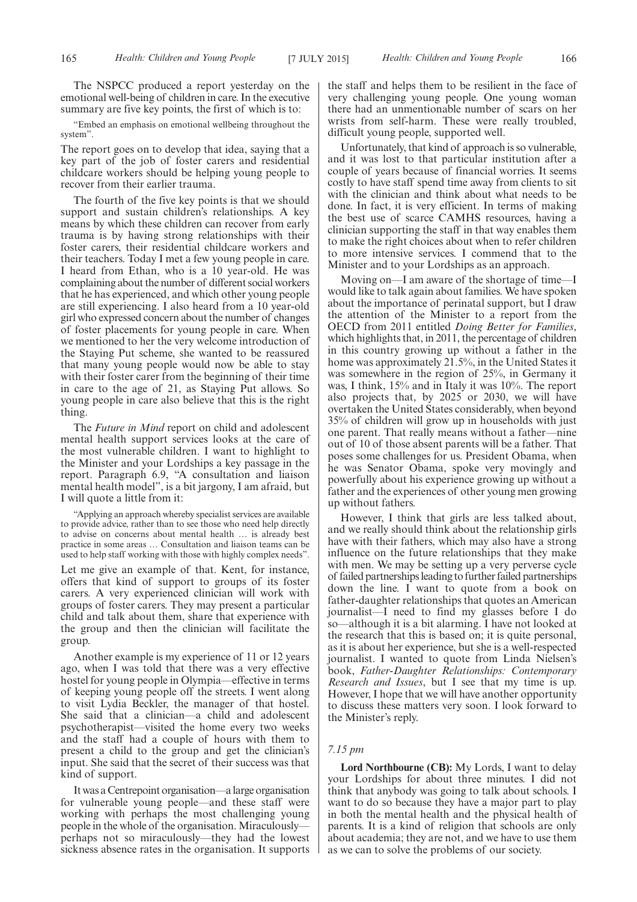The NSPCC produced a report yesterday on the emotional well-being of children in care. In the executive summary are five key points, the first of which is to:

"Embed an emphasis on emotional wellbeing throughout the system".

The report goes on to develop that idea, saying that a key part of the job of foster carers and residential childcare workers should be helping young people to recover from their earlier trauma.

The fourth of the five key points is that we should support and sustain children's relationships. A key means by which these children can recover from early trauma is by having strong relationships with their foster carers, their residential childcare workers and their teachers. Today I met a few young people in care. I heard from Ethan, who is a 10 year-old. He was complaining about the number of different social workers that he has experienced, and which other young people are still experiencing. I also heard from a 10 year-old girl who expressed concern about the number of changes of foster placements for young people in care. When we mentioned to her the very welcome introduction of the Staying Put scheme, she wanted to be reassured that many young people would now be able to stay with their foster carer from the beginning of their time in care to the age of 21, as Staying Put allows. So young people in care also believe that this is the right thing.

The *Future in Mind* report on child and adolescent mental health support services looks at the care of the most vulnerable children. I want to highlight to the Minister and your Lordships a key passage in the report. Paragraph 6.9, "A consultation and liaison mental health model", is a bit jargony, I am afraid, but I will quote a little from it:

"Applying an approach whereby specialist services are available to provide advice, rather than to see those who need help directly to advise on concerns about mental health … is already best practice in some areas … Consultation and liaison teams can be used to help staff working with those with highly complex needs".

Let me give an example of that. Kent, for instance, offers that kind of support to groups of its foster carers. A very experienced clinician will work with groups of foster carers. They may present a particular child and talk about them, share that experience with the group and then the clinician will facilitate the group.

Another example is my experience of 11 or 12 years ago, when I was told that there was a very effective hostel for young people in Olympia—effective in terms of keeping young people off the streets. I went along to visit Lydia Beckler, the manager of that hostel. She said that a clinician—a child and adolescent psychotherapist—visited the home every two weeks and the staff had a couple of hours with them to present a child to the group and get the clinician's input. She said that the secret of their success was that kind of support.

It was a Centrepoint organisation—a large organisation for vulnerable young people—and these staff were working with perhaps the most challenging young people in the whole of the organisation. Miraculously—perhaps not so miraculously—they had the lowest sickness absence rates in the organisation. It supports the staff and helps them to be resilient in the face of very challenging young people. One young woman there had an unmentionable number of scars on her wrists from self-harm. These were really troubled, difficult young people, supported well.

Unfortunately, that kind of approach is so vulnerable, and it was lost to that particular institution after a couple of years because of financial worries. It seems costly to have staff spend time away from clients to sit with the clinician and think about what needs to be done. In fact, it is very efficient. In terms of making the best use of scarce CAMHS resources, having a clinician supporting the staff in that way enables them to make the right choices about when to refer children to more intensive services. I commend that to the Minister and to your Lordships as an approach.

Moving on—I am aware of the shortage of time—I would like to talk again about families. We have spoken about the importance of perinatal support, but I draw the attention of the Minister to a report from the OECD from 2011 entitled *Doing Better for Families*, which highlights that, in 2011, the percentage of children in this country growing up without a father in the home was approximately 21.5%, in the United States it was somewhere in the region of 25%, in Germany it was, I think, 15% and in Italy it was 10%. The report also projects that, by 2025 or 2030, we will have overtaken the United States considerably, when beyond 35% of children will grow up in households with just one parent. That really means without a father—nine out of 10 of those absent parents will be a father. That poses some challenges for us. President Obama, when he was Senator Obama, spoke very movingly and powerfully about his experience growing up without a father and the experiences of other young men growing up without fathers.

However, I think that girls are less talked about, and we really should think about the relationship girls have with their fathers, which may also have a strong influence on the future relationships that they make with men. We may be setting up a very perverse cycle of failed partnerships leading to further failed partnerships down the line. I want to quote from a book on father-daughter relationships that quotes an American journalist—I need to find my glasses before I do so—although it is a bit alarming. I have not looked at the research that this is based on; it is quite personal, as it is about her experience, but she is a well-respected journalist. I wanted to quote from Linda Nielsen's book, *Father-Daughter Relationships: Contemporary Research and Issues*, but I see that my time is up. However, I hope that we will have another opportunity to discuss these matters very soon. I look forward to the Minister's reply.

*7.15 pm*

**Lord Northbourne (CB):** My Lords, I want to delay your Lordships for about three minutes. I did not think that anybody was going to talk about schools. I want to do so because they have a major part to play in both the mental health and the physical health of parents. It is a kind of religion that schools are only about academia; they are not, and we have to use them as we can to solve the problems of our society.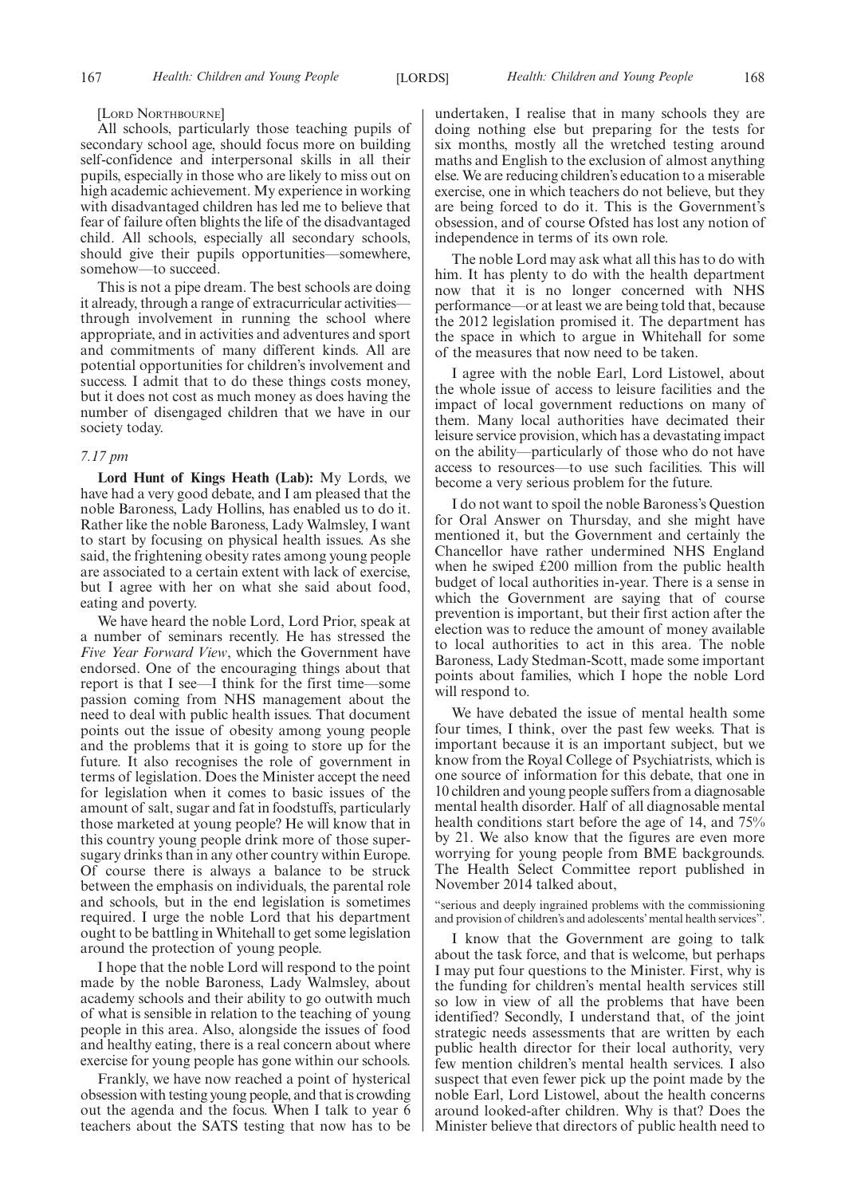[LORD NORTHBOURNE]

All schools, particularly those teaching pupils of secondary school age, should focus more on building self-confidence and interpersonal skills in all their pupils, especially in those who are likely to miss out on high academic achievement. My experience in working with disadvantaged children has led me to believe that fear of failure often blights the life of the disadvantaged child. All schools, especially all secondary schools, should give their pupils opportunities—somewhere, somehow—to succeed.

This is not a pipe dream. The best schools are doing it already, through a range of extracurricular activities—through involvement in running the school where appropriate, and in activities and adventures and sport and commitments of many different kinds. All are potential opportunities for children's involvement and success. I admit that to do these things costs money, but it does not cost as much money as does having the number of disengaged children that we have in our society today.

*7.17 pm*

**Lord Hunt of Kings Heath (Lab):** My Lords, we have had a very good debate, and I am pleased that the noble Baroness, Lady Hollins, has enabled us to do it. Rather like the noble Baroness, Lady Walmsley, I want to start by focusing on physical health issues. As she said, the frightening obesity rates among young people are associated to a certain extent with lack of exercise, but I agree with her on what she said about food, eating and poverty.

We have heard the noble Lord, Lord Prior, speak at a number of seminars recently. He has stressed the *Five Year Forward View*, which the Government have endorsed. One of the encouraging things about that report is that I see—I think for the first time—some passion coming from NHS management about the need to deal with public health issues. That document points out the issue of obesity among young people and the problems that it is going to store up for the future. It also recognises the role of government in terms of legislation. Does the Minister accept the need for legislation when it comes to basic issues of the amount of salt, sugar and fat in foodstuffs, particularly those marketed at young people? He will know that in this country young people drink more of those super-sugary drinks than in any other country within Europe. Of course there is always a balance to be struck between the emphasis on individuals, the parental role and schools, but in the end legislation is sometimes required. I urge the noble Lord that his department ought to be battling in Whitehall to get some legislation around the protection of young people.

I hope that the noble Lord will respond to the point made by the noble Baroness, Lady Walmsley, about academy schools and their ability to go outwith much of what is sensible in relation to the teaching of young people in this area. Also, alongside the issues of food and healthy eating, there is a real concern about where exercise for young people has gone within our schools.

Frankly, we have now reached a point of hysterical obsession with testing young people, and that is crowding out the agenda and the focus. When I talk to year 6 teachers about the SATS testing that now has to be undertaken, I realise that in many schools they are doing nothing else but preparing for the tests for six months, mostly all the wretched testing around maths and English to the exclusion of almost anything else. We are reducing children's education to a miserable exercise, one in which teachers do not believe, but they are being forced to do it. This is the Government's obsession, and of course Ofsted has lost any notion of independence in terms of its own role.

The noble Lord may ask what all this has to do with him. It has plenty to do with the health department now that it is no longer concerned with NHS performance—or at least we are being told that, because the 2012 legislation promised it. The department has the space in which to argue in Whitehall for some of the measures that now need to be taken.

I agree with the noble Earl, Lord Listowel, about the whole issue of access to leisure facilities and the impact of local government reductions on many of them. Many local authorities have decimated their leisure service provision, which has a devastating impact on the ability—particularly of those who do not have access to resources—to use such facilities. This will become a very serious problem for the future.

I do not want to spoil the noble Baroness's Question for Oral Answer on Thursday, and she might have mentioned it, but the Government and certainly the Chancellor have rather undermined NHS England when he swiped £200 million from the public health budget of local authorities in-year. There is a sense in which the Government are saying that of course prevention is important, but their first action after the election was to reduce the amount of money available to local authorities to act in this area. The noble Baroness, Lady Stedman-Scott, made some important points about families, which I hope the noble Lord will respond to.

We have debated the issue of mental health some four times, I think, over the past few weeks. That is important because it is an important subject, but we know from the Royal College of Psychiatrists, which is one source of information for this debate, that one in 10 children and young people suffers from a diagnosable mental health disorder. Half of all diagnosable mental health conditions start before the age of 14, and 75% by 21. We also know that the figures are even more worrying for young people from BME backgrounds. The Health Select Committee report published in November 2014 talked about,

"serious and deeply ingrained problems with the commissioning and provision of children's and adolescents' mental health services".

I know that the Government are going to talk about the task force, and that is welcome, but perhaps I may put four questions to the Minister. First, why is the funding for children's mental health services still so low in view of all the problems that have been identified? Secondly, I understand that, of the joint strategic needs assessments that are written by each public health director for their local authority, very few mention children's mental health services. I also suspect that even fewer pick up the point made by the noble Earl, Lord Listowel, about the health concerns around looked-after children. Why is that? Does the Minister believe that directors of public health need to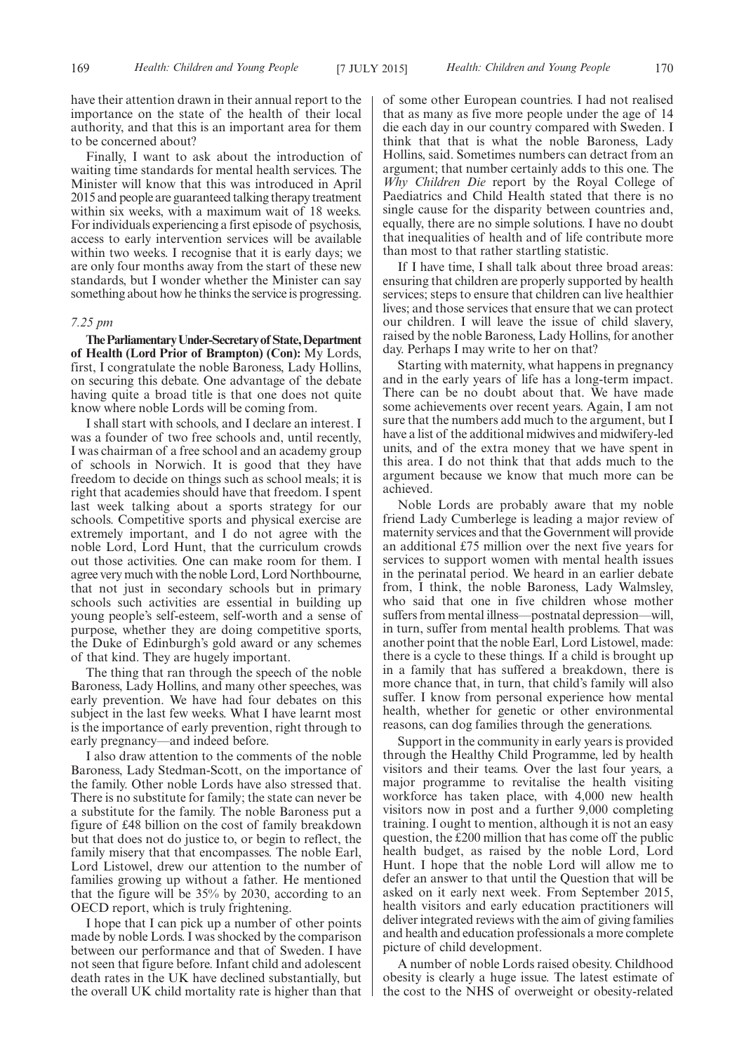have their attention drawn in their annual report to the importance on the state of the health of their local authority, and that this is an important area for them to be concerned about?

Finally, I want to ask about the introduction of waiting time standards for mental health services. The Minister will know that this was introduced in April 2015 and people are guaranteed talking therapy treatment within six weeks, with a maximum wait of 18 weeks. For individuals experiencing a first episode of psychosis, access to early intervention services will be available within two weeks. I recognise that it is early days; we are only four months away from the start of these new standards, but I wonder whether the Minister can say something about how he thinks the service is progressing.

*7.25 pm*

**The Parliamentary Under-Secretary of State, Department of Health (Lord Prior of Brampton) (Con):** My Lords, first, I congratulate the noble Baroness, Lady Hollins, on securing this debate. One advantage of the debate having quite a broad title is that one does not quite know where noble Lords will be coming from.

I shall start with schools, and I declare an interest. I was a founder of two free schools and, until recently, I was chairman of a free school and an academy group of schools in Norwich. It is good that they have freedom to decide on things such as school meals; it is right that academies should have that freedom. I spent last week talking about a sports strategy for our schools. Competitive sports and physical exercise are extremely important, and I do not agree with the noble Lord, Lord Hunt, that the curriculum crowds out those activities. One can make room for them. I agree very much with the noble Lord, Lord Northbourne, that not just in secondary schools but in primary schools such activities are essential in building up young people's self-esteem, self-worth and a sense of purpose, whether they are doing competitive sports, the Duke of Edinburgh's gold award or any schemes of that kind. They are hugely important.

The thing that ran through the speech of the noble Baroness, Lady Hollins, and many other speeches, was early prevention. We have had four debates on this subject in the last few weeks. What I have learnt most is the importance of early prevention, right through to early pregnancy—and indeed before.

I also draw attention to the comments of the noble Baroness, Lady Stedman-Scott, on the importance of the family. Other noble Lords have also stressed that. There is no substitute for family; the state can never be a substitute for the family. The noble Baroness put a figure of £48 billion on the cost of family breakdown but that does not do justice to, or begin to reflect, the family misery that that encompasses. The noble Earl, Lord Listowel, drew our attention to the number of families growing up without a father. He mentioned that the figure will be 35% by 2030, according to an OECD report, which is truly frightening.

I hope that I can pick up a number of other points made by noble Lords. I was shocked by the comparison between our performance and that of Sweden. I have not seen that figure before. Infant child and adolescent death rates in the UK have declined substantially, but the overall UK child mortality rate is higher than that of some other European countries. I had not realised that as many as five more people under the age of 14 die each day in our country compared with Sweden. I think that that is what the noble Baroness, Lady Hollins, said. Sometimes numbers can detract from an argument; that number certainly adds to this one. The *Why Children Die* report by the Royal College of Paediatrics and Child Health stated that there is no single cause for the disparity between countries and, equally, there are no simple solutions. I have no doubt that inequalities of health and of life contribute more than most to that rather startling statistic.

If I have time, I shall talk about three broad areas: ensuring that children are properly supported by health services; steps to ensure that children can live healthier lives; and those services that ensure that we can protect our children. I will leave the issue of child slavery, raised by the noble Baroness, Lady Hollins, for another day. Perhaps I may write to her on that?

Starting with maternity, what happens in pregnancy and in the early years of life has a long-term impact. There can be no doubt about that. We have made some achievements over recent years. Again, I am not sure that the numbers add much to the argument, but I have a list of the additional midwives and midwifery-led units, and of the extra money that we have spent in this area. I do not think that that adds much to the argument because we know that much more can be achieved.

Noble Lords are probably aware that my noble friend Lady Cumberlege is leading a major review of maternity services and that the Government will provide an additional £75 million over the next five years for services to support women with mental health issues in the perinatal period. We heard in an earlier debate from, I think, the noble Baroness, Lady Walmsley, who said that one in five children whose mother suffers from mental illness—postnatal depression—will, in turn, suffer from mental health problems. That was another point that the noble Earl, Lord Listowel, made: there is a cycle to these things. If a child is brought up in a family that has suffered a breakdown, there is more chance that, in turn, that child's family will also suffer. I know from personal experience how mental health, whether for genetic or other environmental reasons, can dog families through the generations.

Support in the community in early years is provided through the Healthy Child Programme, led by health visitors and their teams. Over the last four years, a major programme to revitalise the health visiting workforce has taken place, with 4,000 new health visitors now in post and a further 9,000 completing training. I ought to mention, although it is not an easy question, the £200 million that has come off the public health budget, as raised by the noble Lord, Lord Hunt. I hope that the noble Lord will allow me to defer an answer to that until the Question that will be asked on it early next week. From September 2015, health visitors and early education practitioners will deliver integrated reviews with the aim of giving families and health and education professionals a more complete picture of child development.

A number of noble Lords raised obesity. Childhood obesity is clearly a huge issue. The latest estimate of the cost to the NHS of overweight or obesity-related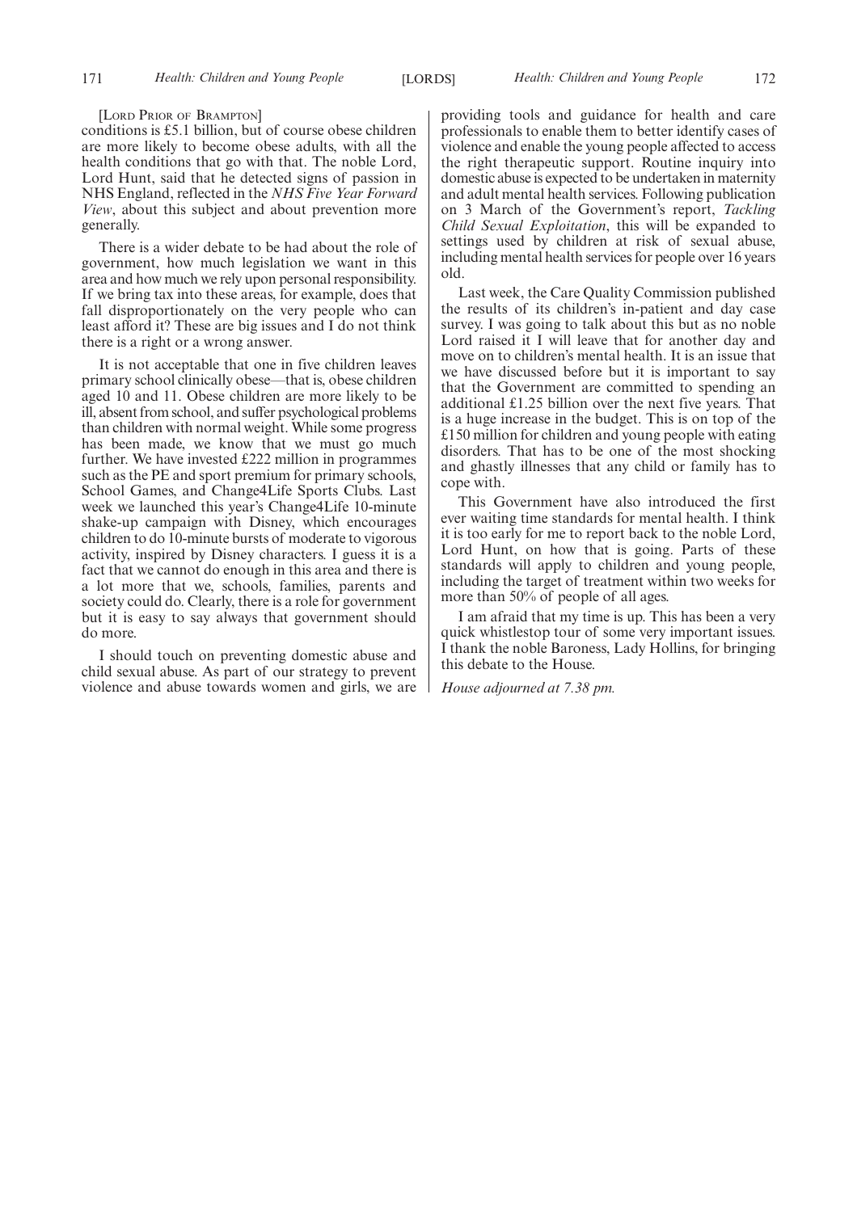[LORD PRIOR OF BRAMPTON]

conditions is £5.1 billion, but of course obese children are more likely to become obese adults, with all the health conditions that go with that. The noble Lord, Lord Hunt, said that he detected signs of passion in NHS England, reflected in the *NHS Five Year Forward View*, about this subject and about prevention more generally.

There is a wider debate to be had about the role of government, how much legislation we want in this area and how much we rely upon personal responsibility. If we bring tax into these areas, for example, does that fall disproportionately on the very people who can least afford it? These are big issues and I do not think there is a right or a wrong answer.

It is not acceptable that one in five children leaves primary school clinically obese—that is, obese children aged 10 and 11. Obese children are more likely to be ill, absent from school, and suffer psychological problems than children with normal weight. While some progress has been made, we know that we must go much further. We have invested £222 million in programmes such as the PE and sport premium for primary schools, School Games, and Change4Life Sports Clubs. Last week we launched this year's Change4Life 10-minute shake-up campaign with Disney, which encourages children to do 10-minute bursts of moderate to vigorous activity, inspired by Disney characters. I guess it is a fact that we cannot do enough in this area and there is a lot more that we, schools, families, parents and society could do. Clearly, there is a role for government but it is easy to say always that government should do more.

I should touch on preventing domestic abuse and child sexual abuse. As part of our strategy to prevent violence and abuse towards women and girls, we are providing tools and guidance for health and care professionals to enable them to better identify cases of violence and enable the young people affected to access the right therapeutic support. Routine inquiry into domestic abuse is expected to be undertaken in maternity and adult mental health services. Following publication on 3 March of the Government's report, *Tackling Child Sexual Exploitation*, this will be expanded to settings used by children at risk of sexual abuse, including mental health services for people over 16 years old.

Last week, the Care Quality Commission published the results of its children's in-patient and day case survey. I was going to talk about this but as no noble Lord raised it I will leave that for another day and move on to children's mental health. It is an issue that we have discussed before but it is important to say that the Government are committed to spending an additional £1.25 billion over the next five years. That is a huge increase in the budget. This is on top of the £150 million for children and young people with eating disorders. That has to be one of the most shocking and ghastly illnesses that any child or family has to cope with.

This Government have also introduced the first ever waiting time standards for mental health. I think it is too early for me to report back to the noble Lord, Lord Hunt, on how that is going. Parts of these standards will apply to children and young people, including the target of treatment within two weeks for more than 50% of people of all ages.

I am afraid that my time is up. This has been a very quick whistlestop tour of some very important issues. I thank the noble Baroness, Lady Hollins, for bringing this debate to the House.

*House adjourned at 7.38 pm.*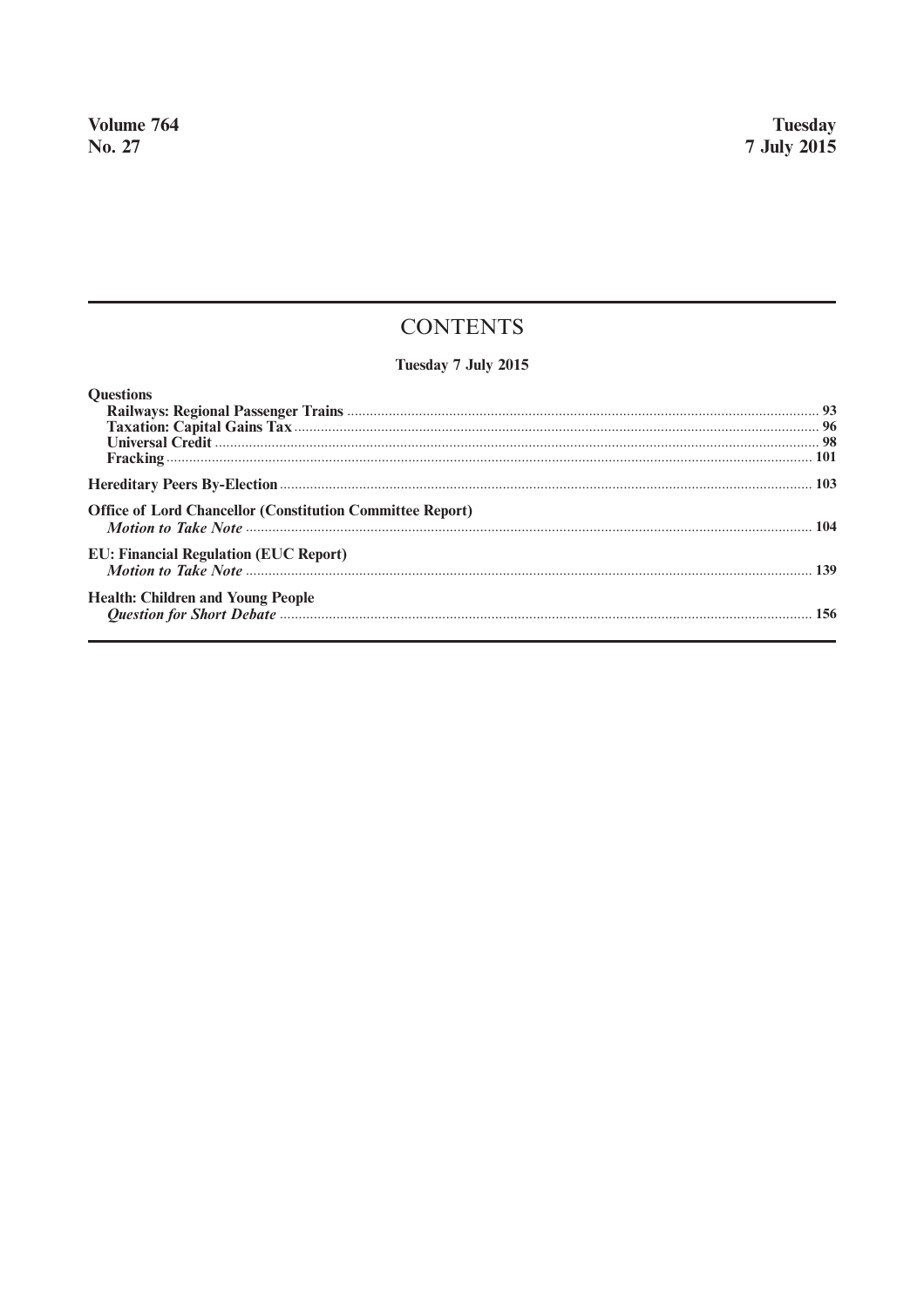Volume 764
No. 27

Tuesday
7 July 2015

# CONTENTS

**Tuesday 7 July 2015**

**Questions**

**Railways: Regional Passenger Trains** ........ 93
**Taxation: Capital Gains Tax** ........ 96
**Universal Credit** ........ 98
**Fracking** ........ 101

**Hereditary Peers By-Election** ........ 103

**Office of Lord Chancellor (Constitution Committee Report)**
***Motion to Take Note*** ........ 104

**EU: Financial Regulation (EUC Report)**
***Motion to Take Note*** ........ 139

**Health: Children and Young People**
***Question for Short Debate*** ........ 156